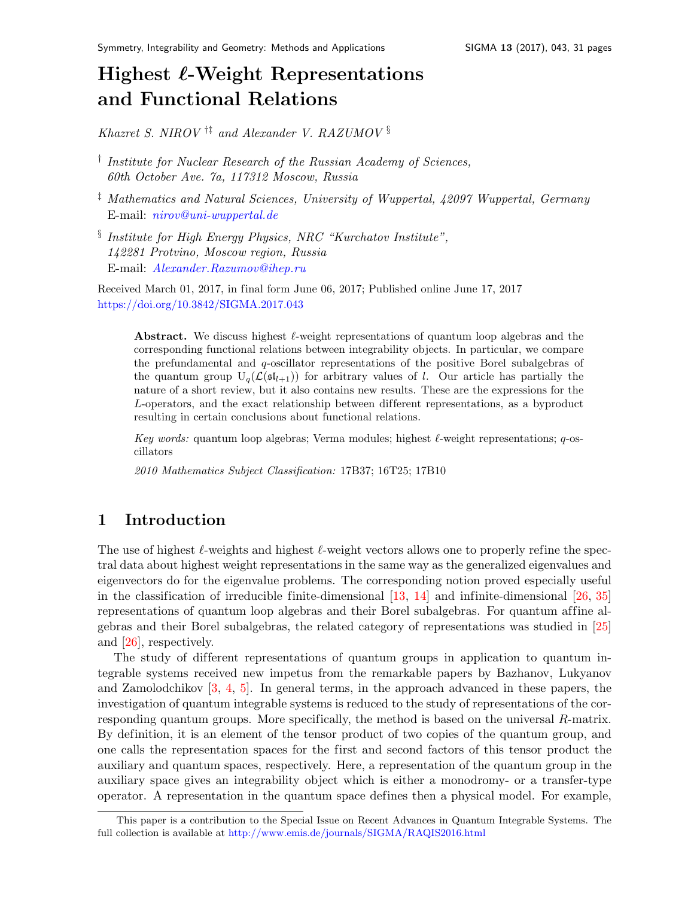# Highest $\ell$-Weight Representations and Functional Relations

*Khazret S. NIROV* [†‡] *and Alexander V. RAZUMOV* [§]

[†] *Institute for Nuclear Research of the Russian Academy of Sciences, 60th October Ave. 7a, 117312 Moscow, Russia*

[‡] *Mathematics and Natural Sciences, University of Wuppertal, 42097 Wuppertal, Germany*
E-mail: *nirov@uni-wuppertal.de*

[§] *Institute for High Energy Physics, NRC "Kurchatov Institute", 142281 Protvino, Moscow region, Russia*
E-mail: *Alexander.Razumov@ihep.ru*

Received March 01, 2017, in final form June 06, 2017; Published online June 17, 2017
https://doi.org/10.3842/SIGMA.2017.043

> **Abstract.** We discuss highest $\ell$-weight representations of quantum loop algebras and the corresponding functional relations between integrability objects. In particular, we compare the prefundamental and $q$-oscillator representations of the positive Borel subalgebras of the quantum group $\mathrm{U}_q(\mathcal{L}(\mathfrak{sl}_{l+1}))$ for arbitrary values of $l$. Our article has partially the nature of a short review, but it also contains new results. These are the expressions for the $L$-operators, and the exact relationship between different representations, as a byproduct resulting in certain conclusions about functional relations.
>
> *Key words:* quantum loop algebras; Verma modules; highest $\ell$-weight representations; $q$-oscillators
>
> *2010 Mathematics Subject Classification:* 17B37; 16T25; 17B10

## 1 Introduction

The use of highest $\ell$-weights and highest $\ell$-weight vectors allows one to properly refine the spectral data about highest weight representations in the same way as the generalized eigenvalues and eigenvectors do for the eigenvalue problems. The corresponding notion proved especially useful in the classification of irreducible finite-dimensional [13, 14] and infinite-dimensional [26, 35] representations of quantum loop algebras and their Borel subalgebras. For quantum affine algebras and their Borel subalgebras, the related category of representations was studied in [25] and [26], respectively.

The study of different representations of quantum groups in application to quantum integrable systems received new impetus from the remarkable papers by Bazhanov, Lukyanov and Zamolodchikov [3, 4, 5]. In general terms, in the approach advanced in these papers, the investigation of quantum integrable systems is reduced to the study of representations of the corresponding quantum groups. More specifically, the method is based on the universal $R$-matrix. By definition, it is an element of the tensor product of two copies of the quantum group, and one calls the representation spaces for the first and second factors of this tensor product the auxiliary and quantum spaces, respectively. Here, a representation of the quantum group in the auxiliary space gives an integrability object which is either a monodromy- or a transfer-type operator. A representation in the quantum space defines then a physical model. For example,

This paper is a contribution to the Special Issue on Recent Advances in Quantum Integrable Systems. The full collection is available at http://www.emis.de/journals/SIGMA/RAQIS2016.html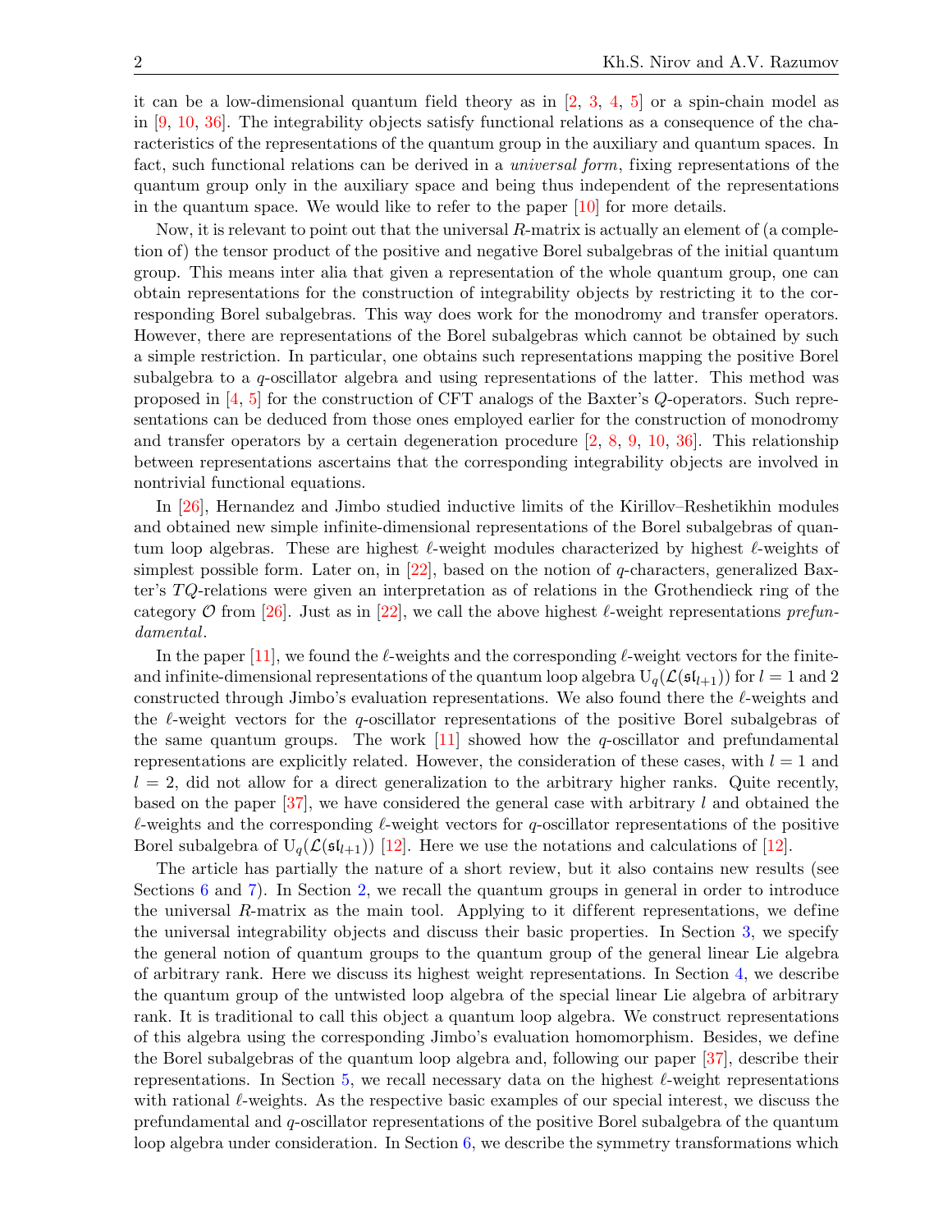it can be a low-dimensional quantum field theory as in [2, 3, 4, 5] or a spin-chain model as in [9, 10, 36]. The integrability objects satisfy functional relations as a consequence of the characteristics of the representations of the quantum group in the auxiliary and quantum spaces. In fact, such functional relations can be derived in a *universal form*, fixing representations of the quantum group only in the auxiliary space and being thus independent of the representations in the quantum space. We would like to refer to the paper [10] for more details.

Now, it is relevant to point out that the universal $R$-matrix is actually an element of (a completion of) the tensor product of the positive and negative Borel subalgebras of the initial quantum group. This means inter alia that given a representation of the whole quantum group, one can obtain representations for the construction of integrability objects by restricting it to the corresponding Borel subalgebras. This way does work for the monodromy and transfer operators. However, there are representations of the Borel subalgebras which cannot be obtained by such a simple restriction. In particular, one obtains such representations mapping the positive Borel subalgebra to a $q$-oscillator algebra and using representations of the latter. This method was proposed in [4, 5] for the construction of CFT analogs of the Baxter's $Q$-operators. Such representations can be deduced from those ones employed earlier for the construction of monodromy and transfer operators by a certain degeneration procedure [2, 8, 9, 10, 36]. This relationship between representations ascertains that the corresponding integrability objects are involved in nontrivial functional equations.

In [26], Hernandez and Jimbo studied inductive limits of the Kirillov–Reshetikhin modules and obtained new simple infinite-dimensional representations of the Borel subalgebras of quantum loop algebras. These are highest $\ell$-weight modules characterized by highest $\ell$-weights of simplest possible form. Later on, in [22], based on the notion of $q$-characters, generalized Baxter's $TQ$-relations were given an interpretation as of relations in the Grothendieck ring of the category $\mathcal{O}$ from [26]. Just as in [22], we call the above highest $\ell$-weight representations *prefundamental*.

In the paper [11], we found the $\ell$-weights and the corresponding $\ell$-weight vectors for the finite- and infinite-dimensional representations of the quantum loop algebra $\mathrm{U}_q(\mathcal{L}(\mathfrak{sl}_{l+1}))$ for $l = 1$ and $2$ constructed through Jimbo's evaluation representations. We also found there the $\ell$-weights and the $\ell$-weight vectors for the $q$-oscillator representations of the positive Borel subalgebras of the same quantum groups. The work [11] showed how the $q$-oscillator and prefundamental representations are explicitly related. However, the consideration of these cases, with $l = 1$ and $l = 2$, did not allow for a direct generalization to the arbitrary higher ranks. Quite recently, based on the paper [37], we have considered the general case with arbitrary $l$ and obtained the $\ell$-weights and the corresponding $\ell$-weight vectors for $q$-oscillator representations of the positive Borel subalgebra of $\mathrm{U}_q(\mathcal{L}(\mathfrak{sl}_{l+1}))$ [12]. Here we use the notations and calculations of [12].

The article has partially the nature of a short review, but it also contains new results (see Sections 6 and 7). In Section 2, we recall the quantum groups in general in order to introduce the universal $R$-matrix as the main tool. Applying to it different representations, we define the universal integrability objects and discuss their basic properties. In Section 3, we specify the general notion of quantum groups to the quantum group of the general linear Lie algebra of arbitrary rank. Here we discuss its highest weight representations. In Section 4, we describe the quantum group of the untwisted loop algebra of the special linear Lie algebra of arbitrary rank. It is traditional to call this object a quantum loop algebra. We construct representations of this algebra using the corresponding Jimbo's evaluation homomorphism. Besides, we define the Borel subalgebras of the quantum loop algebra and, following our paper [37], describe their representations. In Section 5, we recall necessary data on the highest $\ell$-weight representations with rational $\ell$-weights. As the respective basic examples of our special interest, we discuss the prefundamental and $q$-oscillator representations of the positive Borel subalgebra of the quantum loop algebra under consideration. In Section 6, we describe the symmetry transformations which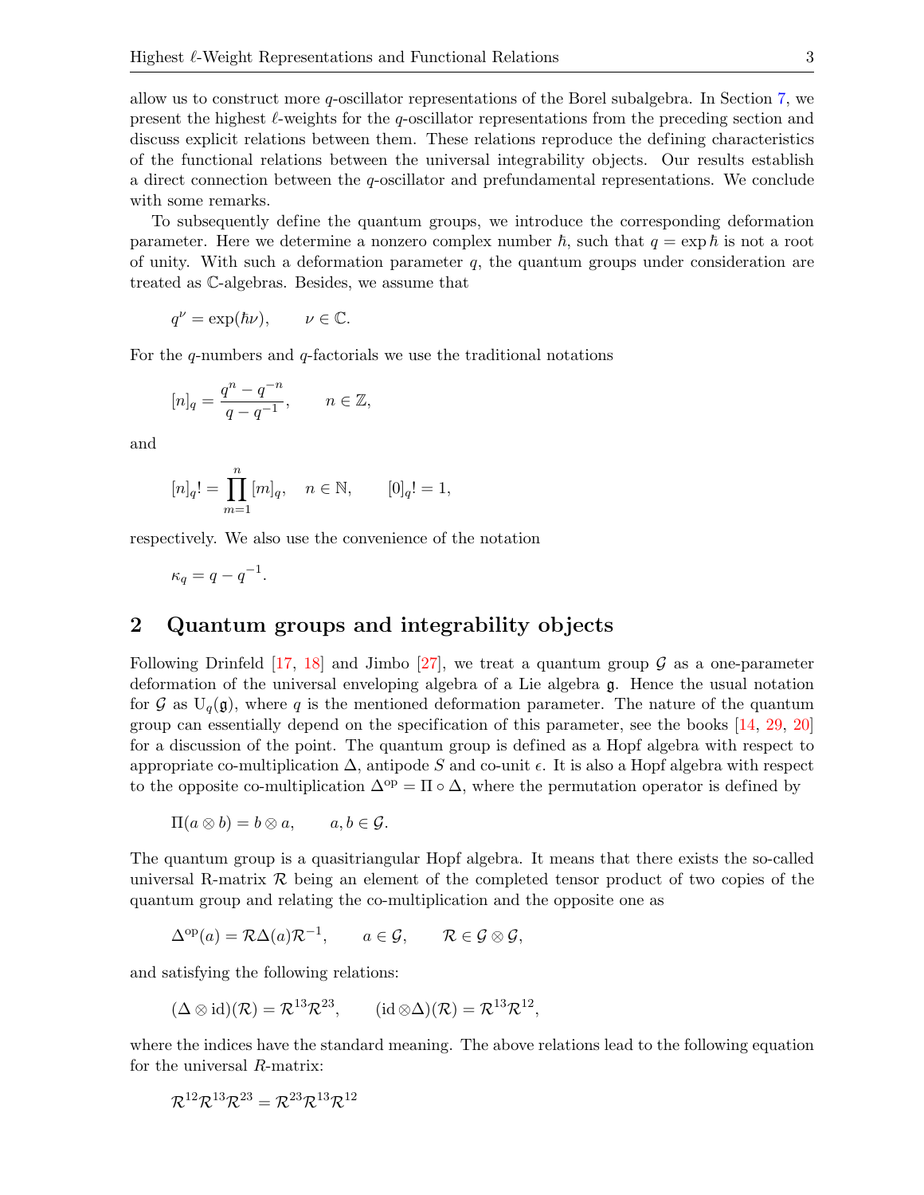allow us to construct more $q$-oscillator representations of the Borel subalgebra. In Section 7, we present the highest $\ell$-weights for the $q$-oscillator representations from the preceding section and discuss explicit relations between them. These relations reproduce the defining characteristics of the functional relations between the universal integrability objects. Our results establish a direct connection between the $q$-oscillator and prefundamental representations. We conclude with some remarks.

To subsequently define the quantum groups, we introduce the corresponding deformation parameter. Here we determine a nonzero complex number $\hbar$, such that $q = \exp \hbar$ is not a root of unity. With such a deformation parameter $q$, the quantum groups under consideration are treated as $\mathbb{C}$-algebras. Besides, we assume that

$$q^\nu = \exp(\hbar \nu), \qquad \nu \in \mathbb{C}.$$

For the $q$-numbers and $q$-factorials we use the traditional notations

$$[n]_q = \frac{q^n - q^{-n}}{q - q^{-1}}, \qquad n \in \mathbb{Z},$$

and

$$[n]_q! = \prod_{m=1}^{n} [m]_q, \quad n \in \mathbb{N}, \qquad [0]_q! = 1,$$

respectively. We also use the convenience of the notation

$$\kappa_q = q - q^{-1}.$$

## 2 Quantum groups and integrability objects

Following Drinfeld [17, 18] and Jimbo [27], we treat a quantum group $\mathcal{G}$ as a one-parameter deformation of the universal enveloping algebra of a Lie algebra $\mathfrak{g}$. Hence the usual notation for $\mathcal{G}$ as $\mathrm{U}_q(\mathfrak{g})$, where $q$ is the mentioned deformation parameter. The nature of the quantum group can essentially depend on the specification of this parameter, see the books [14, 29, 20] for a discussion of the point. The quantum group is defined as a Hopf algebra with respect to appropriate co-multiplication $\Delta$, antipode $S$ and co-unit $\epsilon$. It is also a Hopf algebra with respect to the opposite co-multiplication $\Delta^{\mathrm{op}} = \Pi \circ \Delta$, where the permutation operator is defined by

$$\Pi(a \otimes b) = b \otimes a, \qquad a, b \in \mathcal{G}.$$

The quantum group is a quasitriangular Hopf algebra. It means that there exists the so-called universal R-matrix $\mathcal{R}$ being an element of the completed tensor product of two copies of the quantum group and relating the co-multiplication and the opposite one as

$$\Delta^{\mathrm{op}}(a) = \mathcal{R} \Delta(a) \mathcal{R}^{-1}, \qquad a \in \mathcal{G}, \qquad \mathcal{R} \in \mathcal{G} \otimes \mathcal{G},$$

and satisfying the following relations:

$$(\Delta \otimes \mathrm{id})(\mathcal{R}) = \mathcal{R}^{13} \mathcal{R}^{23}, \qquad (\mathrm{id} \otimes \Delta)(\mathcal{R}) = \mathcal{R}^{13} \mathcal{R}^{12},$$

where the indices have the standard meaning. The above relations lead to the following equation for the universal $R$-matrix:

$$\mathcal{R}^{12} \mathcal{R}^{13} \mathcal{R}^{23} = \mathcal{R}^{23} \mathcal{R}^{13} \mathcal{R}^{12}$$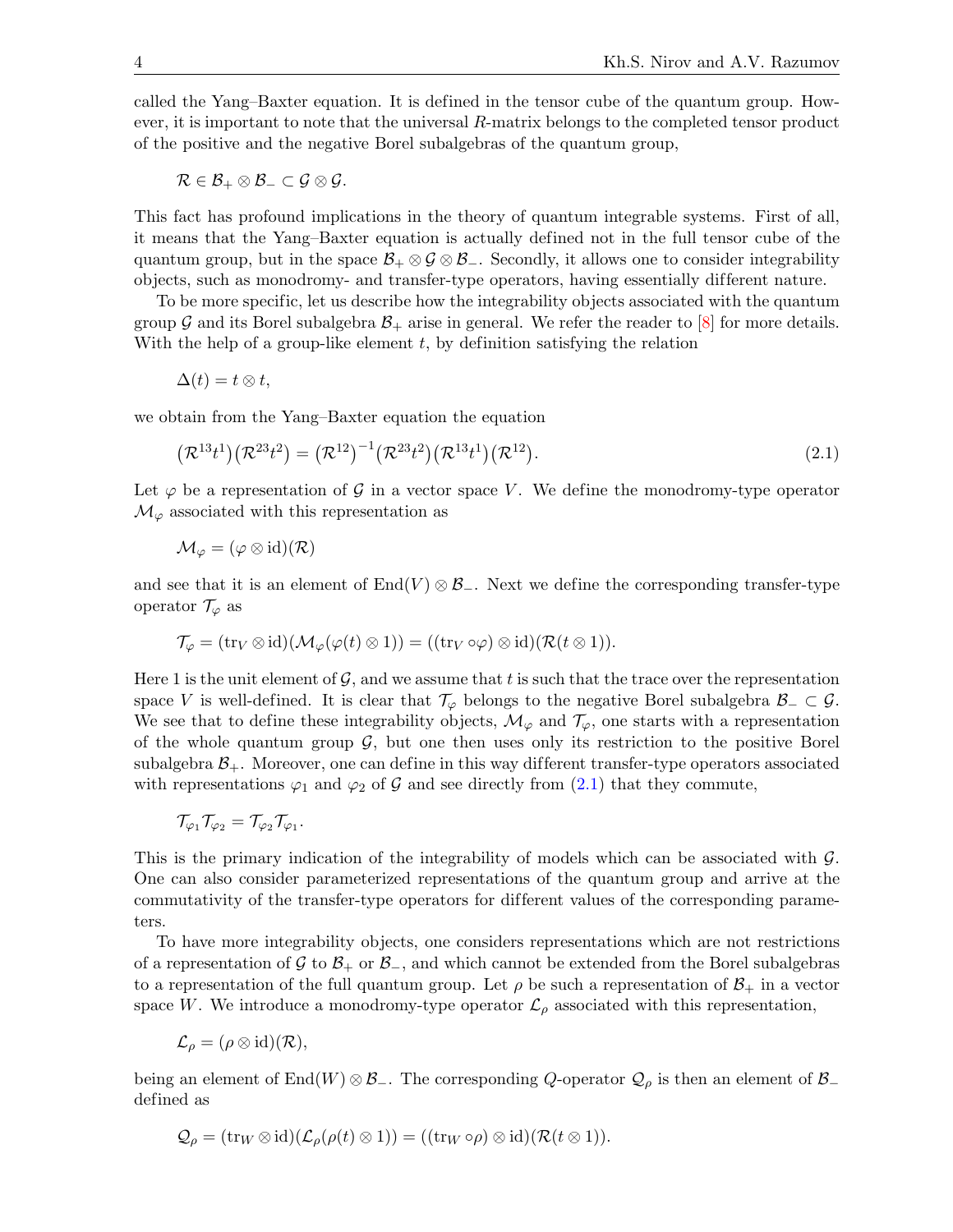called the Yang–Baxter equation. It is defined in the tensor cube of the quantum group. However, it is important to note that the universal $R$-matrix belongs to the completed tensor product of the positive and the negative Borel subalgebras of the quantum group,

$$\mathcal{R} \in \mathcal{B}_+ \otimes \mathcal{B}_- \subset \mathcal{G} \otimes \mathcal{G}.$$

This fact has profound implications in the theory of quantum integrable systems. First of all, it means that the Yang–Baxter equation is actually defined not in the full tensor cube of the quantum group, but in the space $\mathcal{B}_+ \otimes \mathcal{G} \otimes \mathcal{B}_-$. Secondly, it allows one to consider integrability objects, such as monodromy- and transfer-type operators, having essentially different nature.

To be more specific, let us describe how the integrability objects associated with the quantum group $\mathcal{G}$ and its Borel subalgebra $\mathcal{B}_+$ arise in general. We refer the reader to [8] for more details. With the help of a group-like element $t$, by definition satisfying the relation

$$\Delta(t) = t \otimes t,$$

we obtain from the Yang–Baxter equation the equation

$$\big(\mathcal{R}^{13} t^1\big)\big(\mathcal{R}^{23} t^2\big) = \big(\mathcal{R}^{12}\big)^{-1}\big(\mathcal{R}^{23} t^2\big)\big(\mathcal{R}^{13} t^1\big)\big(\mathcal{R}^{12}\big). \tag{2.1}$$

Let $\varphi$ be a representation of $\mathcal{G}$ in a vector space $V$. We define the monodromy-type operator $\mathcal{M}_\varphi$ associated with this representation as

$$\mathcal{M}_\varphi = (\varphi \otimes \mathrm{id})(\mathcal{R})$$

and see that it is an element of $\mathrm{End}(V) \otimes \mathcal{B}_-$. Next we define the corresponding transfer-type operator $\mathcal{T}_\varphi$ as

$$\mathcal{T}_\varphi = (\mathrm{tr}_V \otimes \mathrm{id})(\mathcal{M}_\varphi(\varphi(t) \otimes 1)) = ((\mathrm{tr}_V \circ \varphi) \otimes \mathrm{id})(\mathcal{R}(t \otimes 1)).$$

Here 1 is the unit element of $\mathcal{G}$, and we assume that $t$ is such that the trace over the representation space $V$ is well-defined. It is clear that $\mathcal{T}_\varphi$ belongs to the negative Borel subalgebra $\mathcal{B}_- \subset \mathcal{G}$. We see that to define these integrability objects, $\mathcal{M}_\varphi$ and $\mathcal{T}_\varphi$, one starts with a representation of the whole quantum group $\mathcal{G}$, but one then uses only its restriction to the positive Borel subalgebra $\mathcal{B}_+$. Moreover, one can define in this way different transfer-type operators associated with representations $\varphi_1$ and $\varphi_2$ of $\mathcal{G}$ and see directly from (2.1) that they commute,

$$\mathcal{T}_{\varphi_1} \mathcal{T}_{\varphi_2} = \mathcal{T}_{\varphi_2} \mathcal{T}_{\varphi_1}.$$

This is the primary indication of the integrability of models which can be associated with $\mathcal{G}$. One can also consider parameterized representations of the quantum group and arrive at the commutativity of the transfer-type operators for different values of the corresponding parameters.

To have more integrability objects, one considers representations which are not restrictions of a representation of $\mathcal{G}$ to $\mathcal{B}_+$ or $\mathcal{B}_-$, and which cannot be extended from the Borel subalgebras to a representation of the full quantum group. Let $\rho$ be such a representation of $\mathcal{B}_+$ in a vector space $W$. We introduce a monodromy-type operator $\mathcal{L}_\rho$ associated with this representation,

$$\mathcal{L}_\rho = (\rho \otimes \mathrm{id})(\mathcal{R}),$$

being an element of $\mathrm{End}(W) \otimes \mathcal{B}_-$. The corresponding $Q$-operator $\mathcal{Q}_\rho$ is then an element of $\mathcal{B}_-$ defined as

$$\mathcal{Q}_\rho = (\mathrm{tr}_W \otimes \mathrm{id})(\mathcal{L}_\rho(\rho(t) \otimes 1)) = ((\mathrm{tr}_W \circ \rho) \otimes \mathrm{id})(\mathcal{R}(t \otimes 1)).$$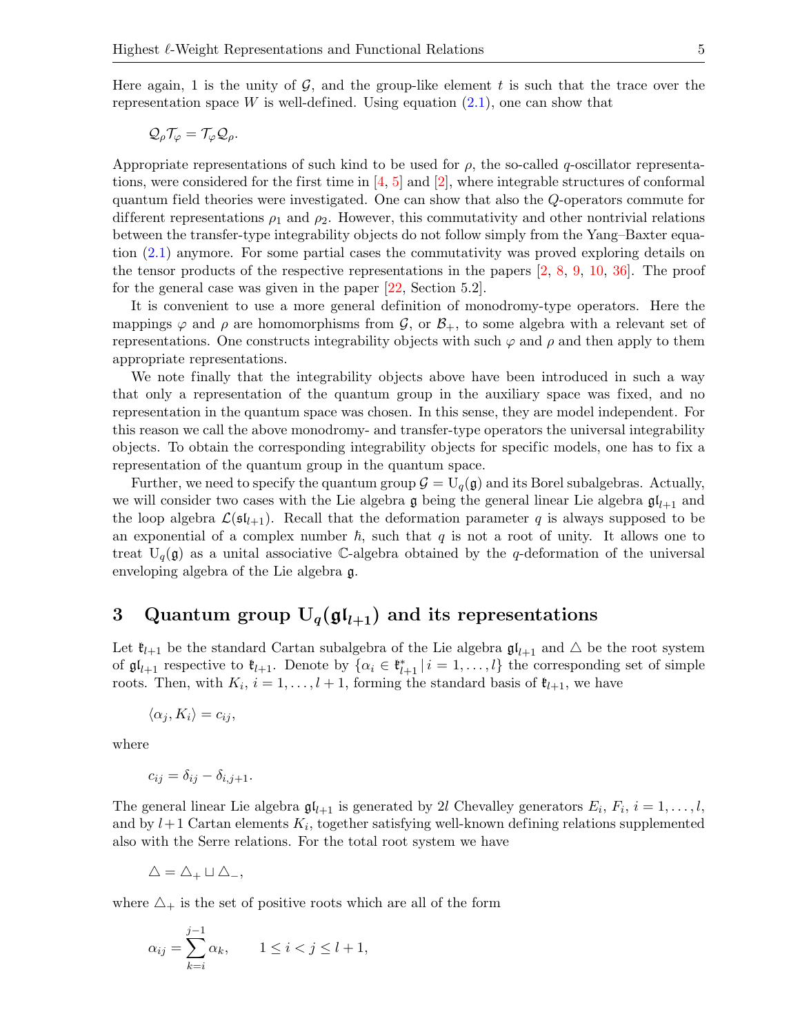Here again, 1 is the unity of $\mathcal{G}$, and the group-like element $t$ is such that the trace over the representation space $W$ is well-defined. Using equation (2.1), one can show that

$$\mathcal{Q}_\rho \mathcal{T}_\varphi = \mathcal{T}_\varphi \mathcal{Q}_\rho.$$

Appropriate representations of such kind to be used for $\rho$, the so-called $q$-oscillator representations, were considered for the first time in [4, 5] and [2], where integrable structures of conformal quantum field theories were investigated. One can show that also the $Q$-operators commute for different representations $\rho_1$ and $\rho_2$. However, this commutativity and other nontrivial relations between the transfer-type integrability objects do not follow simply from the Yang–Baxter equation (2.1) anymore. For some partial cases the commutativity was proved exploring details on the tensor products of the respective representations in the papers [2, 8, 9, 10, 36]. The proof for the general case was given in the paper [22, Section 5.2].

It is convenient to use a more general definition of monodromy-type operators. Here the mappings $\varphi$ and $\rho$ are homomorphisms from $\mathcal{G}$, or $\mathcal{B}_+$, to some algebra with a relevant set of representations. One constructs integrability objects with such $\varphi$ and $\rho$ and then apply to them appropriate representations.

We note finally that the integrability objects above have been introduced in such a way that only a representation of the quantum group in the auxiliary space was fixed, and no representation in the quantum space was chosen. In this sense, they are model independent. For this reason we call the above monodromy- and transfer-type operators the universal integrability objects. To obtain the corresponding integrability objects for specific models, one has to fix a representation of the quantum group in the quantum space.

Further, we need to specify the quantum group $\mathcal{G} = \mathrm{U}_q(\mathfrak{g})$ and its Borel subalgebras. Actually, we will consider two cases with the Lie algebra $\mathfrak{g}$ being the general linear Lie algebra $\mathfrak{gl}_{l+1}$ and the loop algebra $\mathcal{L}(\mathfrak{sl}_{l+1})$. Recall that the deformation parameter $q$ is always supposed to be an exponential of a complex number $\hbar$, such that $q$ is not a root of unity. It allows one to treat $\mathrm{U}_q(\mathfrak{g})$ as a unital associative $\mathbb{C}$-algebra obtained by the $q$-deformation of the universal enveloping algebra of the Lie algebra $\mathfrak{g}$.

## 3 Quantum group $\mathrm{U}_q(\mathfrak{gl}_{l+1})$ and its representations

Let $\mathfrak{k}_{l+1}$ be the standard Cartan subalgebra of the Lie algebra $\mathfrak{gl}_{l+1}$ and $\triangle$ be the root system of $\mathfrak{gl}_{l+1}$ respective to $\mathfrak{k}_{l+1}$. Denote by $\{\alpha_i \in \mathfrak{k}^*_{l+1} \,|\, i = 1, \ldots, l\}$ the corresponding set of simple roots. Then, with $K_i$, $i = 1, \ldots, l+1$, forming the standard basis of $\mathfrak{k}_{l+1}$, we have

$$\langle \alpha_j, K_i \rangle = c_{ij},$$

where

$$c_{ij} = \delta_{ij} - \delta_{i,j+1}.$$

The general linear Lie algebra $\mathfrak{gl}_{l+1}$ is generated by $2l$ Chevalley generators $E_i$, $F_i$, $i = 1, \ldots, l$, and by $l+1$ Cartan elements $K_i$, together satisfying well-known defining relations supplemented also with the Serre relations. For the total root system we have

$$\triangle = \triangle_+ \sqcup \triangle_-,$$

where $\triangle_+$ is the set of positive roots which are all of the form

$$\alpha_{ij} = \sum_{k=i}^{j-1} \alpha_k, \qquad 1 \le i < j \le l+1,$$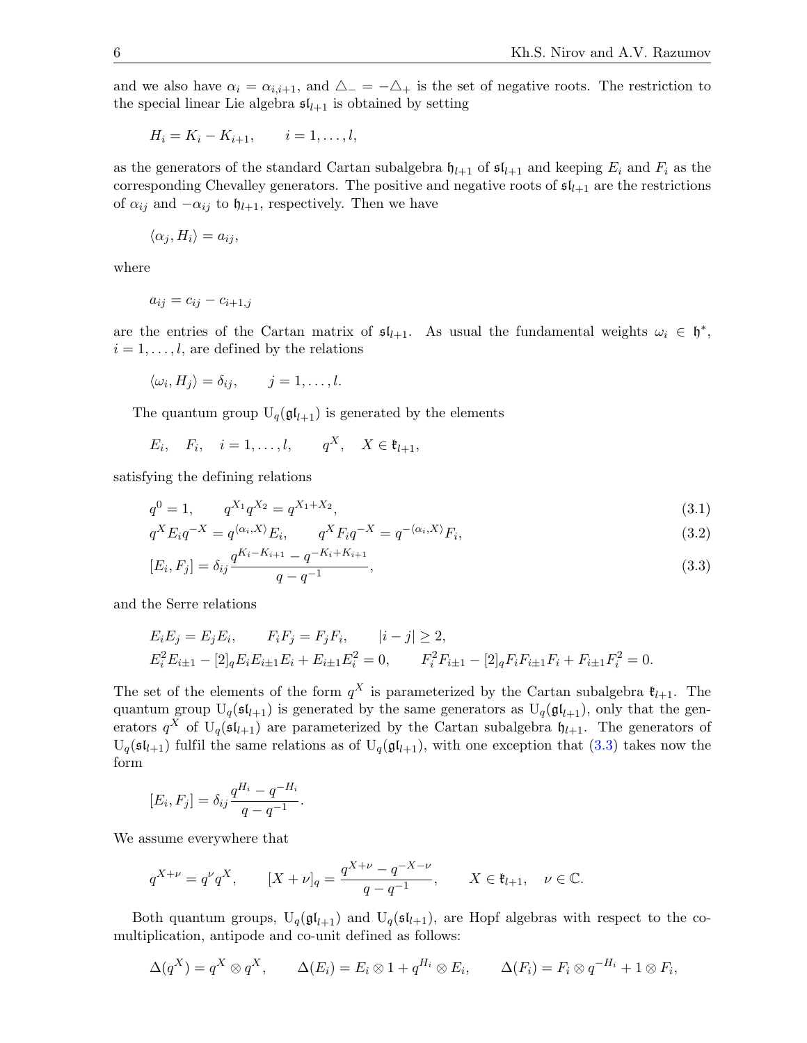and we also have $\alpha_i = \alpha_{i,i+1}$, and $\triangle_- = -\triangle_+$ is the set of negative roots. The restriction to the special linear Lie algebra $\mathfrak{sl}_{l+1}$ is obtained by setting

$$H_i = K_i - K_{i+1}, \qquad i = 1, \ldots, l,$$

as the generators of the standard Cartan subalgebra $\mathfrak{h}_{l+1}$ of $\mathfrak{sl}_{l+1}$ and keeping $E_i$ and $F_i$ as the corresponding Chevalley generators. The positive and negative roots of $\mathfrak{sl}_{l+1}$ are the restrictions of $\alpha_{ij}$ and $-\alpha_{ij}$ to $\mathfrak{h}_{l+1}$, respectively. Then we have

$$\langle \alpha_j, H_i \rangle = a_{ij},$$

where

$$a_{ij} = c_{ij} - c_{i+1,j}$$

are the entries of the Cartan matrix of $\mathfrak{sl}_{l+1}$. As usual the fundamental weights $\omega_i \in \mathfrak{h}^*$, $i = 1, \ldots, l$, are defined by the relations

$$\langle \omega_i, H_j \rangle = \delta_{ij}, \qquad j = 1, \ldots, l.$$

The quantum group $\mathrm{U}_q(\mathfrak{gl}_{l+1})$ is generated by the elements

$$E_i, \quad F_i, \quad i = 1, \ldots, l, \qquad q^X, \quad X \in \mathfrak{k}_{l+1},$$

satisfying the defining relations

$$q^0 = 1, \qquad q^{X_1} q^{X_2} = q^{X_1 + X_2}, \tag{3.1}$$

$$q^X E_i q^{-X} = q^{\langle \alpha_i, X \rangle} E_i, \qquad q^X F_i q^{-X} = q^{-\langle \alpha_i, X \rangle} F_i, \tag{3.2}$$

$$[E_i, F_j] = \delta_{ij} \frac{q^{K_i - K_{i+1}} - q^{-K_i + K_{i+1}}}{q - q^{-1}}, \tag{3.3}$$

and the Serre relations

$$E_i E_j = E_j E_i, \qquad F_i F_j = F_j F_i, \qquad |i - j| \geq 2,$$

$$E_i^2 E_{i\pm1} - [2]_q E_i E_{i\pm1} E_i + E_{i\pm1} E_i^2 = 0, \qquad F_i^2 F_{i\pm1} - [2]_q F_i F_{i\pm1} F_i + F_{i\pm1} F_i^2 = 0.$$

The set of the elements of the form $q^X$ is parameterized by the Cartan subalgebra $\mathfrak{k}_{l+1}$. The quantum group $\mathrm{U}_q(\mathfrak{sl}_{l+1})$ is generated by the same generators as $\mathrm{U}_q(\mathfrak{gl}_{l+1})$, only that the generators $q^X$ of $\mathrm{U}_q(\mathfrak{sl}_{l+1})$ are parameterized by the Cartan subalgebra $\mathfrak{h}_{l+1}$. The generators of $\mathrm{U}_q(\mathfrak{sl}_{l+1})$ fulfil the same relations as of $\mathrm{U}_q(\mathfrak{gl}_{l+1})$, with one exception that (3.3) takes now the form

$$[E_i, F_j] = \delta_{ij} \frac{q^{H_i} - q^{-H_i}}{q - q^{-1}}.$$

We assume everywhere that

$$q^{X + \nu} = q^\nu q^X, \qquad [X + \nu]_q = \frac{q^{X+\nu} - q^{-X-\nu}}{q - q^{-1}}, \qquad X \in \mathfrak{k}_{l+1}, \quad \nu \in \mathbb{C}.$$

Both quantum groups, $\mathrm{U}_q(\mathfrak{gl}_{l+1})$ and $\mathrm{U}_q(\mathfrak{sl}_{l+1})$, are Hopf algebras with respect to the co-multiplication, antipode and co-unit defined as follows:

$$\Delta(q^X) = q^X \otimes q^X, \qquad \Delta(E_i) = E_i \otimes 1 + q^{H_i} \otimes E_i, \qquad \Delta(F_i) = F_i \otimes q^{-H_i} + 1 \otimes F_i,$$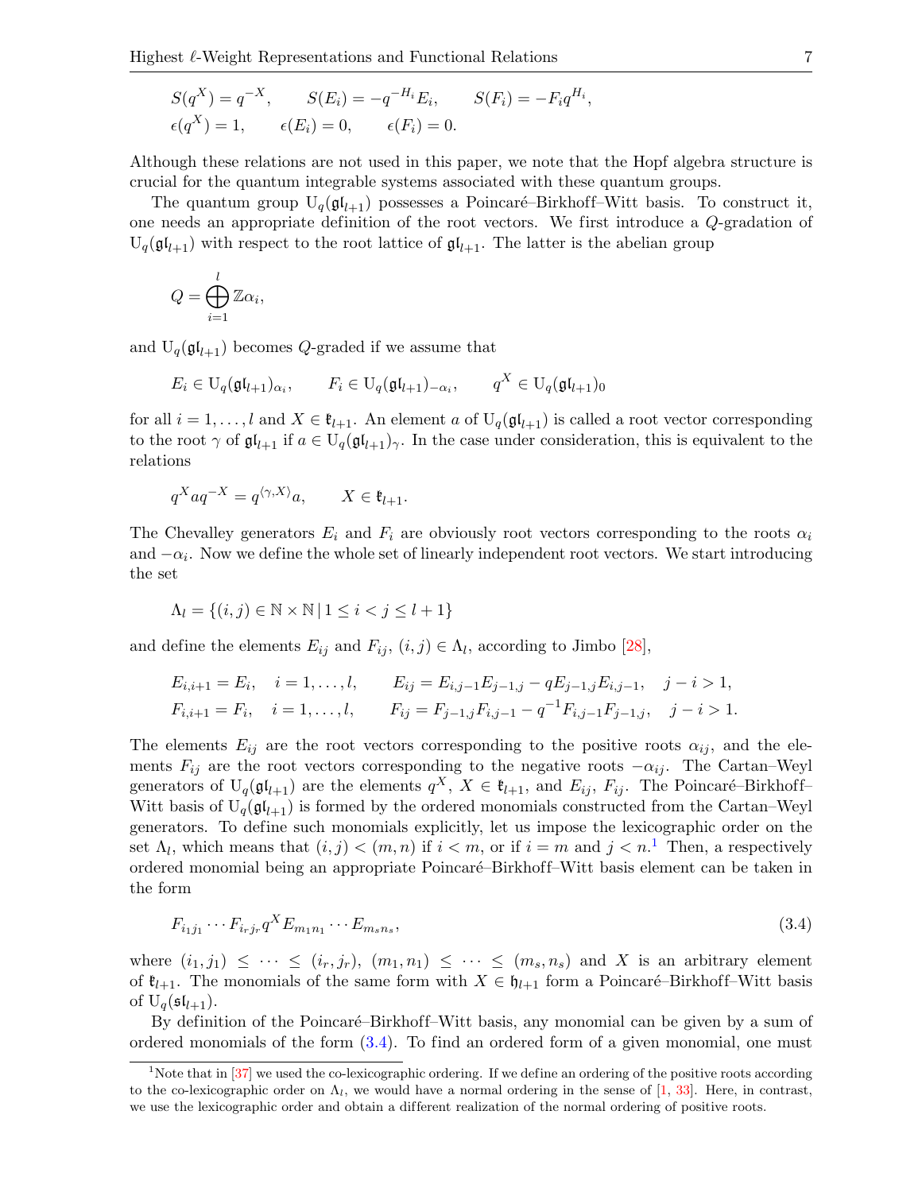$$S(q^X) = q^{-X}, \qquad S(E_i) = -q^{-H_i} E_i, \qquad S(F_i) = -F_i q^{H_i},$$
$$\epsilon(q^X) = 1, \qquad \epsilon(E_i) = 0, \qquad \epsilon(F_i) = 0.$$

Although these relations are not used in this paper, we note that the Hopf algebra structure is crucial for the quantum integrable systems associated with these quantum groups.

The quantum group $\mathrm{U}_q(\mathfrak{gl}_{l+1})$ possesses a Poincaré–Birkhoff–Witt basis. To construct it, one needs an appropriate definition of the root vectors. We first introduce a $Q$-gradation of $\mathrm{U}_q(\mathfrak{gl}_{l+1})$ with respect to the root lattice of $\mathfrak{gl}_{l+1}$. The latter is the abelian group

$$Q = \bigoplus_{i=1}^{l} \mathbb{Z}\alpha_i,$$

and $\mathrm{U}_q(\mathfrak{gl}_{l+1})$ becomes $Q$-graded if we assume that

$$E_i \in \mathrm{U}_q(\mathfrak{gl}_{l+1})_{\alpha_i}, \qquad F_i \in \mathrm{U}_q(\mathfrak{gl}_{l+1})_{-\alpha_i}, \qquad q^X \in \mathrm{U}_q(\mathfrak{gl}_{l+1})_0$$

for all $i = 1, \ldots, l$ and $X \in \mathfrak{k}_{l+1}$. An element $a$ of $\mathrm{U}_q(\mathfrak{gl}_{l+1})$ is called a root vector corresponding to the root $\gamma$ of $\mathfrak{gl}_{l+1}$ if $a \in \mathrm{U}_q(\mathfrak{gl}_{l+1})_\gamma$. In the case under consideration, this is equivalent to the relations

$$q^X a q^{-X} = q^{\langle \gamma, X \rangle} a, \qquad X \in \mathfrak{k}_{l+1}.$$

The Chevalley generators $E_i$ and $F_i$ are obviously root vectors corresponding to the roots $\alpha_i$ and $-\alpha_i$. Now we define the whole set of linearly independent root vectors. We start introducing the set

$$\Lambda_l = \{(i,j) \in \mathbb{N} \times \mathbb{N} \mid 1 \le i < j \le l+1\}$$

and define the elements $E_{ij}$ and $F_{ij}$, $(i,j) \in \Lambda_l$, according to Jimbo [28],

$$E_{i,i+1} = E_i, \quad i = 1, \ldots, l, \qquad E_{ij} = E_{i,j-1}E_{j-1,j} - qE_{j-1,j}E_{i,j-1}, \quad j - i > 1,$$
$$F_{i,i+1} = F_i, \quad i = 1, \ldots, l, \qquad F_{ij} = F_{j-1,j}F_{i,j-1} - q^{-1}F_{i,j-1}F_{j-1,j}, \quad j - i > 1.$$

The elements $E_{ij}$ are the root vectors corresponding to the positive roots $\alpha_{ij}$, and the elements $F_{ij}$ are the root vectors corresponding to the negative roots $-\alpha_{ij}$. The Cartan–Weyl generators of $\mathrm{U}_q(\mathfrak{gl}_{l+1})$ are the elements $q^X$, $X \in \mathfrak{k}_{l+1}$, and $E_{ij}$, $F_{ij}$. The Poincaré–Birkhoff–Witt basis of $\mathrm{U}_q(\mathfrak{gl}_{l+1})$ is formed by the ordered monomials constructed from the Cartan–Weyl generators. To define such monomials explicitly, let us impose the lexicographic order on the set $\Lambda_l$, which means that $(i,j) < (m,n)$ if $i < m$, or if $i = m$ and $j < n$.[1] Then, a respectively ordered monomial being an appropriate Poincaré–Birkhoff–Witt basis element can be taken in the form

$$F_{i_1 j_1} \cdots F_{i_r j_r} q^X E_{m_1 n_1} \cdots E_{m_s n_s}, \tag{3.4}$$

where $(i_1, j_1) \le \cdots \le (i_r, j_r)$, $(m_1, n_1) \le \cdots \le (m_s, n_s)$ and $X$ is an arbitrary element of $\mathfrak{k}_{l+1}$. The monomials of the same form with $X \in \mathfrak{h}_{l+1}$ form a Poincaré–Birkhoff–Witt basis of $\mathrm{U}_q(\mathfrak{sl}_{l+1})$.

By definition of the Poincaré–Birkhoff–Witt basis, any monomial can be given by a sum of ordered monomials of the form (3.4). To find an ordered form of a given monomial, one must

[1] Note that in [37] we used the co-lexicographic ordering. If we define an ordering of the positive roots according to the co-lexicographic order on $\Lambda_l$, we would have a normal ordering in the sense of [1, 33]. Here, in contrast, we use the lexicographic order and obtain a different realization of the normal ordering of positive roots.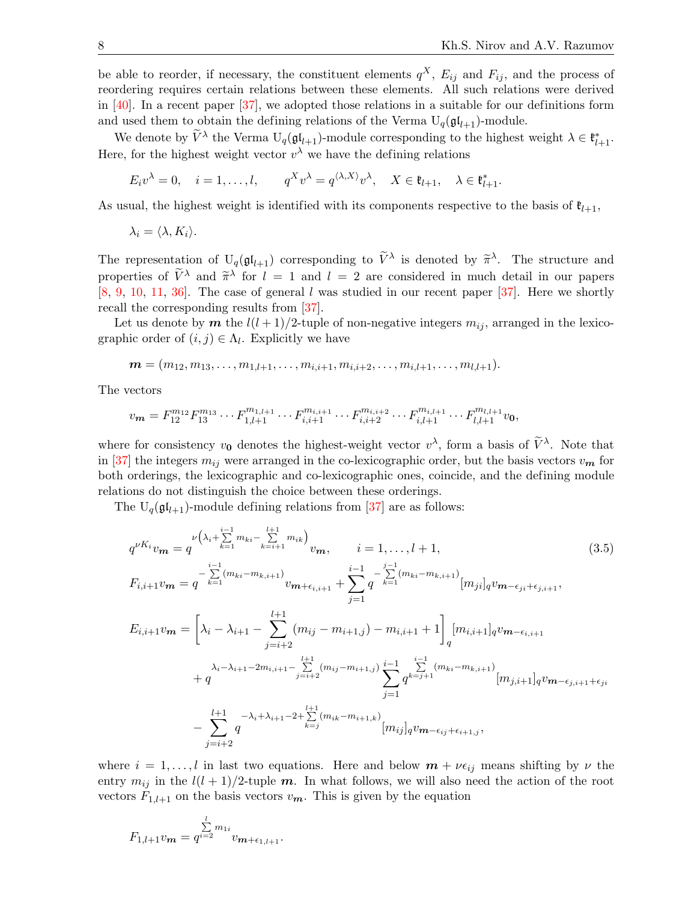be able to reorder, if necessary, the constituent elements $q^X$, $E_{ij}$ and $F_{ij}$, and the process of reordering requires certain relations between these elements. All such relations were derived in [40]. In a recent paper [37], we adopted those relations in a suitable for our definitions form and used them to obtain the defining relations of the Verma $\mathrm{U}_q(\mathfrak{gl}_{l+1})$-module.

We denote by $\widetilde{V}^\lambda$ the Verma $\mathrm{U}_q(\mathfrak{gl}_{l+1})$-module corresponding to the highest weight $\lambda \in \mathfrak{k}^*_{l+1}$. Here, for the highest weight vector $v^\lambda$ we have the defining relations

$$E_i v^\lambda = 0, \quad i = 1, \ldots, l, \qquad q^X v^\lambda = q^{\langle \lambda, X \rangle} v^\lambda, \quad X \in \mathfrak{k}_{l+1}, \quad \lambda \in \mathfrak{k}^*_{l+1}.$$

As usual, the highest weight is identified with its components respective to the basis of $\mathfrak{k}_{l+1}$,

$$\lambda_i = \langle \lambda, K_i \rangle.$$

The representation of $\mathrm{U}_q(\mathfrak{gl}_{l+1})$ corresponding to $\widetilde{V}^\lambda$ is denoted by $\widetilde{\pi}^\lambda$. The structure and properties of $\widetilde{V}^\lambda$ and $\widetilde{\pi}^\lambda$ for $l = 1$ and $l = 2$ are considered in much detail in our papers [8, 9, 10, 11, 36]. The case of general $l$ was studied in our recent paper [37]. Here we shortly recall the corresponding results from [37].

Let us denote by $\boldsymbol{m}$ the $l(l+1)/2$-tuple of non-negative integers $m_{ij}$, arranged in the lexicographic order of $(i, j) \in \Lambda_l$. Explicitly we have

$$\boldsymbol{m} = (m_{12}, m_{13}, \ldots, m_{1,l+1}, \ldots, m_{i,i+1}, m_{i,i+2}, \ldots, m_{i,l+1}, \ldots, m_{l,l+1}).$$

The vectors

$$v_{\boldsymbol{m}} = F_{12}^{m_{12}} F_{13}^{m_{13}} \cdots F_{1,l+1}^{m_{1,l+1}} \cdots F_{i,i+1}^{m_{i,i+1}} \cdots F_{i,i+2}^{m_{i,i+2}} \cdots F_{i,l+1}^{m_{i,l+1}} \cdots F_{l,l+1}^{m_{l,l+1}} v_{\boldsymbol{0}},$$

where for consistency $v_{\boldsymbol{0}}$ denotes the highest-weight vector $v^\lambda$, form a basis of $\widetilde{V}^\lambda$. Note that in [37] the integers $m_{ij}$ were arranged in the co-lexicographic order, but the basis vectors $v_{\boldsymbol{m}}$ for both orderings, the lexicographic and co-lexicographic ones, coincide, and the defining module relations do not distinguish the choice between these orderings.

The $\mathrm{U}_q(\mathfrak{gl}_{l+1})$-module defining relations from [37] are as follows:

$$
\begin{aligned}
& q^{\nu K_i} v_{\boldsymbol{m}} = q^{\nu\left(\lambda_i + \sum\limits_{k=1}^{i-1} m_{ki} - \sum\limits_{k=i+1}^{l+1} m_{ik}\right)} v_{\boldsymbol{m}}, \qquad i = 1, \ldots, l+1, \\
& F_{i,i+1} v_{\boldsymbol{m}} = q^{-\sum\limits_{k=1}^{i-1}(m_{ki} - m_{k,i+1})} v_{\boldsymbol{m} + \epsilon_{i,i+1}} + \sum_{j=1}^{i-1} q^{-\sum\limits_{k=1}^{j-1}(m_{ki} - m_{k,i+1})} [m_{ji}]_q v_{\boldsymbol{m} - \epsilon_{ji} + \epsilon_{j,i+1}}, \\
& E_{i,i+1} v_{\boldsymbol{m}} = \left[\lambda_i - \lambda_{i+1} - \sum_{j=i+2}^{l+1} (m_{ij} - m_{i+1,j}) - m_{i,i+1} + 1\right]_q [m_{i,i+1}]_q v_{\boldsymbol{m} - \epsilon_{i,i+1}} \\
& \qquad + q^{\lambda_i - \lambda_{i+1} - 2m_{i,i+1} - \sum\limits_{j=i+2}^{l+1}(m_{ij} - m_{i+1,j})} \sum_{j=1}^{i-1} q^{\sum\limits_{k=j+1}^{i-1}(m_{ki} - m_{k,i+1})} [m_{j,i+1}]_q v_{\boldsymbol{m} - \epsilon_{j,i+1} + \epsilon_{ji}} \\
& \qquad - \sum_{j=i+2}^{l+1} q^{-\lambda_i + \lambda_{i+1} - 2 + \sum\limits_{k=j}^{l+1}(m_{ik} - m_{i+1,k})} [m_{ij}]_q v_{\boldsymbol{m} - \epsilon_{ij} + \epsilon_{i+1,j}},
\end{aligned}
\tag{3.5}
$$

where $i = 1, \ldots, l$ in last two equations. Here and below $\boldsymbol{m} + \nu\epsilon_{ij}$ means shifting by $\nu$ the entry $m_{ij}$ in the $l(l+1)/2$-tuple $\boldsymbol{m}$. In what follows, we will also need the action of the root vectors $F_{1,l+1}$ on the basis vectors $v_{\boldsymbol{m}}$. This is given by the equation

$$F_{1,l+1} v_{\boldsymbol{m}} = q^{\sum\limits_{i=2}^{l} m_{1i}} v_{\boldsymbol{m} + \epsilon_{1,l+1}}.$$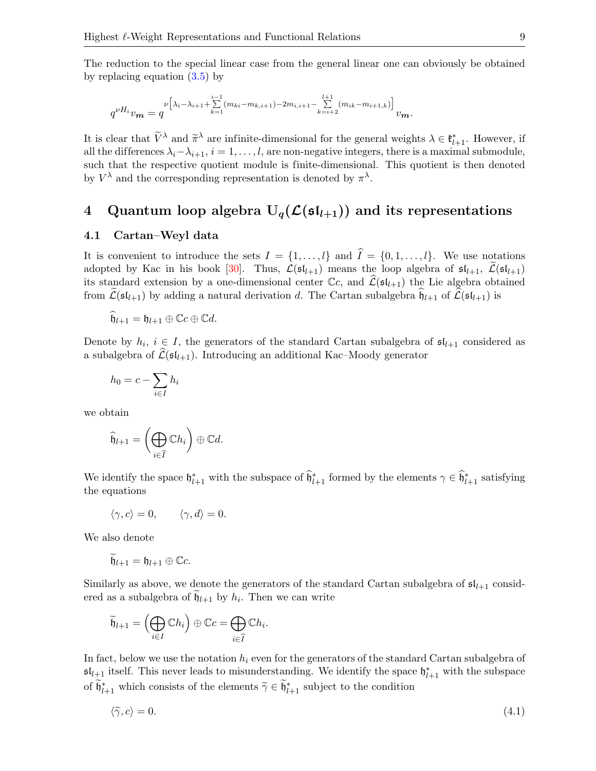The reduction to the special linear case from the general linear one can obviously be obtained by replacing equation (3.5) by

$$q^{\nu H_i} v_{\boldsymbol{m}} = q^{\nu\left[\lambda_i - \lambda_{i+1} + \sum\limits_{k=1}^{i-1}(m_{ki} - m_{k,i+1}) - 2m_{i,i+1} - \sum\limits_{k=i+2}^{l+1}(m_{ik} - m_{i+1,k})\right]} v_{\boldsymbol{m}}.$$

It is clear that $\widetilde{V}^\lambda$ and $\widetilde{\pi}^\lambda$ are infinite-dimensional for the general weights $\lambda \in \mathfrak{k}_{l+1}^*$. However, if all the differences $\lambda_i - \lambda_{i+1}$, $i = 1, \ldots, l$, are non-negative integers, there is a maximal submodule, such that the respective quotient module is finite-dimensional. This quotient is then denoted by $V^\lambda$ and the corresponding representation is denoted by $\pi^\lambda$.

## 4 Quantum loop algebra $\mathrm{U}_q(\mathcal{L}(\mathfrak{sl}_{l+1}))$ and its representations

### 4.1 Cartan–Weyl data

It is convenient to introduce the sets $I = \{1, \ldots, l\}$ and $\widehat{I} = \{0, 1, \ldots, l\}$. We use notations adopted by Kac in his book [30]. Thus, $\mathcal{L}(\mathfrak{sl}_{l+1})$ means the loop algebra of $\mathfrak{sl}_{l+1}$, $\widetilde{\mathcal{L}}(\mathfrak{sl}_{l+1})$ its standard extension by a one-dimensional center $\mathbb{C}c$, and $\widehat{\mathcal{L}}(\mathfrak{sl}_{l+1})$ the Lie algebra obtained from $\widetilde{\mathcal{L}}(\mathfrak{sl}_{l+1})$ by adding a natural derivation $d$. The Cartan subalgebra $\widehat{\mathfrak{h}}_{l+1}$ of $\widehat{\mathcal{L}}(\mathfrak{sl}_{l+1})$ is

$$\widehat{\mathfrak{h}}_{l+1} = \mathfrak{h}_{l+1} \oplus \mathbb{C}c \oplus \mathbb{C}d.$$

Denote by $h_i$, $i \in I$, the generators of the standard Cartan subalgebra of $\mathfrak{sl}_{l+1}$ considered as a subalgebra of $\widehat{\mathcal{L}}(\mathfrak{sl}_{l+1})$. Introducing an additional Kac–Moody generator

$$h_0 = c - \sum_{i \in I} h_i$$

we obtain

$$\widehat{\mathfrak{h}}_{l+1} = \left(\bigoplus_{i \in \widehat{I}} \mathbb{C}h_i\right) \oplus \mathbb{C}d.$$

We identify the space $\mathfrak{h}_{l+1}^*$ with the subspace of $\widehat{\mathfrak{h}}_{l+1}^*$ formed by the elements $\gamma \in \widehat{\mathfrak{h}}_{l+1}^*$ satisfying the equations

$$\langle \gamma, c \rangle = 0, \qquad \langle \gamma, d \rangle = 0.$$

We also denote

$$\widetilde{\mathfrak{h}}_{l+1} = \mathfrak{h}_{l+1} \oplus \mathbb{C}c.$$

Similarly as above, we denote the generators of the standard Cartan subalgebra of $\mathfrak{sl}_{l+1}$ considered as a subalgebra of $\widetilde{\mathfrak{h}}_{l+1}$ by $h_i$. Then we can write

$$\widetilde{\mathfrak{h}}_{l+1} = \left(\bigoplus_{i \in I} \mathbb{C}h_i\right) \oplus \mathbb{C}c = \bigoplus_{i \in \widehat{I}} \mathbb{C}h_i.$$

In fact, below we use the notation $h_i$ even for the generators of the standard Cartan subalgebra of $\mathfrak{sl}_{l+1}$ itself. This never leads to misunderstanding. We identify the space $\mathfrak{h}_{l+1}^*$ with the subspace of $\widetilde{\mathfrak{h}}_{l+1}^*$ which consists of the elements $\widetilde{\gamma} \in \widetilde{\mathfrak{h}}_{l+1}^*$ subject to the condition

$$\langle \widetilde{\gamma}, c \rangle = 0. \tag{4.1}$$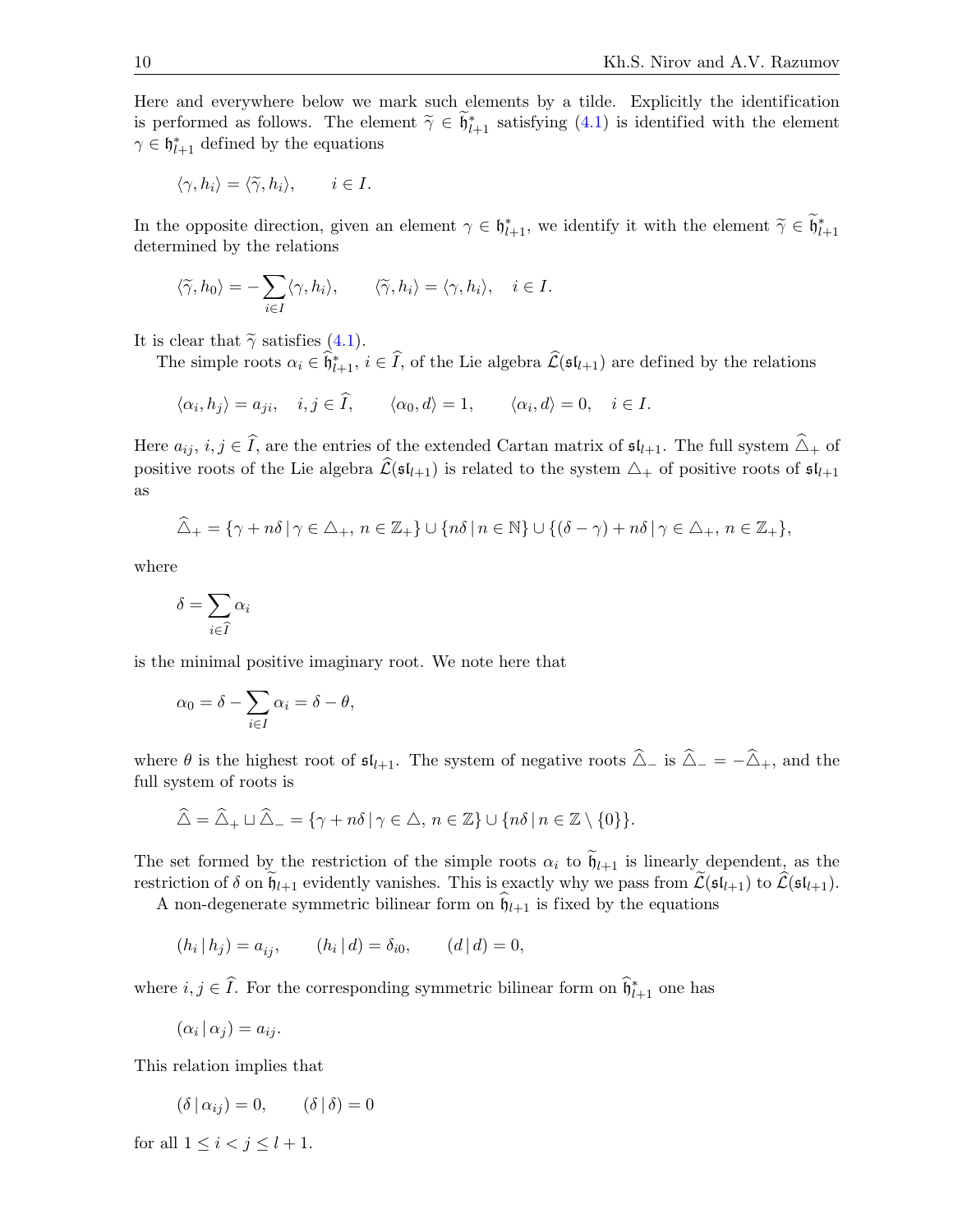Here and everywhere below we mark such elements by a tilde. Explicitly the identification is performed as follows. The element $\widetilde{\gamma} \in \widetilde{\mathfrak{h}}^*_{l+1}$ satisfying (4.1) is identified with the element $\gamma \in \mathfrak{h}^*_{l+1}$ defined by the equations

$$\langle \gamma, h_i \rangle = \langle \widetilde{\gamma}, h_i \rangle, \qquad i \in I.$$

In the opposite direction, given an element $\gamma \in \mathfrak{h}^*_{l+1}$, we identify it with the element $\widetilde{\gamma} \in \widetilde{\mathfrak{h}}^*_{l+1}$ determined by the relations

$$\langle \widetilde{\gamma}, h_0 \rangle = -\sum_{i \in I} \langle \gamma, h_i \rangle, \qquad \langle \widetilde{\gamma}, h_i \rangle = \langle \gamma, h_i \rangle, \quad i \in I.$$

It is clear that $\widetilde{\gamma}$ satisfies (4.1).

The simple roots $\alpha_i \in \widehat{\mathfrak{h}}^*_{l+1}$, $i \in \widehat{I}$, of the Lie algebra $\widehat{\mathcal{L}}(\mathfrak{sl}_{l+1})$ are defined by the relations

$$\langle \alpha_i, h_j \rangle = a_{ji}, \quad i, j \in \widehat{I}, \qquad \langle \alpha_0, d \rangle = 1, \qquad \langle \alpha_i, d \rangle = 0, \quad i \in I.$$

Here $a_{ij}$, $i, j \in \widehat{I}$, are the entries of the extended Cartan matrix of $\mathfrak{sl}_{l+1}$. The full system $\widehat{\triangle}_+$ of positive roots of the Lie algebra $\widehat{\mathcal{L}}(\mathfrak{sl}_{l+1})$ is related to the system $\triangle_+$ of positive roots of $\mathfrak{sl}_{l+1}$ as

$$\widehat{\triangle}_+ = \{\gamma + n\delta \,|\, \gamma \in \triangle_+,\, n \in \mathbb{Z}_+\} \cup \{n\delta \,|\, n \in \mathbb{N}\} \cup \{(\delta - \gamma) + n\delta \,|\, \gamma \in \triangle_+,\, n \in \mathbb{Z}_+\},$$

where

$$\delta = \sum_{i \in \widehat{I}} \alpha_i$$

is the minimal positive imaginary root. We note here that

$$\alpha_0 = \delta - \sum_{i \in I} \alpha_i = \delta - \theta,$$

where $\theta$ is the highest root of $\mathfrak{sl}_{l+1}$. The system of negative roots $\widehat{\triangle}_-$ is $\widehat{\triangle}_- = -\widehat{\triangle}_+$, and the full system of roots is

$$\widehat{\triangle} = \widehat{\triangle}_+ \sqcup \widehat{\triangle}_- = \{\gamma + n\delta \,|\, \gamma \in \triangle,\, n \in \mathbb{Z}\} \cup \{n\delta \,|\, n \in \mathbb{Z} \setminus \{0\}\}.$$

The set formed by the restriction of the simple roots $\alpha_i$ to $\widetilde{\mathfrak{h}}_{l+1}$ is linearly dependent, as the restriction of $\delta$ on $\widetilde{\mathfrak{h}}_{l+1}$ evidently vanishes. This is exactly why we pass from $\widetilde{\mathcal{L}}(\mathfrak{sl}_{l+1})$ to $\widehat{\mathcal{L}}(\mathfrak{sl}_{l+1})$.

A non-degenerate symmetric bilinear form on $\widehat{\mathfrak{h}}_{l+1}$ is fixed by the equations

$$(h_i \,|\, h_j) = a_{ij}, \qquad (h_i \,|\, d) = \delta_{i0}, \qquad (d \,|\, d) = 0,$$

where $i, j \in \widehat{I}$. For the corresponding symmetric bilinear form on $\widehat{\mathfrak{h}}^*_{l+1}$ one has

$$(\alpha_i \,|\, \alpha_j) = a_{ij}.$$

This relation implies that

$$(\delta \,|\, \alpha_{ij}) = 0, \qquad (\delta \,|\, \delta) = 0$$

for all $1 \le i < j \le l+1$.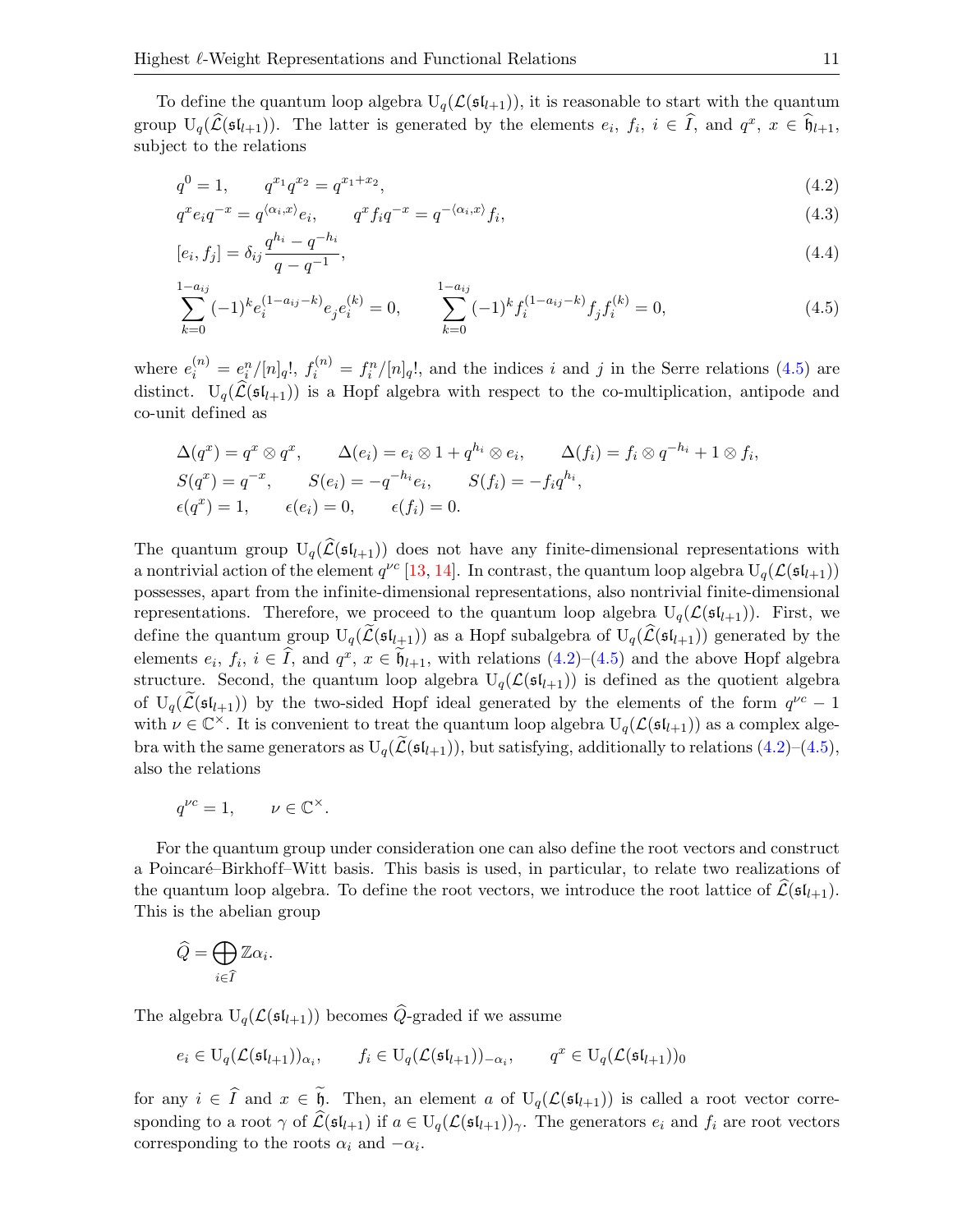To define the quantum loop algebra $\mathrm{U}_q(\mathcal{L}(\mathfrak{sl}_{l+1}))$, it is reasonable to start with the quantum group $\mathrm{U}_q(\widehat{\mathcal{L}}(\mathfrak{sl}_{l+1}))$. The latter is generated by the elements $e_i$, $f_i$, $i \in \widehat{I}$, and $q^x$, $x \in \widehat{\mathfrak{h}}_{l+1}$, subject to the relations

$$q^0 = 1, \qquad q^{x_1} q^{x_2} = q^{x_1 + x_2}, \tag{4.2}$$

$$q^x e_i q^{-x} = q^{\langle \alpha_i, x \rangle} e_i, \qquad q^x f_i q^{-x} = q^{-\langle \alpha_i, x \rangle} f_i, \tag{4.3}$$

$$[e_i, f_j] = \delta_{ij} \frac{q^{h_i} - q^{-h_i}}{q - q^{-1}}, \tag{4.4}$$

$$\sum_{k=0}^{1-a_{ij}} (-1)^k e_i^{(1-a_{ij}-k)} e_j e_i^{(k)} = 0, \qquad \sum_{k=0}^{1-a_{ij}} (-1)^k f_i^{(1-a_{ij}-k)} f_j f_i^{(k)} = 0, \tag{4.5}$$

where $e_i^{(n)} = e_i^n/[n]_q!$, $f_i^{(n)} = f_i^n/[n]_q!$, and the indices $i$ and $j$ in the Serre relations (4.5) are distinct. $\mathrm{U}_q(\widehat{\mathcal{L}}(\mathfrak{sl}_{l+1}))$ is a Hopf algebra with respect to the co-multiplication, antipode and co-unit defined as

$$\Delta(q^x) = q^x \otimes q^x, \qquad \Delta(e_i) = e_i \otimes 1 + q^{h_i} \otimes e_i, \qquad \Delta(f_i) = f_i \otimes q^{-h_i} + 1 \otimes f_i,$$
$$S(q^x) = q^{-x}, \qquad S(e_i) = -q^{-h_i} e_i, \qquad S(f_i) = -f_i q^{h_i},$$
$$\epsilon(q^x) = 1, \qquad \epsilon(e_i) = 0, \qquad \epsilon(f_i) = 0.$$

The quantum group $\mathrm{U}_q(\widehat{\mathcal{L}}(\mathfrak{sl}_{l+1}))$ does not have any finite-dimensional representations with a nontrivial action of the element $q^{\nu c}$ [13, 14]. In contrast, the quantum loop algebra $\mathrm{U}_q(\mathcal{L}(\mathfrak{sl}_{l+1}))$ possesses, apart from the infinite-dimensional representations, also nontrivial finite-dimensional representations. Therefore, we proceed to the quantum loop algebra $\mathrm{U}_q(\mathcal{L}(\mathfrak{sl}_{l+1}))$. First, we define the quantum group $\mathrm{U}_q(\widetilde{\mathcal{L}}(\mathfrak{sl}_{l+1}))$ as a Hopf subalgebra of $\mathrm{U}_q(\widehat{\mathcal{L}}(\mathfrak{sl}_{l+1}))$ generated by the elements $e_i$, $f_i$, $i \in \widehat{I}$, and $q^x$, $x \in \widetilde{\mathfrak{h}}_{l+1}$, with relations (4.2)–(4.5) and the above Hopf algebra structure. Second, the quantum loop algebra $\mathrm{U}_q(\mathcal{L}(\mathfrak{sl}_{l+1}))$ is defined as the quotient algebra of $\mathrm{U}_q(\widetilde{\mathcal{L}}(\mathfrak{sl}_{l+1}))$ by the two-sided Hopf ideal generated by the elements of the form $q^{\nu c} - 1$ with $\nu \in \mathbb{C}^\times$. It is convenient to treat the quantum loop algebra $\mathrm{U}_q(\mathcal{L}(\mathfrak{sl}_{l+1}))$ as a complex algebra with the same generators as $\mathrm{U}_q(\widetilde{\mathcal{L}}(\mathfrak{sl}_{l+1}))$, but satisfying, additionally to relations (4.2)–(4.5), also the relations

$$q^{\nu c} = 1, \qquad \nu \in \mathbb{C}^\times.$$

For the quantum group under consideration one can also define the root vectors and construct a Poincaré–Birkhoff–Witt basis. This basis is used, in particular, to relate two realizations of the quantum loop algebra. To define the root vectors, we introduce the root lattice of $\widehat{\mathcal{L}}(\mathfrak{sl}_{l+1})$. This is the abelian group

$$\widehat{Q} = \bigoplus_{i \in \widehat{I}} \mathbb{Z} \alpha_i.$$

The algebra $\mathrm{U}_q(\mathcal{L}(\mathfrak{sl}_{l+1}))$ becomes $\widehat{Q}$-graded if we assume

$$e_i \in \mathrm{U}_q(\mathcal{L}(\mathfrak{sl}_{l+1}))_{\alpha_i}, \qquad f_i \in \mathrm{U}_q(\mathcal{L}(\mathfrak{sl}_{l+1}))_{-\alpha_i}, \qquad q^x \in \mathrm{U}_q(\mathcal{L}(\mathfrak{sl}_{l+1}))_0$$

for any $i \in \widehat{I}$ and $x \in \widetilde{\mathfrak{h}}$. Then, an element $a$ of $\mathrm{U}_q(\mathcal{L}(\mathfrak{sl}_{l+1}))$ is called a root vector corresponding to a root $\gamma$ of $\widehat{\mathcal{L}}(\mathfrak{sl}_{l+1})$ if $a \in \mathrm{U}_q(\mathcal{L}(\mathfrak{sl}_{l+1}))_\gamma$. The generators $e_i$ and $f_i$ are root vectors corresponding to the roots $\alpha_i$ and $-\alpha_i$.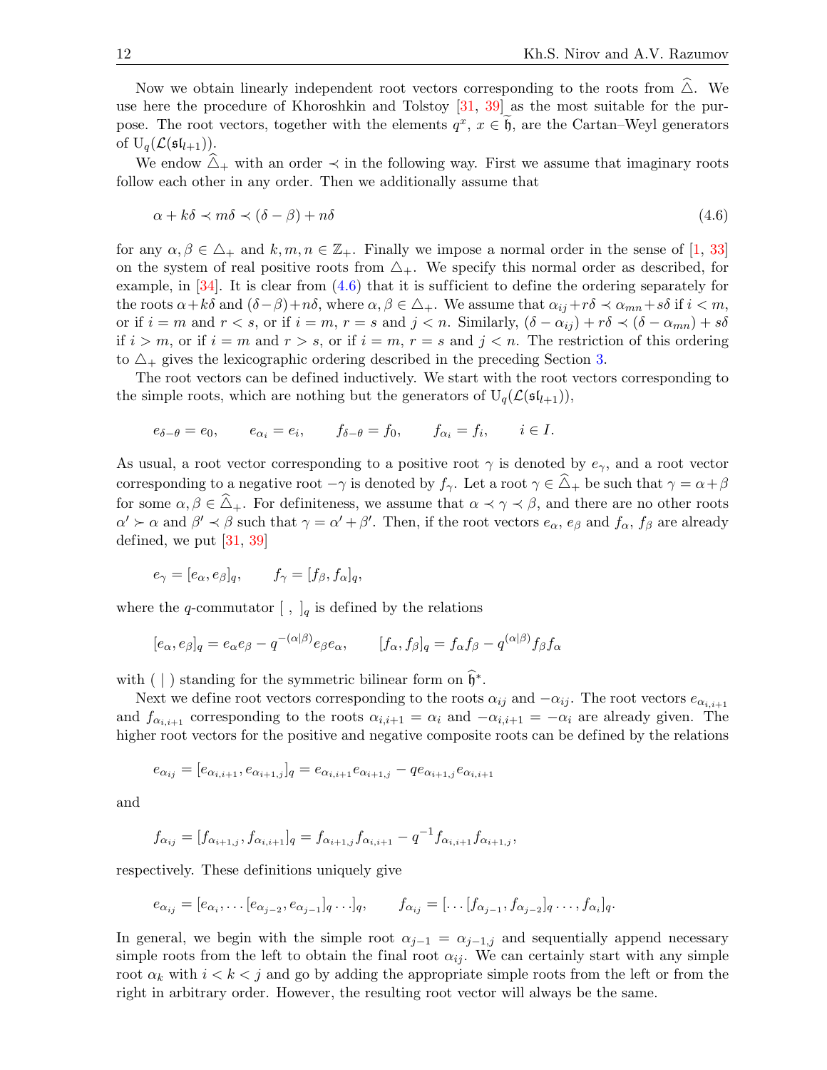Now we obtain linearly independent root vectors corresponding to the roots from $\widehat{\triangle}$. We use here the procedure of Khoroshkin and Tolstoy [31, 39] as the most suitable for the purpose. The root vectors, together with the elements $q^x$, $x \in \widetilde{\mathfrak{h}}$, are the Cartan–Weyl generators of $\mathrm{U}_q(\mathcal{L}(\mathfrak{sl}_{l+1}))$.

We endow $\widehat{\triangle}_+$ with an order $\prec$ in the following way. First we assume that imaginary roots follow each other in any order. Then we additionally assume that

$$\alpha + k\delta \prec m\delta \prec (\delta - \beta) + n\delta \tag{4.6}$$

for any $\alpha, \beta \in \triangle_+$ and $k, m, n \in \mathbb{Z}_+$. Finally we impose a normal order in the sense of [1, 33] on the system of real positive roots from $\triangle_+$. We specify this normal order as described, for example, in [34]. It is clear from (4.6) that it is sufficient to define the ordering separately for the roots $\alpha + k\delta$ and $(\delta - \beta) + n\delta$, where $\alpha, \beta \in \triangle_+$. We assume that $\alpha_{ij} + r\delta \prec \alpha_{mn} + s\delta$ if $i < m$, or if $i = m$ and $r < s$, or if $i = m$, $r = s$ and $j < n$. Similarly, $(\delta - \alpha_{ij}) + r\delta \prec (\delta - \alpha_{mn}) + s\delta$ if $i > m$, or if $i = m$ and $r > s$, or if $i = m$, $r = s$ and $j < n$. The restriction of this ordering to $\triangle_+$ gives the lexicographic ordering described in the preceding Section 3.

The root vectors can be defined inductively. We start with the root vectors corresponding to the simple roots, which are nothing but the generators of $\mathrm{U}_q(\mathcal{L}(\mathfrak{sl}_{l+1}))$,

$$e_{\delta - \theta} = e_0, \qquad e_{\alpha_i} = e_i, \qquad f_{\delta - \theta} = f_0, \qquad f_{\alpha_i} = f_i, \qquad i \in I.$$

As usual, a root vector corresponding to a positive root $\gamma$ is denoted by $e_\gamma$, and a root vector corresponding to a negative root $-\gamma$ is denoted by $f_\gamma$. Let a root $\gamma \in \widehat{\triangle}_+$ be such that $\gamma = \alpha + \beta$ for some $\alpha, \beta \in \widehat{\triangle}_+$. For definiteness, we assume that $\alpha \prec \gamma \prec \beta$, and there are no other roots $\alpha' \succ \alpha$ and $\beta' \prec \beta$ such that $\gamma = \alpha' + \beta'$. Then, if the root vectors $e_\alpha$, $e_\beta$ and $f_\alpha$, $f_\beta$ are already defined, we put [31, 39]

$$e_\gamma = [e_\alpha, e_\beta]_q, \qquad f_\gamma = [f_\beta, f_\alpha]_q,$$

where the $q$-commutator $[\ ,\ ]_q$ is defined by the relations

$$[e_\alpha, e_\beta]_q = e_\alpha e_\beta - q^{-(\alpha|\beta)} e_\beta e_\alpha, \qquad [f_\alpha, f_\beta]_q = f_\alpha f_\beta - q^{(\alpha|\beta)} f_\beta f_\alpha$$

with $(\ |\ )$ standing for the symmetric bilinear form on $\widehat{\mathfrak{h}}^*$.

Next we define root vectors corresponding to the roots $\alpha_{ij}$ and $-\alpha_{ij}$. The root vectors $e_{\alpha_{i,i+1}}$ and $f_{\alpha_{i,i+1}}$ corresponding to the roots $\alpha_{i,i+1} = \alpha_i$ and $-\alpha_{i,i+1} = -\alpha_i$ are already given. The higher root vectors for the positive and negative composite roots can be defined by the relations

$$e_{\alpha_{ij}} = [e_{\alpha_{i,i+1}}, e_{\alpha_{i+1,j}}]_q = e_{\alpha_{i,i+1}} e_{\alpha_{i+1,j}} - q e_{\alpha_{i+1,j}} e_{\alpha_{i,i+1}}$$

and

$$f_{\alpha_{ij}} = [f_{\alpha_{i+1,j}}, f_{\alpha_{i,i+1}}]_q = f_{\alpha_{i+1,j}} f_{\alpha_{i,i+1}} - q^{-1} f_{\alpha_{i,i+1}} f_{\alpha_{i+1,j}},$$

respectively. These definitions uniquely give

$$e_{\alpha_{ij}} = [e_{\alpha_i}, \dots [e_{\alpha_{j-2}}, e_{\alpha_{j-1}}]_q \dots]_q, \qquad f_{\alpha_{ij}} = [\dots [f_{\alpha_{j-1}}, f_{\alpha_{j-2}}]_q \dots, f_{\alpha_i}]_q.$$

In general, we begin with the simple root $\alpha_{j-1} = \alpha_{j-1,j}$ and sequentially append necessary simple roots from the left to obtain the final root $\alpha_{ij}$. We can certainly start with any simple root $\alpha_k$ with $i < k < j$ and go by adding the appropriate simple roots from the left or from the right in arbitrary order. However, the resulting root vector will always be the same.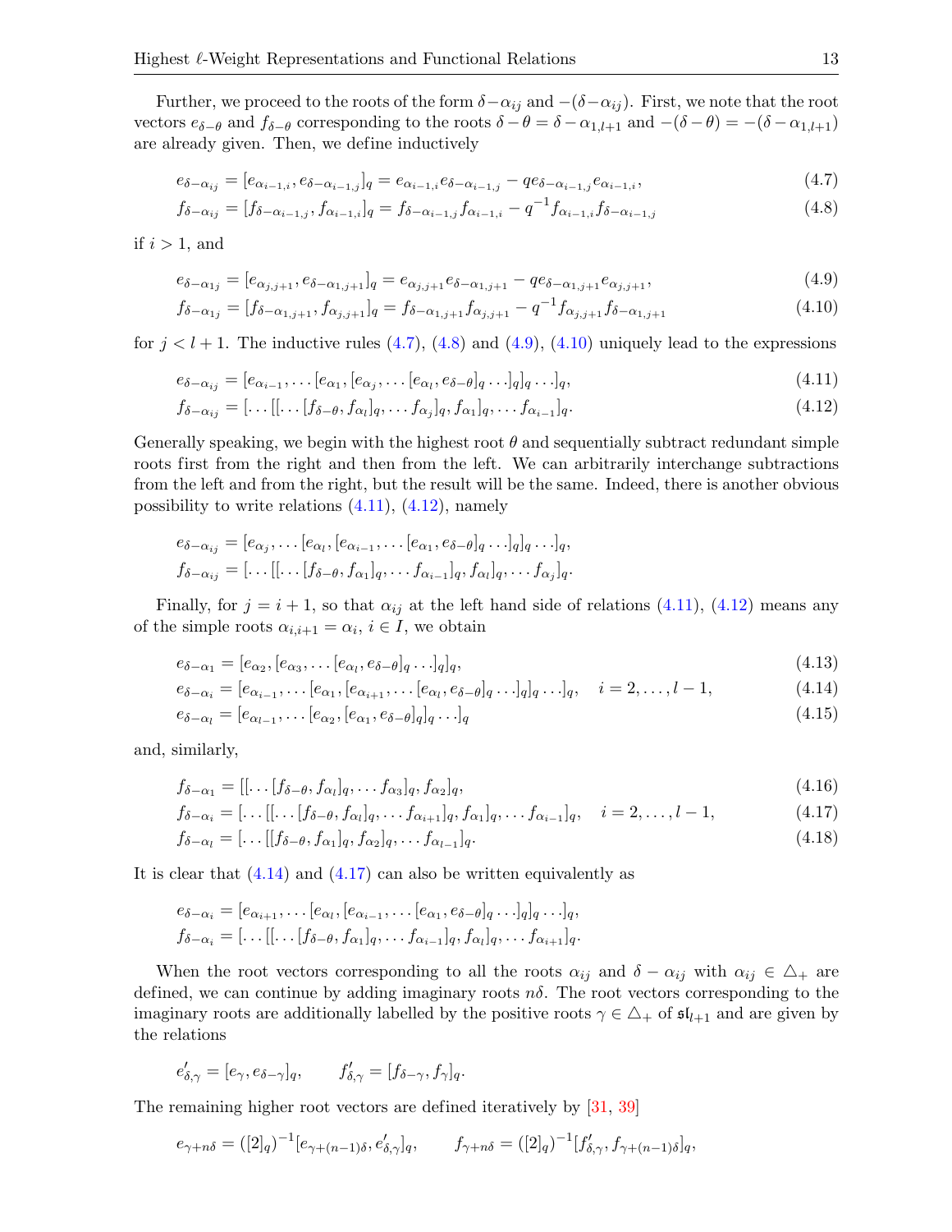Further, we proceed to the roots of the form $\delta - \alpha_{ij}$ and $-(\delta - \alpha_{ij})$. First, we note that the root vectors $e_{\delta-\theta}$ and $f_{\delta-\theta}$ corresponding to the roots $\delta - \theta = \delta - \alpha_{1,l+1}$ and $-(\delta - \theta) = -(\delta - \alpha_{1,l+1})$ are already given. Then, we define inductively

$$e_{\delta-\alpha_{ij}} = [e_{\alpha_{i-1,i}}, e_{\delta-\alpha_{i-1,j}}]_q = e_{\alpha_{i-1,i}} e_{\delta-\alpha_{i-1,j}} - q e_{\delta-\alpha_{i-1,j}} e_{\alpha_{i-1,i}}, \tag{4.7}$$

$$f_{\delta-\alpha_{ij}} = [f_{\delta-\alpha_{i-1,j}}, f_{\alpha_{i-1,i}}]_q = f_{\delta-\alpha_{i-1,j}} f_{\alpha_{i-1,i}} - q^{-1} f_{\alpha_{i-1,i}} f_{\delta-\alpha_{i-1,j}} \tag{4.8}$$

if $i > 1$, and

$$e_{\delta-\alpha_{1j}} = [e_{\alpha_{j,j+1}}, e_{\delta-\alpha_{1,j+1}}]_q = e_{\alpha_{j,j+1}} e_{\delta-\alpha_{1,j+1}} - q e_{\delta-\alpha_{1,j+1}} e_{\alpha_{j,j+1}}, \tag{4.9}$$

$$f_{\delta-\alpha_{1j}} = [f_{\delta-\alpha_{1,j+1}}, f_{\alpha_{j,j+1}}]_q = f_{\delta-\alpha_{1,j+1}} f_{\alpha_{j,j+1}} - q^{-1} f_{\alpha_{j,j+1}} f_{\delta-\alpha_{1,j+1}} \tag{4.10}$$

for $j < l+1$. The inductive rules (4.7), (4.8) and (4.9), (4.10) uniquely lead to the expressions

$$e_{\delta-\alpha_{ij}} = [e_{\alpha_{i-1}}, \dots [e_{\alpha_1}, [e_{\alpha_j}, \dots [e_{\alpha_l}, e_{\delta-\theta}]_q \dots]_q]_q \dots]_q, \tag{4.11}$$

$$f_{\delta-\alpha_{ij}} = [\dots [[\dots [f_{\delta-\theta}, f_{\alpha_l}]_q, \dots f_{\alpha_j}]_q, f_{\alpha_1}]_q, \dots f_{\alpha_{i-1}}]_q. \tag{4.12}$$

Generally speaking, we begin with the highest root $\theta$ and sequentially subtract redundant simple roots first from the right and then from the left. We can arbitrarily interchange subtractions from the left and from the right, but the result will be the same. Indeed, there is another obvious possibility to write relations (4.11), (4.12), namely

$$e_{\delta-\alpha_{ij}} = [e_{\alpha_j}, \dots [e_{\alpha_l}, [e_{\alpha_{i-1}}, \dots [e_{\alpha_1}, e_{\delta-\theta}]_q \dots]_q \dots]_q,$$

$$f_{\delta-\alpha_{ij}} = [\dots [[\dots [f_{\delta-\theta}, f_{\alpha_1}]_q, \dots f_{\alpha_{i-1}}]_q, f_{\alpha_l}]_q, \dots f_{\alpha_j}]_q.$$

Finally, for $j = i+1$, so that $\alpha_{ij}$ at the left hand side of relations (4.11), (4.12) means any of the simple roots $\alpha_{i,i+1} = \alpha_i$, $i \in I$, we obtain

$$e_{\delta-\alpha_1} = [e_{\alpha_2}, [e_{\alpha_3}, \dots [e_{\alpha_l}, e_{\delta-\theta}]_q \dots]_q]_q, \tag{4.13}$$

$$e_{\delta-\alpha_i} = [e_{\alpha_{i-1}}, \dots [e_{\alpha_1}, [e_{\alpha_{i+1}}, \dots [e_{\alpha_l}, e_{\delta-\theta}]_q \dots]_q]_q \dots]_q, \quad i = 2, \dots, l-1, \tag{4.14}$$

$$e_{\delta-\alpha_l} = [e_{\alpha_{l-1}}, \dots [e_{\alpha_2}, [e_{\alpha_1}, e_{\delta-\theta}]_q]_q \dots]_q \tag{4.15}$$

and, similarly,

$$f_{\delta-\alpha_1} = [[\dots [f_{\delta-\theta}, f_{\alpha_l}]_q, \dots f_{\alpha_3}]_q, f_{\alpha_2}]_q, \tag{4.16}$$

$$f_{\delta-\alpha_i} = [\dots [[\dots [f_{\delta-\theta}, f_{\alpha_l}]_q, \dots f_{\alpha_{i+1}}]_q, f_{\alpha_1}]_q, \dots f_{\alpha_{i-1}}]_q, \quad i = 2, \dots, l-1, \tag{4.17}$$

$$f_{\delta-\alpha_l} = [\dots [[f_{\delta-\theta}, f_{\alpha_1}]_q, f_{\alpha_2}]_q, \dots f_{\alpha_{l-1}}]_q. \tag{4.18}$$

It is clear that (4.14) and (4.17) can also be written equivalently as

$$e_{\delta-\alpha_i} = [e_{\alpha_{i+1}}, \dots [e_{\alpha_l}, [e_{\alpha_{i-1}}, \dots [e_{\alpha_1}, e_{\delta-\theta}]_q \dots]_q \dots]_q,$$

$$f_{\delta-\alpha_i} = [\dots [[\dots [f_{\delta-\theta}, f_{\alpha_1}]_q, \dots f_{\alpha_{i-1}}]_q, f_{\alpha_l}]_q, \dots f_{\alpha_{i+1}}]_q.$$

When the root vectors corresponding to all the roots $\alpha_{ij}$ and $\delta - \alpha_{ij}$ with $\alpha_{ij} \in \triangle_+$ are defined, we can continue by adding imaginary roots $n\delta$. The root vectors corresponding to the imaginary roots are additionally labelled by the positive roots $\gamma \in \triangle_+$ of $\mathfrak{sl}_{l+1}$ and are given by the relations

$$e'_{\delta,\gamma} = [e_\gamma, e_{\delta-\gamma}]_q, \qquad f'_{\delta,\gamma} = [f_{\delta-\gamma}, f_\gamma]_q.$$

The remaining higher root vectors are defined iteratively by [31, 39]

$$e_{\gamma+n\delta} = ([2]_q)^{-1} [e_{\gamma+(n-1)\delta}, e'_{\delta,\gamma}]_q, \qquad f_{\gamma+n\delta} = ([2]_q)^{-1} [f'_{\delta,\gamma}, f_{\gamma+(n-1)\delta}]_q,$$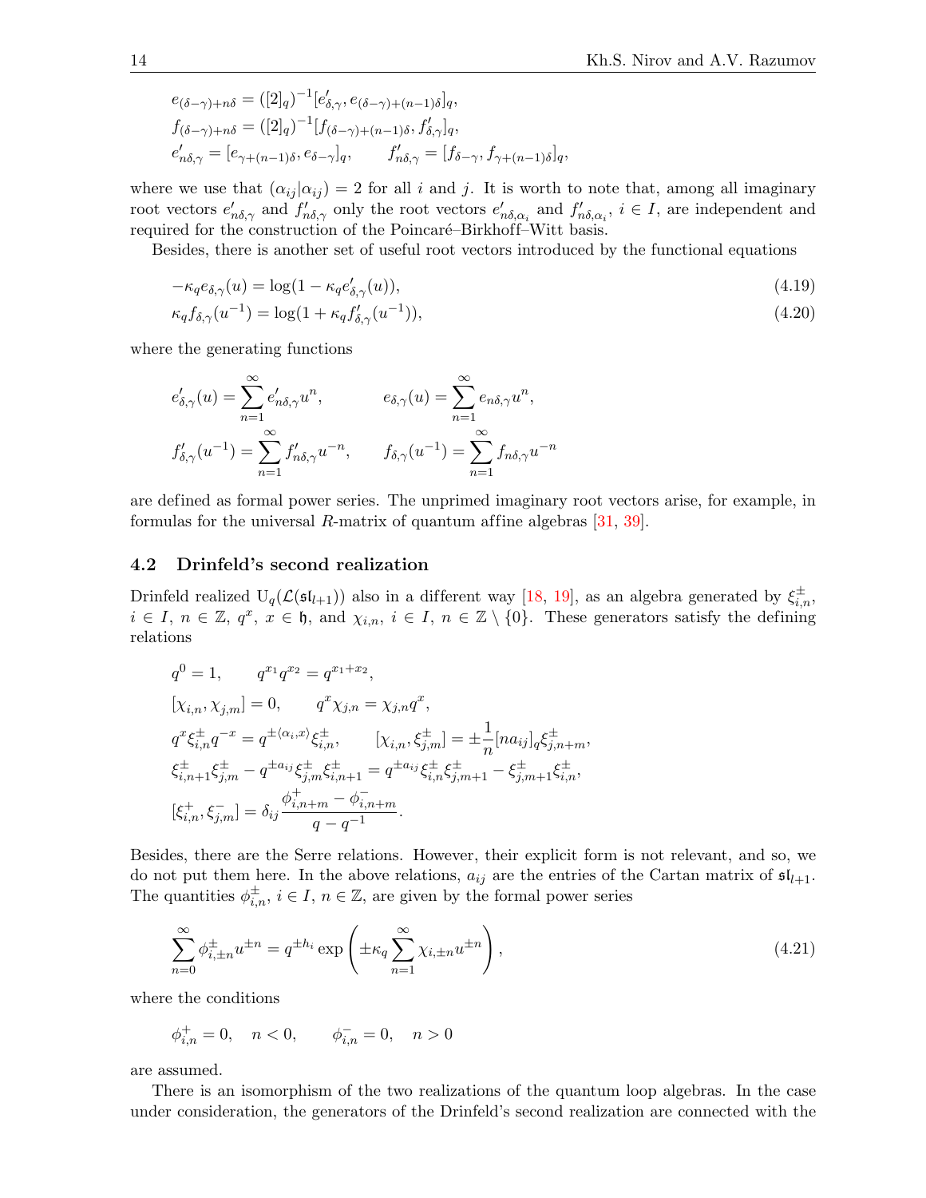$$
\begin{aligned}
&e_{(\delta-\gamma)+n\delta} = ([2]_q)^{-1}[e'_{\delta,\gamma}, e_{(\delta-\gamma)+(n-1)\delta}]_q, \\
&f_{(\delta-\gamma)+n\delta} = ([2]_q)^{-1}[f_{(\delta-\gamma)+(n-1)\delta}, f'_{\delta,\gamma}]_q, \\
&e'_{n\delta,\gamma} = [e_{\gamma+(n-1)\delta}, e_{\delta-\gamma}]_q, \qquad f'_{n\delta,\gamma} = [f_{\delta-\gamma}, f_{\gamma+(n-1)\delta}]_q,
\end{aligned}
$$

where we use that $(\alpha_{ij}|\alpha_{ij}) = 2$ for all $i$ and $j$. It is worth to note that, among all imaginary root vectors $e'_{n\delta,\gamma}$ and $f'_{n\delta,\gamma}$ only the root vectors $e'_{n\delta,\alpha_i}$ and $f'_{n\delta,\alpha_i}$, $i \in I$, are independent and required for the construction of the Poincaré–Birkhoff–Witt basis.

Besides, there is another set of useful root vectors introduced by the functional equations

$$
-\kappa_q e_{\delta,\gamma}(u) = \log(1 - \kappa_q e'_{\delta,\gamma}(u)), \tag{4.19}
$$

$$
\kappa_q f_{\delta,\gamma}(u^{-1}) = \log(1 + \kappa_q f'_{\delta,\gamma}(u^{-1})), \tag{4.20}
$$

where the generating functions

$$
\begin{aligned}
&e'_{\delta,\gamma}(u) = \sum_{n=1}^{\infty} e'_{n\delta,\gamma} u^n, \qquad && e_{\delta,\gamma}(u) = \sum_{n=1}^{\infty} e_{n\delta,\gamma} u^n, \\
&f'_{\delta,\gamma}(u^{-1}) = \sum_{n=1}^{\infty} f'_{n\delta,\gamma} u^{-n}, \qquad && f_{\delta,\gamma}(u^{-1}) = \sum_{n=1}^{\infty} f_{n\delta,\gamma} u^{-n}
\end{aligned}
$$

are defined as formal power series. The unprimed imaginary root vectors arise, for example, in formulas for the universal $R$-matrix of quantum affine algebras [31, 39].

## 4.2 Drinfeld's second realization

Drinfeld realized $\mathrm{U}_q(\mathcal{L}(\mathfrak{sl}_{l+1}))$ also in a different way [18, 19], as an algebra generated by $\xi^{\pm}_{i,n}$, $i \in I$, $n \in \mathbb{Z}$, $q^x$, $x \in \mathfrak{h}$, and $\chi_{i,n}$, $i \in I$, $n \in \mathbb{Z} \setminus \{0\}$. These generators satisfy the defining relations

$$
\begin{aligned}
&q^0 = 1, \qquad q^{x_1} q^{x_2} = q^{x_1 + x_2}, \\
&[\chi_{i,n}, \chi_{j,m}] = 0, \qquad q^x \chi_{j,n} = \chi_{j,n} q^x, \\
&q^x \xi^{\pm}_{i,n} q^{-x} = q^{\pm\langle \alpha_i, x\rangle} \xi^{\pm}_{i,n}, \qquad [\chi_{i,n}, \xi^{\pm}_{j,m}] = \pm \frac{1}{n}[n a_{ij}]_q \xi^{\pm}_{j,n+m}, \\
&\xi^{\pm}_{i,n+1} \xi^{\pm}_{j,m} - q^{\pm a_{ij}} \xi^{\pm}_{j,m} \xi^{\pm}_{i,n+1} = q^{\pm a_{ij}} \xi^{\pm}_{i,n} \xi^{\pm}_{j,m+1} - \xi^{\pm}_{j,m+1} \xi^{\pm}_{i,n}, \\
&[\xi^{+}_{i,n}, \xi^{-}_{j,m}] = \delta_{ij} \frac{\phi^{+}_{i,n+m} - \phi^{-}_{i,n+m}}{q - q^{-1}}.
\end{aligned}
$$

Besides, there are the Serre relations. However, their explicit form is not relevant, and so, we do not put them here. In the above relations, $a_{ij}$ are the entries of the Cartan matrix of $\mathfrak{sl}_{l+1}$. The quantities $\phi^{\pm}_{i,n}$, $i \in I$, $n \in \mathbb{Z}$, are given by the formal power series

$$
\sum_{n=0}^{\infty} \phi^{\pm}_{i,\pm n} u^{\pm n} = q^{\pm h_i} \exp\left( \pm \kappa_q \sum_{n=1}^{\infty} \chi_{i,\pm n} u^{\pm n} \right), \tag{4.21}
$$

where the conditions

$$
\phi^{+}_{i,n} = 0, \quad n < 0, \qquad \phi^{-}_{i,n} = 0, \quad n > 0
$$

are assumed.

There is an isomorphism of the two realizations of the quantum loop algebras. In the case under consideration, the generators of the Drinfeld's second realization are connected with the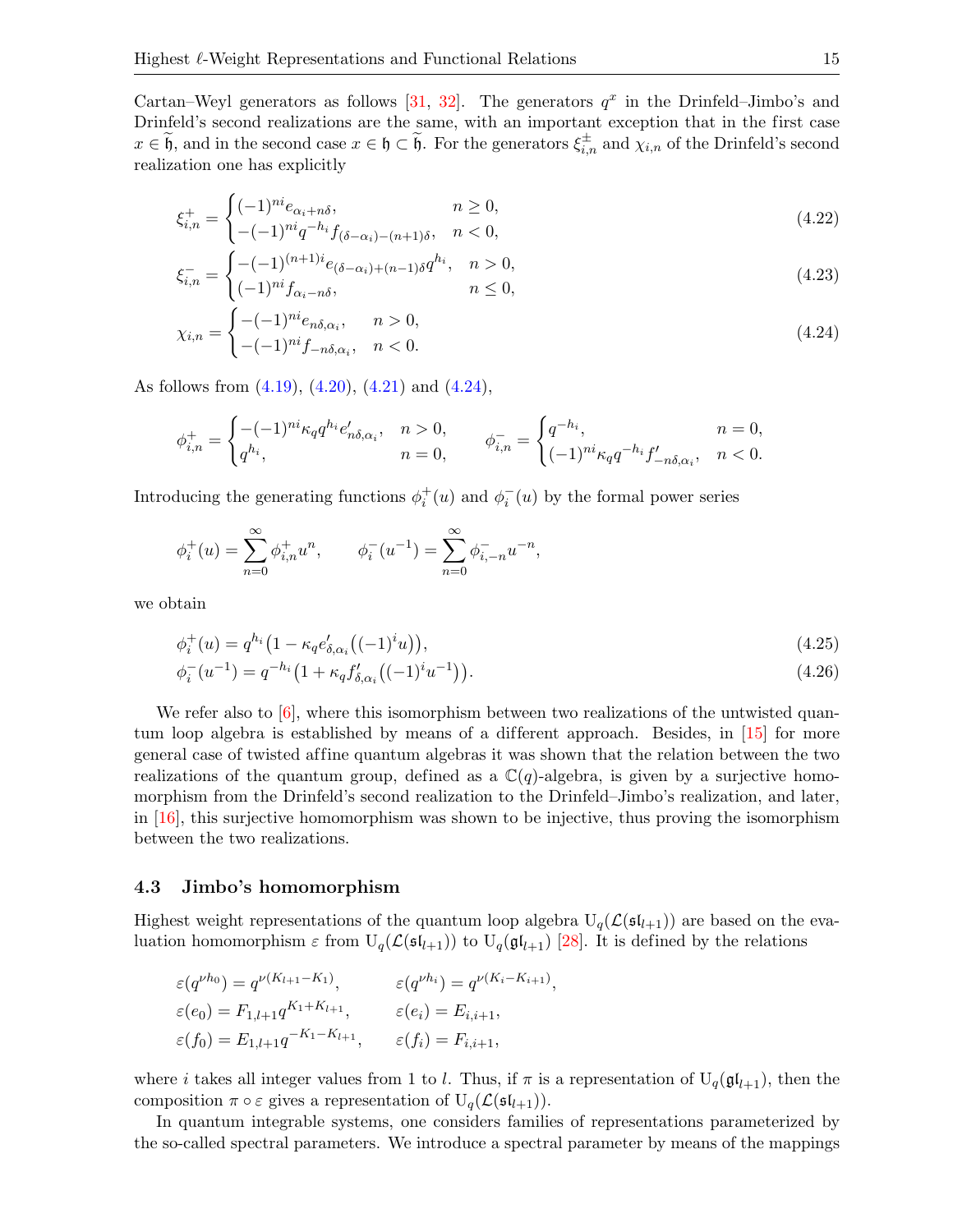Cartan–Weyl generators as follows [31, 32]. The generators $q^x$ in the Drinfeld–Jimbo's and Drinfeld's second realizations are the same, with an important exception that in the first case $x \in \widetilde{\mathfrak{h}}$, and in the second case $x \in \mathfrak{h} \subset \widetilde{\mathfrak{h}}$. For the generators $\xi^{\pm}_{i,n}$ and $\chi_{i,n}$ of the Drinfeld's second realization one has explicitly

$$
\xi^+_{i,n} = \begin{cases} (-1)^{ni} e_{\alpha_i + n\delta}, & n \geq 0, \\ -(-1)^{ni} q^{-h_i} f_{(\delta - \alpha_i) - (n+1)\delta}, & n < 0, \end{cases} \tag{4.22}
$$

$$
\xi^-_{i,n} = \begin{cases} -(-1)^{(n+1)i} e_{(\delta - \alpha_i) + (n-1)\delta} q^{h_i}, & n > 0, \\ (-1)^{ni} f_{\alpha_i - n\delta}, & n \leq 0, \end{cases} \tag{4.23}
$$

$$
\chi_{i,n} = \begin{cases} -(-1)^{ni} e_{n\delta, \alpha_i}, & n > 0, \\ -(-1)^{ni} f_{-n\delta, \alpha_i}, & n < 0. \end{cases} \tag{4.24}
$$

As follows from (4.19), (4.20), (4.21) and (4.24),

$$
\phi^+_{i,n} = \begin{cases} -(-1)^{ni} \kappa_q q^{h_i} e'_{n\delta, \alpha_i}, & n > 0, \\ q^{h_i}, & n = 0, \end{cases} \qquad \phi^-_{i,n} = \begin{cases} q^{-h_i}, & n = 0, \\ (-1)^{ni} \kappa_q q^{-h_i} f'_{-n\delta, \alpha_i}, & n < 0. \end{cases}
$$

Introducing the generating functions $\phi^+_i(u)$ and $\phi^-_i(u)$ by the formal power series

$$
\phi^+_i(u) = \sum_{n=0}^{\infty} \phi^+_{i,n} u^n, \qquad \phi^-_i(u^{-1}) = \sum_{n=0}^{\infty} \phi^-_{i,-n} u^{-n},
$$

we obtain

$$
\phi^+_i(u) = q^{h_i} \big(1 - \kappa_q e'_{\delta, \alpha_i}\big((-1)^i u\big)\big), \tag{4.25}
$$

$$
\phi^-_i(u^{-1}) = q^{-h_i} \big(1 + \kappa_q f'_{\delta, \alpha_i}\big((-1)^i u^{-1}\big)\big). \tag{4.26}
$$

We refer also to [6], where this isomorphism between two realizations of the untwisted quantum loop algebra is established by means of a different approach. Besides, in [15] for more general case of twisted affine quantum algebras it was shown that the relation between the two realizations of the quantum group, defined as a $\mathbb{C}(q)$-algebra, is given by a surjective homomorphism from the Drinfeld's second realization to the Drinfeld–Jimbo's realization, and later, in [16], this surjective homomorphism was shown to be injective, thus proving the isomorphism between the two realizations.

### 4.3 Jimbo's homomorphism

Highest weight representations of the quantum loop algebra $\mathrm{U}_q(\mathcal{L}(\mathfrak{sl}_{l+1}))$ are based on the evaluation homomorphism $\varepsilon$ from $\mathrm{U}_q(\mathcal{L}(\mathfrak{sl}_{l+1}))$ to $\mathrm{U}_q(\mathfrak{gl}_{l+1})$ [28]. It is defined by the relations

$$
\begin{aligned}
&\varepsilon(q^{\nu h_0}) = q^{\nu(K_{l+1} - K_1)}, && \varepsilon(q^{\nu h_i}) = q^{\nu(K_i - K_{i+1})}, \\
&\varepsilon(e_0) = F_{1,l+1} q^{K_1 + K_{l+1}}, && \varepsilon(e_i) = E_{i,i+1}, \\
&\varepsilon(f_0) = E_{1,l+1} q^{-K_1 - K_{l+1}}, && \varepsilon(f_i) = F_{i,i+1},
\end{aligned}
$$

where $i$ takes all integer values from 1 to $l$. Thus, if $\pi$ is a representation of $\mathrm{U}_q(\mathfrak{gl}_{l+1})$, then the composition $\pi \circ \varepsilon$ gives a representation of $\mathrm{U}_q(\mathcal{L}(\mathfrak{sl}_{l+1}))$.

In quantum integrable systems, one considers families of representations parameterized by the so-called spectral parameters. We introduce a spectral parameter by means of the mappings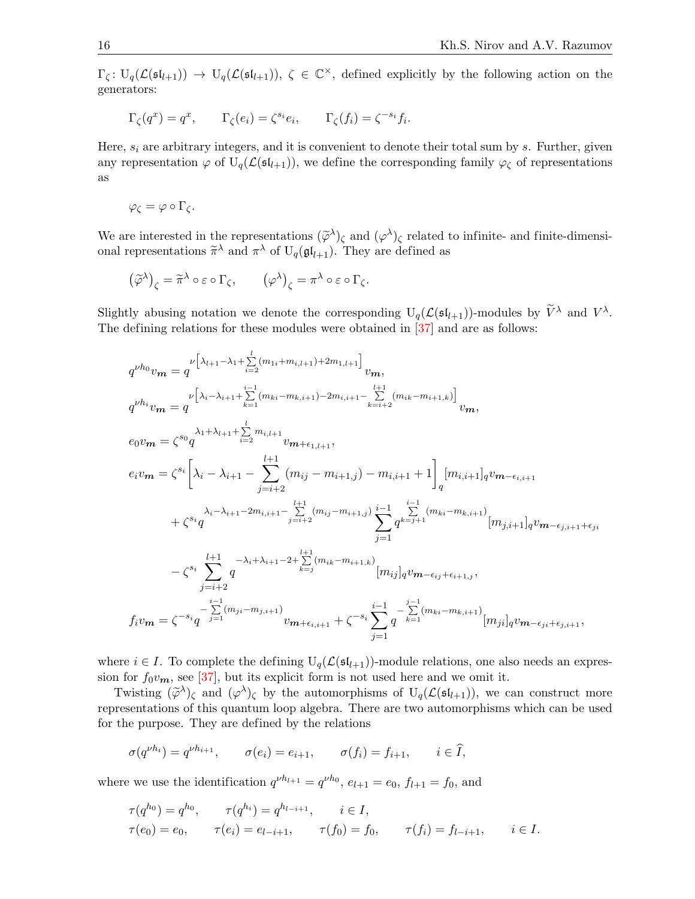$\Gamma_\zeta\colon \mathrm{U}_q(\mathcal{L}(\mathfrak{sl}_{l+1})) \to \mathrm{U}_q(\mathcal{L}(\mathfrak{sl}_{l+1}))$, $\zeta \in \mathbb{C}^\times$, defined explicitly by the following action on the generators:

$$\Gamma_\zeta(q^x) = q^x, \qquad \Gamma_\zeta(e_i) = \zeta^{s_i} e_i, \qquad \Gamma_\zeta(f_i) = \zeta^{-s_i} f_i.$$

Here, $s_i$ are arbitrary integers, and it is convenient to denote their total sum by $s$. Further, given any representation $\varphi$ of $\mathrm{U}_q(\mathcal{L}(\mathfrak{sl}_{l+1}))$, we define the corresponding family $\varphi_\zeta$ of representations as

$$\varphi_\zeta = \varphi \circ \Gamma_\zeta.$$

We are interested in the representations $(\widetilde{\varphi}^\lambda)_\zeta$ and $(\varphi^\lambda)_\zeta$ related to infinite- and finite-dimensional representations $\widetilde{\pi}^\lambda$ and $\pi^\lambda$ of $\mathrm{U}_q(\mathfrak{gl}_{l+1})$. They are defined as

$$\big(\widetilde{\varphi}^\lambda\big)_\zeta = \widetilde{\pi}^\lambda \circ \varepsilon \circ \Gamma_\zeta, \qquad \big(\varphi^\lambda\big)_\zeta = \pi^\lambda \circ \varepsilon \circ \Gamma_\zeta.$$

Slightly abusing notation we denote the corresponding $\mathrm{U}_q(\mathcal{L}(\mathfrak{sl}_{l+1}))$-modules by $\widetilde{V}^\lambda$ and $V^\lambda$. The defining relations for these modules were obtained in [37] and are as follows:

$$
\begin{aligned}
& q^{\nu h_0} v_{\boldsymbol{m}} = q^{\nu\left[\lambda_{l+1} - \lambda_1 + \sum\limits_{i=2}^{l}(m_{1i} + m_{i,l+1}) + 2m_{1,l+1}\right]} v_{\boldsymbol{m}}, \\
& q^{\nu h_i} v_{\boldsymbol{m}} = q^{\nu\left[\lambda_i - \lambda_{i+1} + \sum\limits_{k=1}^{i-1}(m_{ki} - m_{k,i+1}) - 2m_{i,i+1} - \sum\limits_{k=i+2}^{l+1}(m_{ik} - m_{i+1,k})\right]} v_{\boldsymbol{m}}, \\
& e_0 v_{\boldsymbol{m}} = \zeta^{s_0} q^{\lambda_1 + \lambda_{l+1} + \sum\limits_{i=2}^{l} m_{i,l+1}} v_{\boldsymbol{m} + \epsilon_{1,l+1}}, \\
& e_i v_{\boldsymbol{m}} = \zeta^{s_i}\left[\lambda_i - \lambda_{i+1} - \sum_{j=i+2}^{l+1}(m_{ij} - m_{i+1,j}) - m_{i,i+1} + 1\right]_q [m_{i,i+1}]_q v_{\boldsymbol{m} - \epsilon_{i,i+1}} \\
& \qquad + \zeta^{s_i} q^{\lambda_i - \lambda_{i+1} - 2m_{i,i+1} - \sum\limits_{j=i+2}^{l+1}(m_{ij} - m_{i+1,j})} \sum_{j=1}^{i-1} q^{\sum\limits_{k=j+1}^{i-1}(m_{ki} - m_{k,i+1})} [m_{j,i+1}]_q v_{\boldsymbol{m} - \epsilon_{j,i+1} + \epsilon_{ji}} \\
& \qquad - \zeta^{s_i} \sum_{j=i+2}^{l+1} q^{-\lambda_i + \lambda_{i+1} - 2 + \sum\limits_{k=j}^{l+1}(m_{ik} - m_{i+1,k})} [m_{ij}]_q v_{\boldsymbol{m} - \epsilon_{ij} + \epsilon_{i+1,j}}, \\
& f_i v_{\boldsymbol{m}} = \zeta^{-s_i} q^{-\sum\limits_{j=1}^{i-1}(m_{ji} - m_{j,i+1})} v_{\boldsymbol{m} + \epsilon_{i,i+1}} + \zeta^{-s_i} \sum_{j=1}^{i-1} q^{-\sum\limits_{k=1}^{j-1}(m_{ki} - m_{k,i+1})} [m_{ji}]_q v_{\boldsymbol{m} - \epsilon_{ji} + \epsilon_{j,i+1}},
\end{aligned}
$$

where $i \in I$. To complete the defining $\mathrm{U}_q(\mathcal{L}(\mathfrak{sl}_{l+1}))$-module relations, one also needs an expression for $f_0 v_{\boldsymbol{m}}$, see [37], but its explicit form is not used here and we omit it.

Twisting $(\widetilde{\varphi}^\lambda)_\zeta$ and $(\varphi^\lambda)_\zeta$ by the automorphisms of $\mathrm{U}_q(\mathcal{L}(\mathfrak{sl}_{l+1}))$, we can construct more representations of this quantum loop algebra. There are two automorphisms which can be used for the purpose. They are defined by the relations

$$\sigma(q^{\nu h_i}) = q^{\nu h_{i+1}}, \qquad \sigma(e_i) = e_{i+1}, \qquad \sigma(f_i) = f_{i+1}, \qquad i \in \widehat{I},$$

where we use the identification $q^{\nu h_{l+1}} = q^{\nu h_0}$, $e_{l+1} = e_0$, $f_{l+1} = f_0$, and

$$
\begin{aligned}
& \tau(q^{h_0}) = q^{h_0}, \qquad \tau(q^{h_i}) = q^{h_{l-i+1}}, \qquad i \in I, \\
& \tau(e_0) = e_0, \qquad \tau(e_i) = e_{l-i+1}, \qquad \tau(f_0) = f_0, \qquad \tau(f_i) = f_{l-i+1}, \qquad i \in I.
\end{aligned}
$$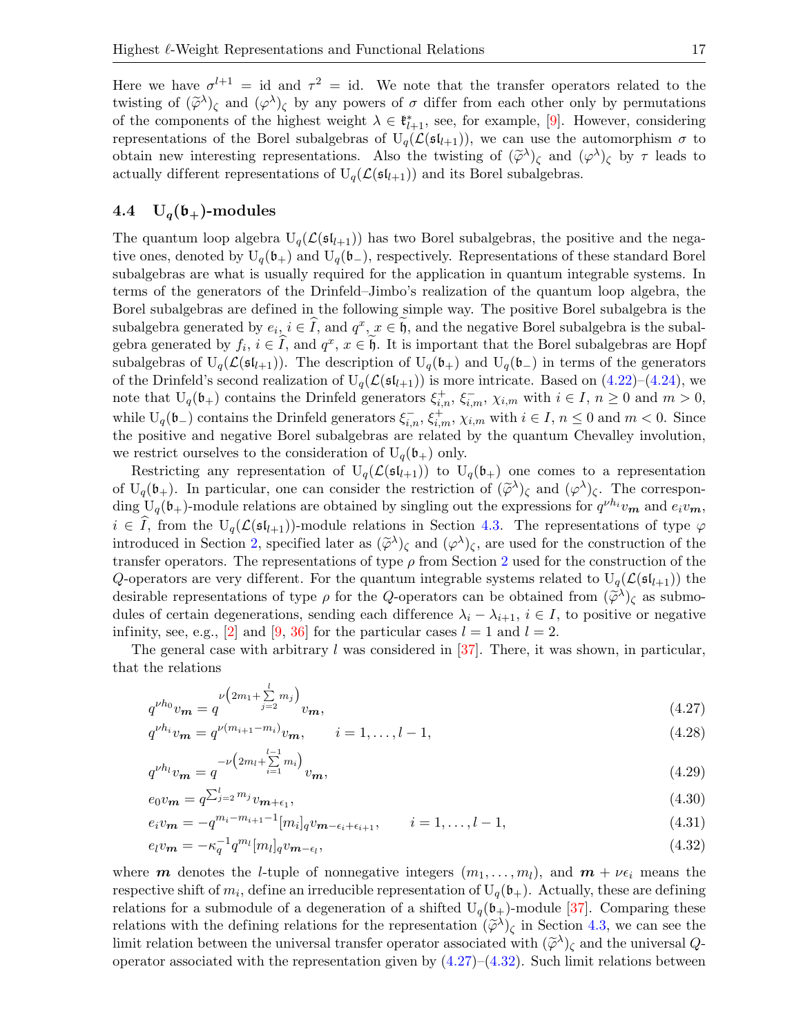Here we have $\sigma^{l+1} = \mathrm{id}$ and $\tau^2 = \mathrm{id}$. We note that the transfer operators related to the twisting of $(\widetilde{\varphi}^\lambda)_\zeta$ and $(\varphi^\lambda)_\zeta$ by any powers of $\sigma$ differ from each other only by permutations of the components of the highest weight $\lambda \in \mathfrak{k}^*_{l+1}$, see, for example, [9]. However, considering representations of the Borel subalgebras of $\mathrm{U}_q(\mathcal{L}(\mathfrak{sl}_{l+1}))$, we can use the automorphism $\sigma$ to obtain new interesting representations. Also the twisting of $(\widetilde{\varphi}^\lambda)_\zeta$ and $(\varphi^\lambda)_\zeta$ by $\tau$ leads to actually different representations of $\mathrm{U}_q(\mathcal{L}(\mathfrak{sl}_{l+1}))$ and its Borel subalgebras.

## 4.4 $\mathrm{U}_q(\mathfrak{b}_+)$-modules

The quantum loop algebra $\mathrm{U}_q(\mathcal{L}(\mathfrak{sl}_{l+1}))$ has two Borel subalgebras, the positive and the negative ones, denoted by $\mathrm{U}_q(\mathfrak{b}_+)$ and $\mathrm{U}_q(\mathfrak{b}_-)$, respectively. Representations of these standard Borel subalgebras are what is usually required for the application in quantum integrable systems. In terms of the generators of the Drinfeld–Jimbo's realization of the quantum loop algebra, the Borel subalgebras are defined in the following simple way. The positive Borel subalgebra is the subalgebra generated by $e_i$, $i \in \widehat{I}$, and $q^x$, $x \in \widetilde{\mathfrak{h}}$, and the negative Borel subalgebra is the subalgebra generated by $f_i$, $i \in \widehat{I}$, and $q^x$, $x \in \widetilde{\mathfrak{h}}$. It is important that the Borel subalgebras are Hopf subalgebras of $\mathrm{U}_q(\mathcal{L}(\mathfrak{sl}_{l+1}))$. The description of $\mathrm{U}_q(\mathfrak{b}_+)$ and $\mathrm{U}_q(\mathfrak{b}_-)$ in terms of the generators of the Drinfeld's second realization of $\mathrm{U}_q(\mathcal{L}(\mathfrak{sl}_{l+1}))$ is more intricate. Based on (4.22)–(4.24), we note that $\mathrm{U}_q(\mathfrak{b}_+)$ contains the Drinfeld generators $\xi^+_{i,n}$, $\xi^-_{i,m}$, $\chi_{i,m}$ with $i \in I$, $n \geq 0$ and $m > 0$, while $\mathrm{U}_q(\mathfrak{b}_-)$ contains the Drinfeld generators $\xi^-_{i,n}$, $\xi^+_{i,m}$, $\chi_{i,m}$ with $i \in I$, $n \leq 0$ and $m < 0$. Since the positive and negative Borel subalgebras are related by the quantum Chevalley involution, we restrict ourselves to the consideration of $\mathrm{U}_q(\mathfrak{b}_+)$ only.

Restricting any representation of $\mathrm{U}_q(\mathcal{L}(\mathfrak{sl}_{l+1}))$ to $\mathrm{U}_q(\mathfrak{b}_+)$ one comes to a representation of $\mathrm{U}_q(\mathfrak{b}_+)$. In particular, one can consider the restriction of $(\widetilde{\varphi}^\lambda)_\zeta$ and $(\varphi^\lambda)_\zeta$. The corresponding $\mathrm{U}_q(\mathfrak{b}_+)$-module relations are obtained by singling out the expressions for $q^{\nu h_i} v_{\boldsymbol{m}}$ and $e_i v_{\boldsymbol{m}}$, $i \in \widehat{I}$, from the $\mathrm{U}_q(\mathcal{L}(\mathfrak{sl}_{l+1}))$-module relations in Section 4.3. The representations of type $\varphi$ introduced in Section 2, specified later as $(\widetilde{\varphi}^\lambda)_\zeta$ and $(\varphi^\lambda)_\zeta$, are used for the construction of the transfer operators. The representations of type $\rho$ from Section 2 used for the construction of the $Q$-operators are very different. For the quantum integrable systems related to $\mathrm{U}_q(\mathcal{L}(\mathfrak{sl}_{l+1}))$ the desirable representations of type $\rho$ for the $Q$-operators can be obtained from $(\widetilde{\varphi}^\lambda)_\zeta$ as submodules of certain degenerations, sending each difference $\lambda_i - \lambda_{i+1}$, $i \in I$, to positive or negative infinity, see, e.g., [2] and [9, 36] for the particular cases $l = 1$ and $l = 2$.

The general case with arbitrary $l$ was considered in [37]. There, it was shown, in particular, that the relations

$$q^{\nu h_0} v_{\boldsymbol{m}} = q^{\nu\left(2m_1 + \sum\limits_{j=2}^{l} m_j\right)} v_{\boldsymbol{m}}, \tag{4.27}$$

$$q^{\nu h_i} v_{\boldsymbol{m}} = q^{\nu(m_{i+1} - m_i)} v_{\boldsymbol{m}}, \qquad i = 1, \ldots, l-1, \tag{4.28}$$

$$q^{\nu h_l} v_{\boldsymbol{m}} = q^{-\nu\left(2m_l + \sum\limits_{i=1}^{l-1} m_i\right)} v_{\boldsymbol{m}}, \tag{4.29}$$

$$e_0 v_{\boldsymbol{m}} = q^{\sum_{j=2}^{l} m_j} v_{\boldsymbol{m} + \epsilon_1}, \tag{4.30}$$

$$e_i v_{\boldsymbol{m}} = -q^{m_i - m_{i+1} - 1} [m_i]_q v_{\boldsymbol{m} - \epsilon_i + \epsilon_{i+1}}, \qquad i = 1, \ldots, l-1, \tag{4.31}$$

$$e_l v_{\boldsymbol{m}} = -\kappa_q^{-1} q^{m_l} [m_l]_q v_{\boldsymbol{m} - \epsilon_l}, \tag{4.32}$$

where $\boldsymbol{m}$ denotes the $l$-tuple of nonnegative integers $(m_1, \ldots, m_l)$, and $\boldsymbol{m} + \nu\epsilon_i$ means the respective shift of $m_i$, define an irreducible representation of $\mathrm{U}_q(\mathfrak{b}_+)$. Actually, these are defining relations for a submodule of a degeneration of a shifted $\mathrm{U}_q(\mathfrak{b}_+)$-module [37]. Comparing these relations with the defining relations for the representation $(\widetilde{\varphi}^\lambda)_\zeta$ in Section 4.3, we can see the limit relation between the universal transfer operator associated with $(\widetilde{\varphi}^\lambda)_\zeta$ and the universal $Q$-operator associated with the representation given by (4.27)–(4.32). Such limit relations between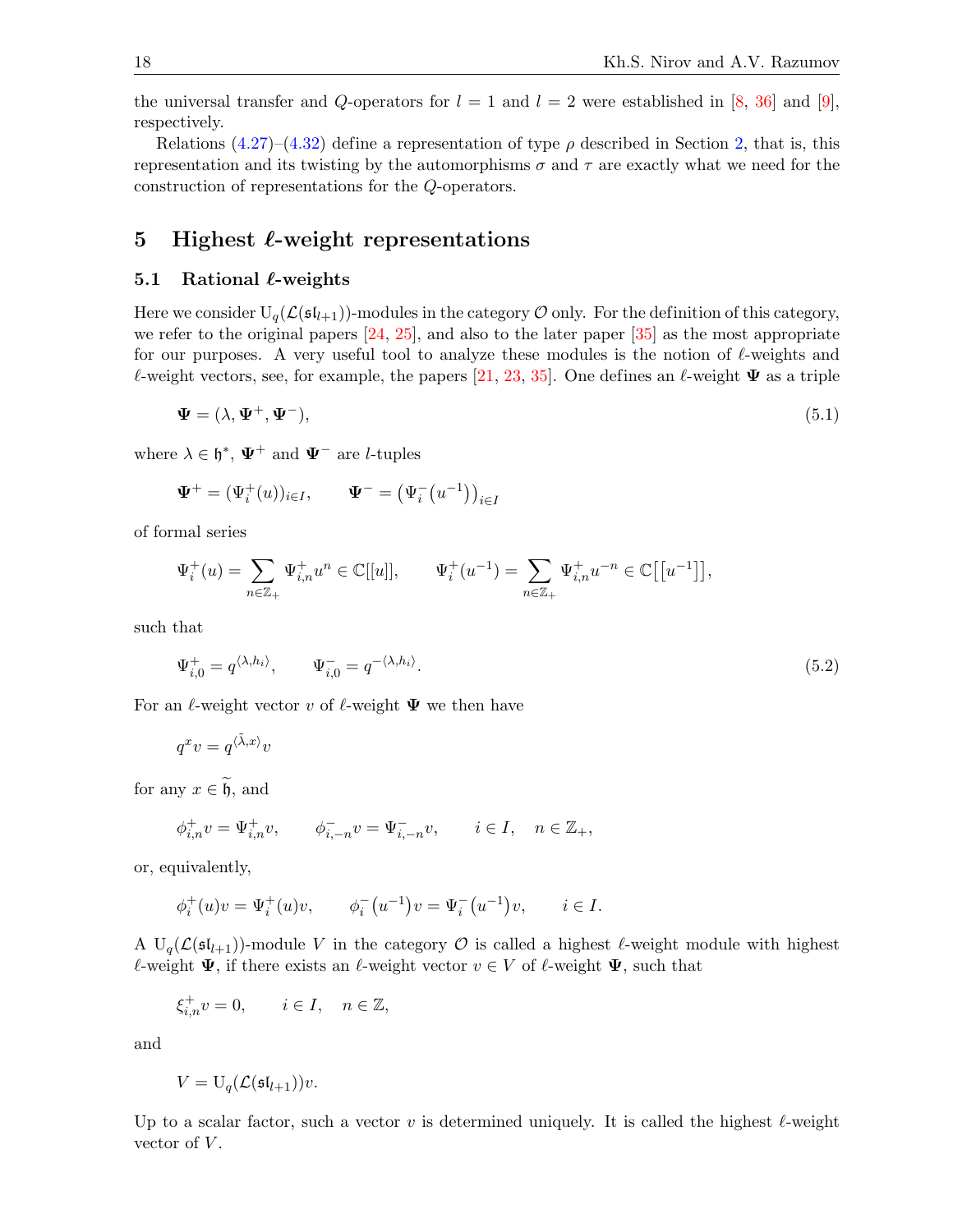the universal transfer and $Q$-operators for $l = 1$ and $l = 2$ were established in [8, 36] and [9], respectively.

Relations (4.27)–(4.32) define a representation of type $\rho$ described in Section 2, that is, this representation and its twisting by the automorphisms $\sigma$ and $\tau$ are exactly what we need for the construction of representations for the $Q$-operators.

## 5 Highest $\ell$-weight representations

### 5.1 Rational $\ell$-weights

Here we consider $\mathrm{U}_q(\mathcal{L}(\mathfrak{sl}_{l+1}))$-modules in the category $\mathcal{O}$ only. For the definition of this category, we refer to the original papers [24, 25], and also to the later paper [35] as the most appropriate for our purposes. A very useful tool to analyze these modules is the notion of $\ell$-weights and $\ell$-weight vectors, see, for example, the papers [21, 23, 35]. One defines an $\ell$-weight $\boldsymbol{\Psi}$ as a triple

$$\boldsymbol{\Psi} = (\lambda, \boldsymbol{\Psi}^+, \boldsymbol{\Psi}^-), \tag{5.1}$$

where $\lambda \in \mathfrak{h}^*$, $\boldsymbol{\Psi}^+$ and $\boldsymbol{\Psi}^-$ are $l$-tuples

$$\boldsymbol{\Psi}^+ = (\Psi_i^+(u))_{i\in I}, \qquad \boldsymbol{\Psi}^- = \left(\Psi_i^-\left(u^{-1}\right)\right)_{i\in I}$$

of formal series

$$\Psi_i^+(u) = \sum_{n\in\mathbb{Z}_+} \Psi_{i,n}^+ u^n \in \mathbb{C}[[u]], \qquad \Psi_i^+(u^{-1}) = \sum_{n\in\mathbb{Z}_+} \Psi_{i,n}^+ u^{-n} \in \mathbb{C}\left[\left[u^{-1}\right]\right],$$

such that

$$\Psi_{i,0}^+ = q^{\langle\lambda, h_i\rangle}, \qquad \Psi_{i,0}^- = q^{-\langle\lambda, h_i\rangle}. \tag{5.2}$$

For an $\ell$-weight vector $v$ of $\ell$-weight $\boldsymbol{\Psi}$ we then have

$$q^x v = q^{\langle\tilde{\lambda}, x\rangle} v$$

for any $x \in \widetilde{\mathfrak{h}}$, and

$$\phi_{i,n}^+ v = \Psi_{i,n}^+ v, \qquad \phi_{i,-n}^- v = \Psi_{i,-n}^- v, \qquad i \in I, \quad n \in \mathbb{Z}_+,$$

or, equivalently,

$$\phi_i^+(u) v = \Psi_i^+(u) v, \qquad \phi_i^-\left(u^{-1}\right) v = \Psi_i^-\left(u^{-1}\right) v, \qquad i \in I.$$

A $\mathrm{U}_q(\mathcal{L}(\mathfrak{sl}_{l+1}))$-module $V$ in the category $\mathcal{O}$ is called a highest $\ell$-weight module with highest $\ell$-weight $\boldsymbol{\Psi}$, if there exists an $\ell$-weight vector $v \in V$ of $\ell$-weight $\boldsymbol{\Psi}$, such that

$$\xi_{i,n}^+ v = 0, \qquad i \in I, \quad n \in \mathbb{Z},$$

and

$$V = \mathrm{U}_q(\mathcal{L}(\mathfrak{sl}_{l+1})) v.$$

Up to a scalar factor, such a vector $v$ is determined uniquely. It is called the highest $\ell$-weight vector of $V$.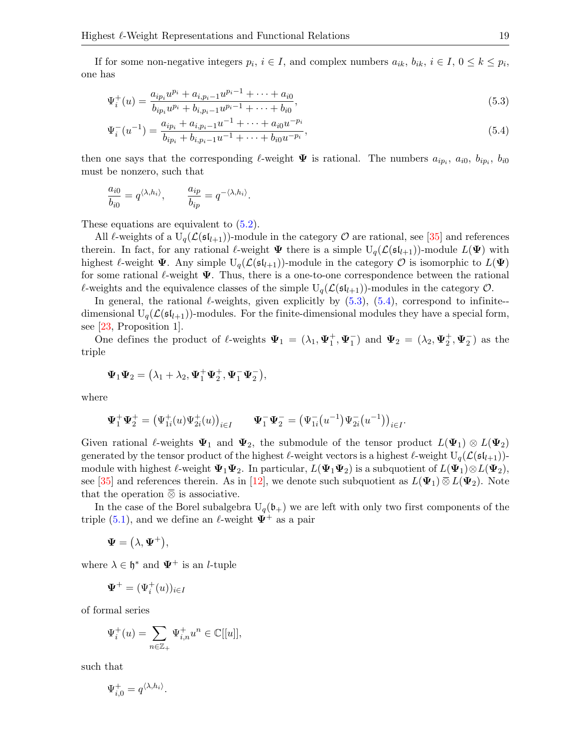If for some non-negative integers $p_i$, $i \in I$, and complex numbers $a_{ik}$, $b_{ik}$, $i \in I$, $0 \le k \le p_i$, one has

$$\Psi_i^+(u) = \frac{a_{ip_i} u^{p_i} + a_{i,p_i-1} u^{p_i-1} + \cdots + a_{i0}}{b_{ip_i} u^{p_i} + b_{i,p_i-1} u^{p_i-1} + \cdots + b_{i0}}, \tag{5.3}$$

$$\Psi_i^-(u^{-1}) = \frac{a_{ip_i} + a_{i,p_i-1} u^{-1} + \cdots + a_{i0} u^{-p_i}}{b_{ip_i} + b_{i,p_i-1} u^{-1} + \cdots + b_{i0} u^{-p_i}}, \tag{5.4}$$

then one says that the corresponding $\ell$-weight $\mathbf{\Psi}$ is rational. The numbers $a_{ip_i}$, $a_{i0}$, $b_{ip_i}$, $b_{i0}$ must be nonzero, such that

$$\frac{a_{i0}}{b_{i0}} = q^{\langle \lambda, h_i \rangle}, \qquad \frac{a_{ip}}{b_{ip}} = q^{-\langle \lambda, h_i \rangle}.$$

These equations are equivalent to (5.2).

All $\ell$-weights of a $\mathrm{U}_q(\mathcal{L}(\mathfrak{sl}_{l+1}))$-module in the category $\mathcal{O}$ are rational, see [35] and references therein. In fact, for any rational $\ell$-weight $\mathbf{\Psi}$ there is a simple $\mathrm{U}_q(\mathcal{L}(\mathfrak{sl}_{l+1}))$-module $L(\mathbf{\Psi})$ with highest $\ell$-weight $\mathbf{\Psi}$. Any simple $\mathrm{U}_q(\mathcal{L}(\mathfrak{sl}_{l+1}))$-module in the category $\mathcal{O}$ is isomorphic to $L(\mathbf{\Psi})$ for some rational $\ell$-weight $\mathbf{\Psi}$. Thus, there is a one-to-one correspondence between the rational $\ell$-weights and the equivalence classes of the simple $\mathrm{U}_q(\mathcal{L}(\mathfrak{sl}_{l+1}))$-modules in the category $\mathcal{O}$.

In general, the rational $\ell$-weights, given explicitly by (5.3), (5.4), correspond to infinite-dimensional $\mathrm{U}_q(\mathcal{L}(\mathfrak{sl}_{l+1}))$-modules. For the finite-dimensional modules they have a special form, see [23, Proposition 1].

One defines the product of $\ell$-weights $\mathbf{\Psi}_1 = (\lambda_1, \mathbf{\Psi}_1^+, \mathbf{\Psi}_1^-)$ and $\mathbf{\Psi}_2 = (\lambda_2, \mathbf{\Psi}_2^+, \mathbf{\Psi}_2^-)$ as the triple

$$\mathbf{\Psi}_1 \mathbf{\Psi}_2 = \big(\lambda_1 + \lambda_2, \mathbf{\Psi}_1^+ \mathbf{\Psi}_2^+, \mathbf{\Psi}_1^- \mathbf{\Psi}_2^-\big),$$

where

$$\mathbf{\Psi}_1^+ \mathbf{\Psi}_2^+ = \big(\Psi_{1i}^+(u) \Psi_{2i}^+(u)\big)_{i \in I} \qquad \mathbf{\Psi}_1^- \mathbf{\Psi}_2^- = \big(\Psi_{1i}^-(u^{-1}) \Psi_{2i}^-(u^{-1})\big)_{i \in I}.$$

Given rational $\ell$-weights $\mathbf{\Psi}_1$ and $\mathbf{\Psi}_2$, the submodule of the tensor product $L(\mathbf{\Psi}_1) \otimes L(\mathbf{\Psi}_2)$ generated by the tensor product of the highest $\ell$-weight vectors is a highest $\ell$-weight $\mathrm{U}_q(\mathcal{L}(\mathfrak{sl}_{l+1}))$-module with highest $\ell$-weight $\mathbf{\Psi}_1 \mathbf{\Psi}_2$. In particular, $L(\mathbf{\Psi}_1 \mathbf{\Psi}_2)$ is a subquotient of $L(\mathbf{\Psi}_1) \otimes L(\mathbf{\Psi}_2)$, see [35] and references therein. As in [12], we denote such subquotient as $L(\mathbf{\Psi}_1) \mathbin{\overline{\otimes}} L(\mathbf{\Psi}_2)$. Note that the operation $\overline{\otimes}$ is associative.

In the case of the Borel subalgebra $\mathrm{U}_q(\mathfrak{b}_+)$ we are left with only two first components of the triple (5.1), and we define an $\ell$-weight $\mathbf{\Psi}^+$ as a pair

$$\mathbf{\Psi} = \big(\lambda, \mathbf{\Psi}^+\big),$$

where $\lambda \in \mathfrak{h}^*$ and $\mathbf{\Psi}^+$ is an $l$-tuple

$$\mathbf{\Psi}^+ = (\Psi_i^+(u))_{i \in I}$$

of formal series

$$\Psi_i^+(u) = \sum_{n \in \mathbb{Z}_+} \Psi_{i,n}^+ u^n \in \mathbb{C}[[u]],$$

such that

$$\Psi_{i,0}^+ = q^{\langle \lambda, h_i \rangle}.$$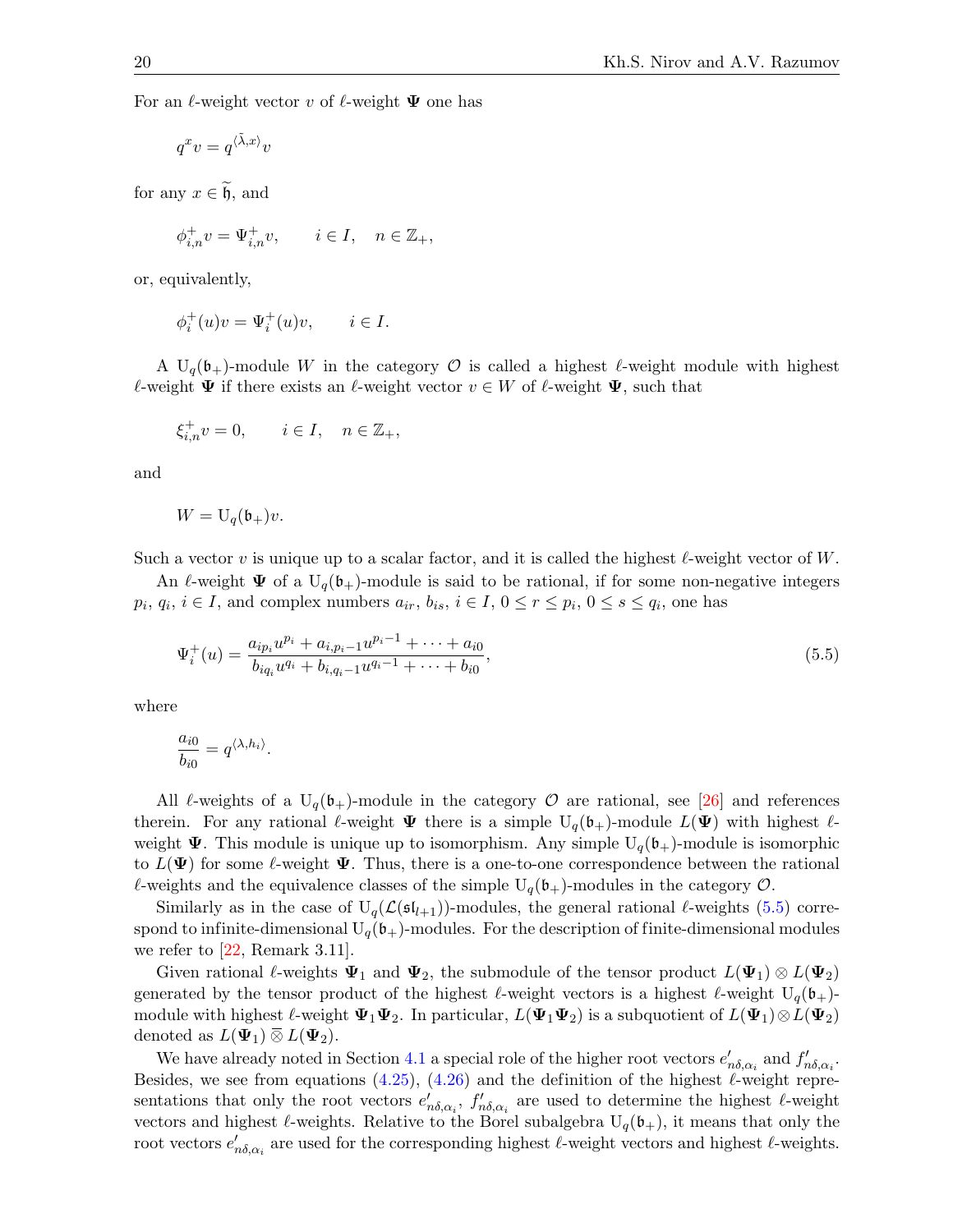For an $\ell$-weight vector $v$ of $\ell$-weight $\boldsymbol{\Psi}$ one has

$$
q^x v = q^{\langle \tilde{\lambda}, x \rangle} v
$$

for any $x \in \widetilde{\mathfrak{h}}$, and

$$
\phi^+_{i,n} v = \Psi^+_{i,n} v, \qquad i \in I, \quad n \in \mathbb{Z}_+,
$$

or, equivalently,

$$
\phi^+_i(u) v = \Psi^+_i(u) v, \qquad i \in I.
$$

A $\mathrm{U}_q(\mathfrak{b}_+)$-module $W$ in the category $\mathcal{O}$ is called a highest $\ell$-weight module with highest $\ell$-weight $\boldsymbol{\Psi}$ if there exists an $\ell$-weight vector $v \in W$ of $\ell$-weight $\boldsymbol{\Psi}$, such that

$$
\xi^+_{i,n} v = 0, \qquad i \in I, \quad n \in \mathbb{Z}_+,
$$

and

$$
W = \mathrm{U}_q(\mathfrak{b}_+) v.
$$

Such a vector $v$ is unique up to a scalar factor, and it is called the highest $\ell$-weight vector of $W$.

An $\ell$-weight $\boldsymbol{\Psi}$ of a $\mathrm{U}_q(\mathfrak{b}_+)$-module is said to be rational, if for some non-negative integers $p_i$, $q_i$, $i \in I$, and complex numbers $a_{ir}$, $b_{is}$, $i \in I$, $0 \le r \le p_i$, $0 \le s \le q_i$, one has

$$
\Psi^+_i(u) = \frac{a_{ip_i} u^{p_i} + a_{i,p_i-1} u^{p_i - 1} + \cdots + a_{i0}}{b_{iq_i} u^{q_i} + b_{i,q_i-1} u^{q_i - 1} + \cdots + b_{i0}}, \tag{5.5}
$$

where

$$
\frac{a_{i0}}{b_{i0}} = q^{\langle \lambda, h_i \rangle}.
$$

All $\ell$-weights of a $\mathrm{U}_q(\mathfrak{b}_+)$-module in the category $\mathcal{O}$ are rational, see [26] and references therein. For any rational $\ell$-weight $\boldsymbol{\Psi}$ there is a simple $\mathrm{U}_q(\mathfrak{b}_+)$-module $L(\boldsymbol{\Psi})$ with highest $\ell$-weight $\boldsymbol{\Psi}$. This module is unique up to isomorphism. Any simple $\mathrm{U}_q(\mathfrak{b}_+)$-module is isomorphic to $L(\boldsymbol{\Psi})$ for some $\ell$-weight $\boldsymbol{\Psi}$. Thus, there is a one-to-one correspondence between the rational $\ell$-weights and the equivalence classes of the simple $\mathrm{U}_q(\mathfrak{b}_+)$-modules in the category $\mathcal{O}$.

Similarly as in the case of $\mathrm{U}_q(\mathcal{L}(\mathfrak{sl}_{l+1}))$-modules, the general rational $\ell$-weights (5.5) correspond to infinite-dimensional $\mathrm{U}_q(\mathfrak{b}_+)$-modules. For the description of finite-dimensional modules we refer to [22, Remark 3.11].

Given rational $\ell$-weights $\boldsymbol{\Psi}_1$ and $\boldsymbol{\Psi}_2$, the submodule of the tensor product $L(\boldsymbol{\Psi}_1) \otimes L(\boldsymbol{\Psi}_2)$ generated by the tensor product of the highest $\ell$-weight vectors is a highest $\ell$-weight $\mathrm{U}_q(\mathfrak{b}_+)$-module with highest $\ell$-weight $\boldsymbol{\Psi}_1 \boldsymbol{\Psi}_2$. In particular, $L(\boldsymbol{\Psi}_1 \boldsymbol{\Psi}_2)$ is a subquotient of $L(\boldsymbol{\Psi}_1) \otimes L(\boldsymbol{\Psi}_2)$ denoted as $L(\boldsymbol{\Psi}_1) \mathbin{\overline{\otimes}} L(\boldsymbol{\Psi}_2)$.

We have already noted in Section 4.1 a special role of the higher root vectors $e'_{n\delta, \alpha_i}$ and $f'_{n\delta, \alpha_i}$. Besides, we see from equations (4.25), (4.26) and the definition of the highest $\ell$-weight representations that only the root vectors $e'_{n\delta, \alpha_i}$, $f'_{n\delta, \alpha_i}$ are used to determine the highest $\ell$-weight vectors and highest $\ell$-weights. Relative to the Borel subalgebra $\mathrm{U}_q(\mathfrak{b}_+)$, it means that only the root vectors $e'_{n\delta, \alpha_i}$ are used for the corresponding highest $\ell$-weight vectors and highest $\ell$-weights.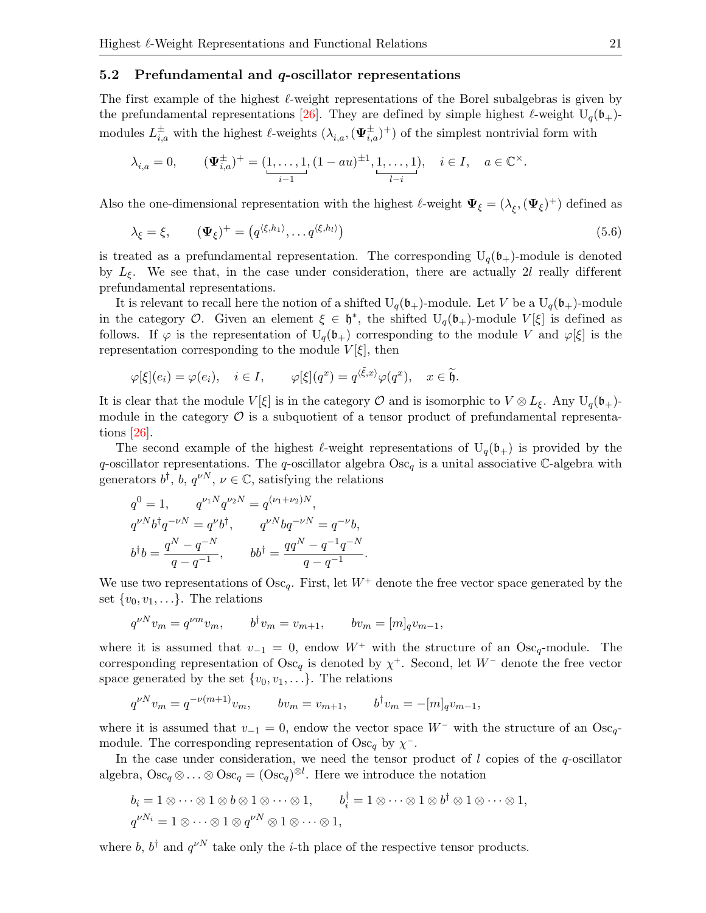### 5.2 Prefundamental and $q$-oscillator representations

The first example of the highest $\ell$-weight representations of the Borel subalgebras is given by the prefundamental representations [26]. They are defined by simple highest $\ell$-weight $\mathrm{U}_q(\mathfrak{b}_+)$-modules $L^\pm_{i,a}$ with the highest $\ell$-weights $(\lambda_{i,a}, (\mathbf{\Psi}^\pm_{i,a})^+)$ of the simplest nontrivial form with

$$\lambda_{i,a} = 0, \qquad (\mathbf{\Psi}^\pm_{i,a})^+ = (\underbrace{1, \ldots, 1}_{i-1}, (1 - au)^{\pm 1}, \underbrace{1, \ldots, 1}_{l-i}), \quad i \in I, \quad a \in \mathbb{C}^\times.$$

Also the one-dimensional representation with the highest $\ell$-weight $\mathbf{\Psi}_\xi = (\lambda_\xi, (\mathbf{\Psi}_\xi)^+)$ defined as

$$\lambda_\xi = \xi, \qquad (\mathbf{\Psi}_\xi)^+ = \big(q^{\langle \xi, h_1 \rangle}, \ldots q^{\langle \xi, h_l \rangle}\big) \tag{5.6}$$

is treated as a prefundamental representation. The corresponding $\mathrm{U}_q(\mathfrak{b}_+)$-module is denoted by $L_\xi$. We see that, in the case under consideration, there are actually $2l$ really different prefundamental representations.

It is relevant to recall here the notion of a shifted $\mathrm{U}_q(\mathfrak{b}_+)$-module. Let $V$ be a $\mathrm{U}_q(\mathfrak{b}_+)$-module in the category $\mathcal{O}$. Given an element $\xi \in \mathfrak{h}^*$, the shifted $\mathrm{U}_q(\mathfrak{b}_+)$-module $V[\xi]$ is defined as follows. If $\varphi$ is the representation of $\mathrm{U}_q(\mathfrak{b}_+)$ corresponding to the module $V$ and $\varphi[\xi]$ is the representation corresponding to the module $V[\xi]$, then

$$\varphi[\xi](e_i) = \varphi(e_i), \quad i \in I, \qquad \varphi[\xi](q^x) = q^{\langle \tilde{\xi}, x \rangle} \varphi(q^x), \quad x \in \widetilde{\mathfrak{h}}.$$

It is clear that the module $V[\xi]$ is in the category $\mathcal{O}$ and is isomorphic to $V \otimes L_\xi$. Any $\mathrm{U}_q(\mathfrak{b}_+)$-module in the category $\mathcal{O}$ is a subquotient of a tensor product of prefundamental representations [26].

The second example of the highest $\ell$-weight representations of $\mathrm{U}_q(\mathfrak{b}_+)$ is provided by the $q$-oscillator representations. The $q$-oscillator algebra $\mathrm{Osc}_q$ is a unital associative $\mathbb{C}$-algebra with generators $b^\dagger$, $b$, $q^{\nu N}$, $\nu \in \mathbb{C}$, satisfying the relations

$$q^0 = 1, \qquad q^{\nu_1 N} q^{\nu_2 N} = q^{(\nu_1 + \nu_2) N},$$
$$q^{\nu N} b^\dagger q^{-\nu N} = q^\nu b^\dagger, \qquad q^{\nu N} b q^{-\nu N} = q^{-\nu} b,$$
$$b^\dagger b = \frac{q^N - q^{-N}}{q - q^{-1}}, \qquad b b^\dagger = \frac{q q^N - q^{-1} q^{-N}}{q - q^{-1}}.$$

We use two representations of $\mathrm{Osc}_q$. First, let $W^+$ denote the free vector space generated by the set $\{v_0, v_1, \ldots\}$. The relations

$$q^{\nu N} v_m = q^{\nu m} v_m, \qquad b^\dagger v_m = v_{m+1}, \qquad b v_m = [m]_q v_{m-1},$$

where it is assumed that $v_{-1} = 0$, endow $W^+$ with the structure of an $\mathrm{Osc}_q$-module. The corresponding representation of $\mathrm{Osc}_q$ is denoted by $\chi^+$. Second, let $W^-$ denote the free vector space generated by the set $\{v_0, v_1, \ldots\}$. The relations

$$q^{\nu N} v_m = q^{-\nu(m+1)} v_m, \qquad b v_m = v_{m+1}, \qquad b^\dagger v_m = -[m]_q v_{m-1},$$

where it is assumed that $v_{-1} = 0$, endow the vector space $W^-$ with the structure of an $\mathrm{Osc}_q$-module. The corresponding representation of $\mathrm{Osc}_q$ by $\chi^-$.

In the case under consideration, we need the tensor product of $l$ copies of the $q$-oscillator algebra, $\mathrm{Osc}_q \otimes \ldots \otimes \mathrm{Osc}_q = (\mathrm{Osc}_q)^{\otimes l}$. Here we introduce the notation

$$b_i = 1 \otimes \cdots \otimes 1 \otimes b \otimes 1 \otimes \cdots \otimes 1, \qquad b_i^\dagger = 1 \otimes \cdots \otimes 1 \otimes b^\dagger \otimes 1 \otimes \cdots \otimes 1,$$
$$q^{\nu N_i} = 1 \otimes \cdots \otimes 1 \otimes q^{\nu N} \otimes 1 \otimes \cdots \otimes 1,$$

where $b$, $b^\dagger$ and $q^{\nu N}$ take only the $i$-th place of the respective tensor products.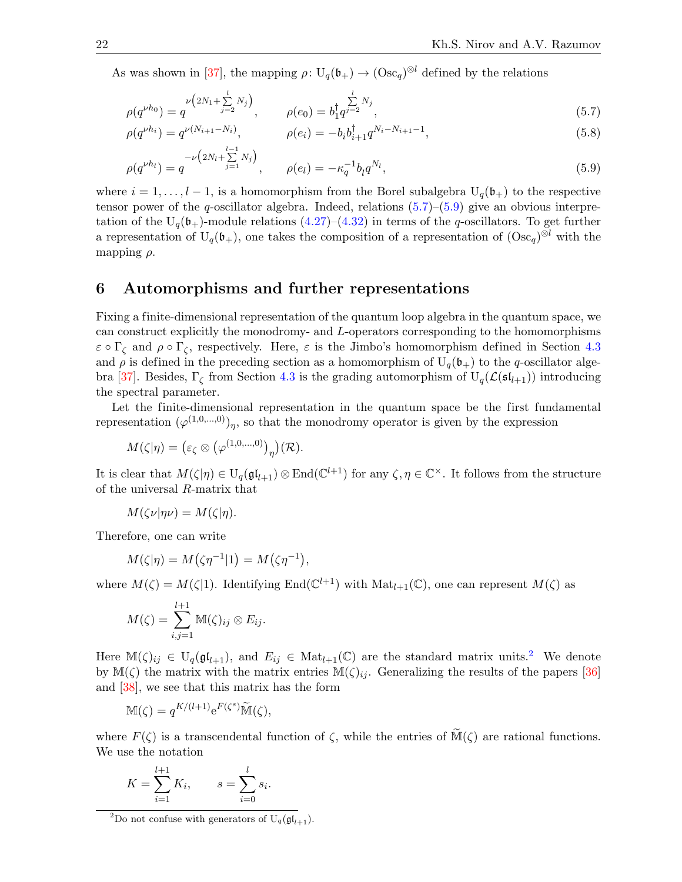As was shown in [37], the mapping $\rho\colon \mathrm{U}_q(\mathfrak{b}_+) \to (\mathrm{Osc}_q)^{\otimes l}$ defined by the relations

$$\rho(q^{\nu h_0}) = q^{\nu\left(2N_1 + \sum\limits_{j=2}^{l} N_j\right)}, \qquad \rho(e_0) = b_1^{\dagger} q^{\sum\limits_{j=2}^{l} N_j}, \tag{5.7}$$

$$\rho(q^{\nu h_i}) = q^{\nu(N_{i+1} - N_i)}, \qquad \rho(e_i) = -b_i b_{i+1}^{\dagger} q^{N_i - N_{i+1} - 1}, \tag{5.8}$$

$$\rho(q^{\nu h_l}) = q^{-\nu\left(2N_l + \sum\limits_{j=1}^{l-1} N_j\right)}, \qquad \rho(e_l) = -\kappa_q^{-1} b_l q^{N_l}, \tag{5.9}$$

where $i = 1, \ldots, l-1$, is a homomorphism from the Borel subalgebra $\mathrm{U}_q(\mathfrak{b}_+)$ to the respective tensor power of the $q$-oscillator algebra. Indeed, relations (5.7)–(5.9) give an obvious interpretation of the $\mathrm{U}_q(\mathfrak{b}_+)$-module relations (4.27)–(4.32) in terms of the $q$-oscillators. To get further a representation of $\mathrm{U}_q(\mathfrak{b}_+)$, one takes the composition of a representation of $(\mathrm{Osc}_q)^{\otimes l}$ with the mapping $\rho$.

## 6 Automorphisms and further representations

Fixing a finite-dimensional representation of the quantum loop algebra in the quantum space, we can construct explicitly the monodromy- and $L$-operators corresponding to the homomorphisms $\varepsilon \circ \Gamma_\zeta$ and $\rho \circ \Gamma_\zeta$, respectively. Here, $\varepsilon$ is the Jimbo's homomorphism defined in Section 4.3 and $\rho$ is defined in the preceding section as a homomorphism of $\mathrm{U}_q(\mathfrak{b}_+)$ to the $q$-oscillator algebra [37]. Besides, $\Gamma_\zeta$ from Section 4.3 is the grading automorphism of $\mathrm{U}_q(\mathcal{L}(\mathfrak{sl}_{l+1}))$ introducing the spectral parameter.

Let the finite-dimensional representation in the quantum space be the first fundamental representation $(\varphi^{(1,0,\ldots,0)})_\eta$, so that the monodromy operator is given by the expression

$$M(\zeta|\eta) = \left(\varepsilon_\zeta \otimes \left(\varphi^{(1,0,\ldots,0)}\right)_\eta\right)(\mathcal{R}).$$

It is clear that $M(\zeta|\eta) \in \mathrm{U}_q(\mathfrak{gl}_{l+1}) \otimes \mathrm{End}(\mathbb{C}^{l+1})$ for any $\zeta, \eta \in \mathbb{C}^\times$. It follows from the structure of the universal $R$-matrix that

$$M(\zeta\nu|\eta\nu) = M(\zeta|\eta).$$

Therefore, one can write

$$M(\zeta|\eta) = M\left(\zeta\eta^{-1}|1\right) = M\left(\zeta\eta^{-1}\right),$$

where $M(\zeta) = M(\zeta|1)$. Identifying $\mathrm{End}(\mathbb{C}^{l+1})$ with $\mathrm{Mat}_{l+1}(\mathbb{C})$, one can represent $M(\zeta)$ as

$$M(\zeta) = \sum_{i,j=1}^{l+1} \mathbb{M}(\zeta)_{ij} \otimes E_{ij}.$$

Here $\mathbb{M}(\zeta)_{ij} \in \mathrm{U}_q(\mathfrak{gl}_{l+1})$, and $E_{ij} \in \mathrm{Mat}_{l+1}(\mathbb{C})$ are the standard matrix units.[2] We denote by $\mathbb{M}(\zeta)$ the matrix with the matrix entries $\mathbb{M}(\zeta)_{ij}$. Generalizing the results of the papers [36] and [38], we see that this matrix has the form

$$\mathbb{M}(\zeta) = q^{K/(l+1)} \mathrm{e}^{F(\zeta^s)} \widetilde{\mathbb{M}}(\zeta),$$

where $F(\zeta)$ is a transcendental function of $\zeta$, while the entries of $\widetilde{\mathbb{M}}(\zeta)$ are rational functions. We use the notation

$$K = \sum_{i=1}^{l+1} K_i, \qquad s = \sum_{i=0}^{l} s_i.$$

[2] Do not confuse with generators of $\mathrm{U}_q(\mathfrak{gl}_{l+1})$.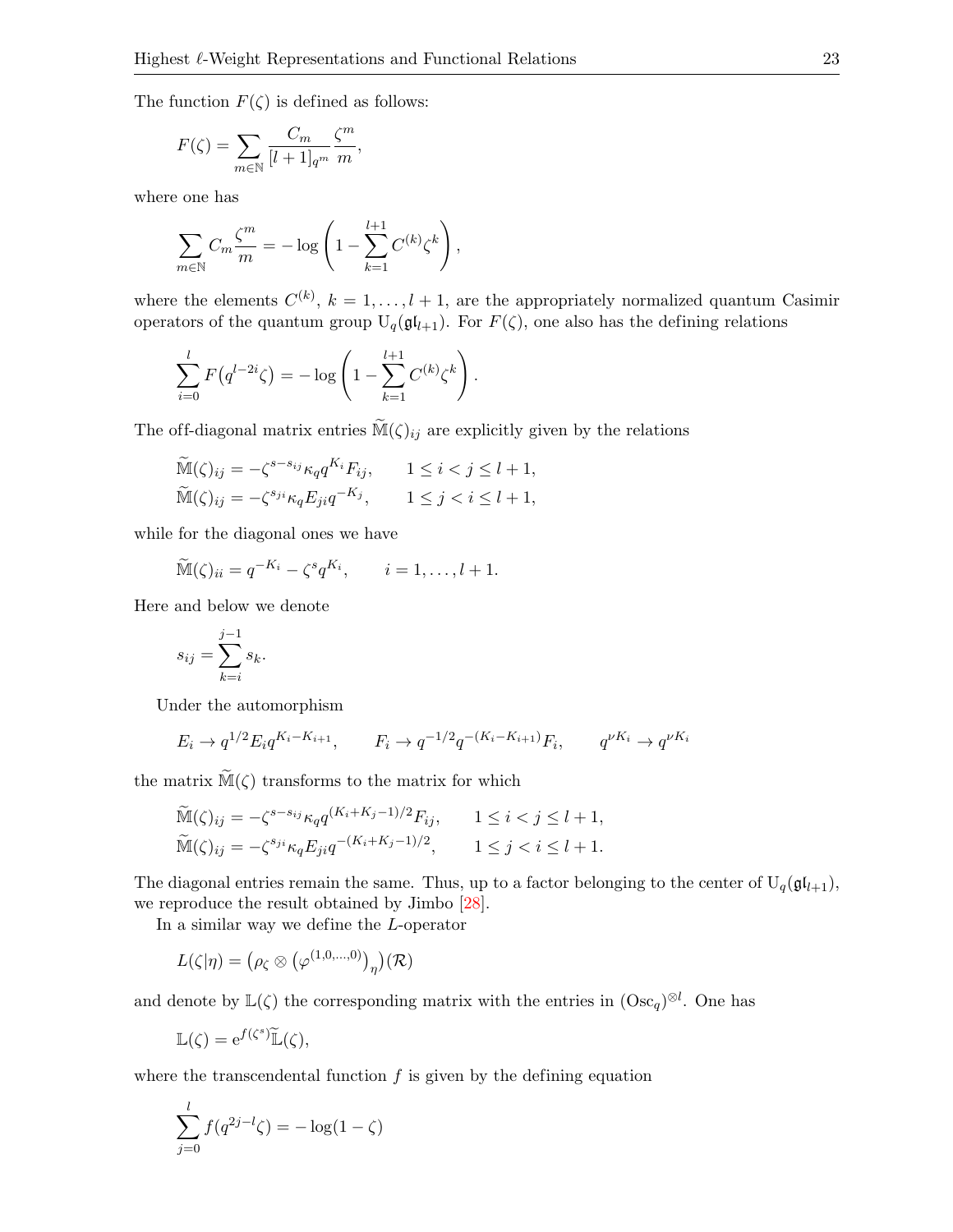The function $F(\zeta)$ is defined as follows:

$$F(\zeta) = \sum_{m \in \mathbb{N}} \frac{C_m}{[l+1]_{q^m}} \frac{\zeta^m}{m},$$

where one has

$$\sum_{m \in \mathbb{N}} C_m \frac{\zeta^m}{m} = -\log\left(1 - \sum_{k=1}^{l+1} C^{(k)} \zeta^k\right),$$

where the elements $C^{(k)}$, $k = 1, \ldots, l+1$, are the appropriately normalized quantum Casimir operators of the quantum group $\mathrm{U}_q(\mathfrak{gl}_{l+1})$. For $F(\zeta)$, one also has the defining relations

$$\sum_{i=0}^{l} F\big(q^{l-2i}\zeta\big) = -\log\left(1 - \sum_{k=1}^{l+1} C^{(k)} \zeta^k\right).$$

The off-diagonal matrix entries $\widetilde{\mathbb{M}}(\zeta)_{ij}$ are explicitly given by the relations

$$\widetilde{\mathbb{M}}(\zeta)_{ij} = -\zeta^{s - s_{ij}} \kappa_q q^{K_i} F_{ij}, \qquad 1 \le i < j \le l+1,$$
$$\widetilde{\mathbb{M}}(\zeta)_{ij} = -\zeta^{s_{ji}} \kappa_q E_{ji} q^{-K_j}, \qquad 1 \le j < i \le l+1,$$

while for the diagonal ones we have

$$\widetilde{\mathbb{M}}(\zeta)_{ii} = q^{-K_i} - \zeta^s q^{K_i}, \qquad i = 1, \ldots, l+1.$$

Here and below we denote

$$s_{ij} = \sum_{k=i}^{j-1} s_k.$$

Under the automorphism

$$E_i \to q^{1/2} E_i q^{K_i - K_{i+1}}, \qquad F_i \to q^{-1/2} q^{-(K_i - K_{i+1})} F_i, \qquad q^{\nu K_i} \to q^{\nu K_i}$$

the matrix $\widetilde{\mathbb{M}}(\zeta)$ transforms to the matrix for which

$$\widetilde{\mathbb{M}}(\zeta)_{ij} = -\zeta^{s - s_{ij}} \kappa_q q^{(K_i + K_j - 1)/2} F_{ij}, \qquad 1 \le i < j \le l+1,$$
$$\widetilde{\mathbb{M}}(\zeta)_{ij} = -\zeta^{s_{ji}} \kappa_q E_{ji} q^{-(K_i + K_j - 1)/2}, \qquad 1 \le j < i \le l+1.$$

The diagonal entries remain the same. Thus, up to a factor belonging to the center of $\mathrm{U}_q(\mathfrak{gl}_{l+1})$, we reproduce the result obtained by Jimbo [28].

In a similar way we define the $L$-operator

$$L(\zeta|\eta) = \big(\rho_\zeta \otimes \big(\varphi^{(1,0,\ldots,0)}\big)_\eta\big)(\mathcal{R})$$

and denote by $\mathbb{L}(\zeta)$ the corresponding matrix with the entries in $(\mathrm{Osc}_q)^{\otimes l}$. One has

$$\mathbb{L}(\zeta) = \mathrm{e}^{f(\zeta^s)} \widetilde{\mathbb{L}}(\zeta),$$

where the transcendental function $f$ is given by the defining equation

$$\sum_{j=0}^{l} f(q^{2j-l}\zeta) = -\log(1 - \zeta)$$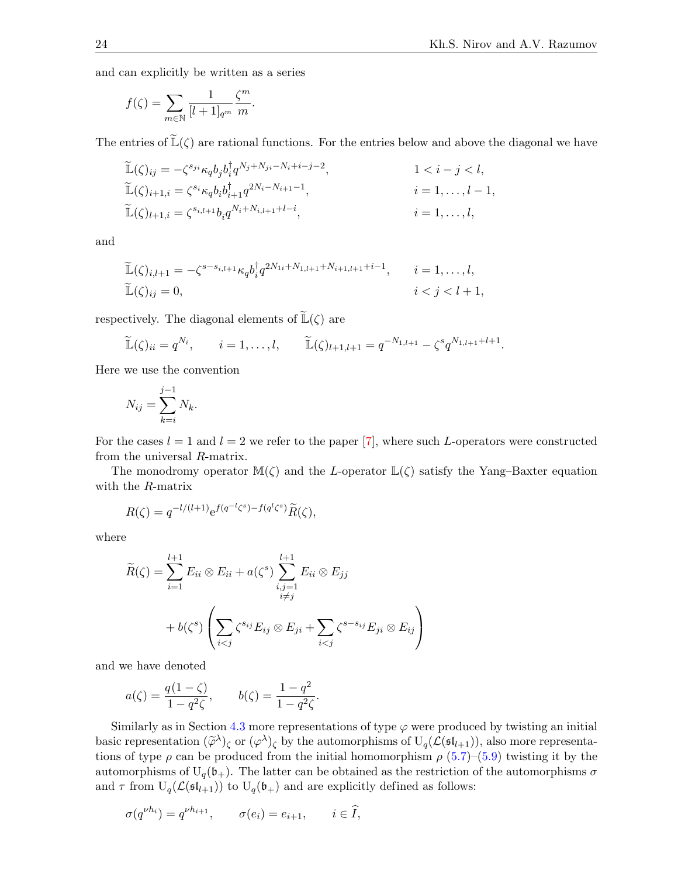and can explicitly be written as a series

$$f(\zeta) = \sum_{m \in \mathbb{N}} \frac{1}{[l+1]_{q^m}} \frac{\zeta^m}{m}.$$

The entries of $\widetilde{\mathbb{L}}(\zeta)$ are rational functions. For the entries below and above the diagonal we have

$$\begin{aligned}
&\widetilde{\mathbb{L}}(\zeta)_{ij} = -\zeta^{s_{ji}} \kappa_q b_j b_i^\dagger q^{N_j + N_{ji} - N_i + i - j - 2}, && 1 < i - j < l, \\
&\widetilde{\mathbb{L}}(\zeta)_{i+1, i} = \zeta^{s_i} \kappa_q b_i b_{i+1}^\dagger q^{2N_i - N_{i+1} - 1}, && i = 1, \ldots, l-1, \\
&\widetilde{\mathbb{L}}(\zeta)_{l+1, i} = \zeta^{s_{i, l+1}} b_i q^{N_i + N_{i, l+1} + l - i}, && i = 1, \ldots, l,
\end{aligned}$$

and

$$\begin{aligned}
&\widetilde{\mathbb{L}}(\zeta)_{i, l+1} = -\zeta^{s - s_{i, l+1}} \kappa_q b_i^\dagger q^{2N_{1i} + N_{1, l+1} + N_{i+1, l+1} + i - 1}, && i = 1, \ldots, l, \\
&\widetilde{\mathbb{L}}(\zeta)_{ij} = 0, && i < j < l+1,
\end{aligned}$$

respectively. The diagonal elements of $\widetilde{\mathbb{L}}(\zeta)$ are

$$\widetilde{\mathbb{L}}(\zeta)_{ii} = q^{N_i}, \qquad i = 1, \ldots, l, \qquad \widetilde{\mathbb{L}}(\zeta)_{l+1, l+1} = q^{-N_{1, l+1}} - \zeta^s q^{N_{1, l+1} + l + 1}.$$

Here we use the convention

$$N_{ij} = \sum_{k=i}^{j-1} N_k.$$

For the cases $l = 1$ and $l = 2$ we refer to the paper [7], where such $L$-operators were constructed from the universal $R$-matrix.

The monodromy operator $\mathbb{M}(\zeta)$ and the $L$-operator $\mathbb{L}(\zeta)$ satisfy the Yang–Baxter equation with the $R$-matrix

$$R(\zeta) = q^{-l/(l+1)} \mathrm{e}^{f(q^{-l}\zeta^s) - f(q^l \zeta^s)} \widetilde{R}(\zeta),$$

where

$$\widetilde{R}(\zeta) = \sum_{i=1}^{l+1} E_{ii} \otimes E_{ii} + a(\zeta^s) \sum_{\substack{i,j=1 \\ i \neq j}}^{l+1} E_{ii} \otimes E_{jj} + b(\zeta^s) \left( \sum_{i<j} \zeta^{s_{ij}} E_{ij} \otimes E_{ji} + \sum_{i<j} \zeta^{s - s_{ij}} E_{ji} \otimes E_{ij} \right)$$

and we have denoted

$$a(\zeta) = \frac{q(1 - \zeta)}{1 - q^2 \zeta}, \qquad b(\zeta) = \frac{1 - q^2}{1 - q^2 \zeta}.$$

Similarly as in Section 4.3 more representations of type $\varphi$ were produced by twisting an initial basic representation $(\widetilde{\varphi}^\lambda)_\zeta$ or $(\varphi^\lambda)_\zeta$ by the automorphisms of $\mathrm{U}_q(\mathcal{L}(\mathfrak{sl}_{l+1}))$, also more representations of type $\rho$ can be produced from the initial homomorphism $\rho$ (5.7)–(5.9) twisting it by the automorphisms of $\mathrm{U}_q(\mathfrak{b}_+)$. The latter can be obtained as the restriction of the automorphisms $\sigma$ and $\tau$ from $\mathrm{U}_q(\mathcal{L}(\mathfrak{sl}_{l+1}))$ to $\mathrm{U}_q(\mathfrak{b}_+)$ and are explicitly defined as follows:

$$\sigma(q^{\nu h_i}) = q^{\nu h_{i+1}}, \qquad \sigma(e_i) = e_{i+1}, \qquad i \in \widehat{I},$$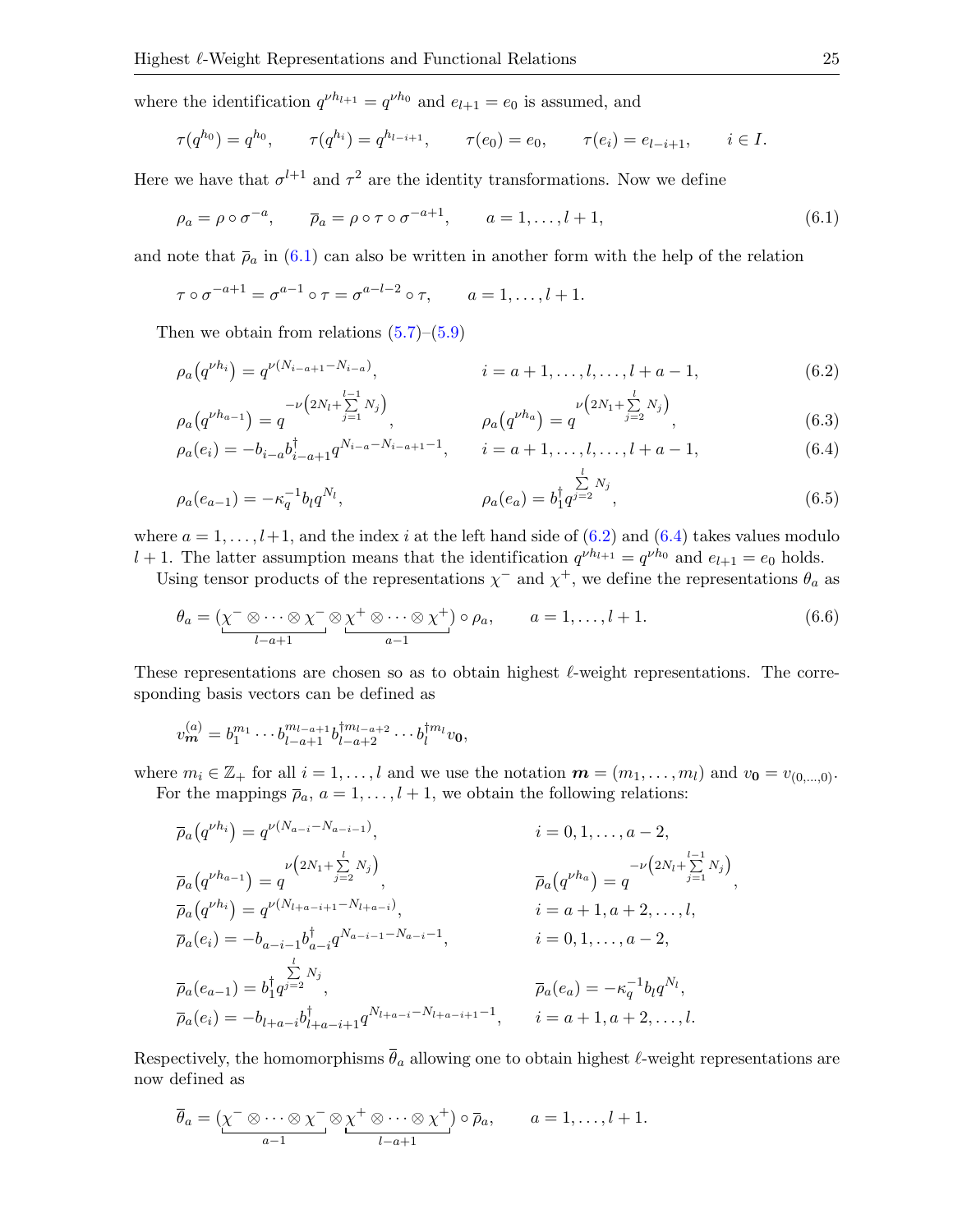where the identification $q^{\nu h_{l+1}} = q^{\nu h_0}$ and $e_{l+1} = e_0$ is assumed, and

$$\tau(q^{h_0}) = q^{h_0}, \qquad \tau(q^{h_i}) = q^{h_{l-i+1}}, \qquad \tau(e_0) = e_0, \qquad \tau(e_i) = e_{l-i+1}, \qquad i \in I.$$

Here we have that $\sigma^{l+1}$ and $\tau^2$ are the identity transformations. Now we define

$$\rho_a = \rho \circ \sigma^{-a}, \qquad \overline{\rho}_a = \rho \circ \tau \circ \sigma^{-a+1}, \qquad a = 1, \dots, l+1, \tag{6.1}$$

and note that $\overline{\rho}_a$ in (6.1) can also be written in another form with the help of the relation

$$\tau \circ \sigma^{-a+1} = \sigma^{a-1} \circ \tau = \sigma^{a-l-2} \circ \tau, \qquad a = 1, \dots, l+1.$$

Then we obtain from relations (5.7)–(5.9)

$$\rho_a\big(q^{\nu h_i}\big) = q^{\nu(N_{i-a+1} - N_{i-a})}, \qquad i = a+1, \dots, l, \dots, l+a-1, \tag{6.2}$$

$$\rho_a\big(q^{\nu h_{a-1}}\big) = q^{-\nu\left(2N_l + \sum\limits_{j=1}^{l-1} N_j\right)}, \qquad \rho_a\big(q^{\nu h_a}\big) = q^{\nu\left(2N_1 + \sum\limits_{j=2}^{l} N_j\right)}, \tag{6.3}$$

$$\rho_a(e_i) = -b_{i-a} b^{\dagger}_{i-a+1} q^{N_{i-a} - N_{i-a+1} - 1}, \qquad i = a+1, \dots, l, \dots, l+a-1, \tag{6.4}$$

$$\rho_a(e_{a-1}) = -\kappa_q^{-1} b_l q^{N_l}, \qquad \rho_a(e_a) = b^{\dagger}_1 q^{\sum\limits_{j=2}^{l} N_j}, \tag{6.5}$$

where $a = 1, \dots, l+1$, and the index $i$ at the left hand side of (6.2) and (6.4) takes values modulo $l+1$. The latter assumption means that the identification $q^{\nu h_{l+1}} = q^{\nu h_0}$ and $e_{l+1} = e_0$ holds.

Using tensor products of the representations $\chi^-$ and $\chi^+$, we define the representations $\theta_a$ as

$$\theta_a = (\underbrace{\chi^- \otimes \dots \otimes \chi^-}_{l-a+1} \otimes \underbrace{\chi^+ \otimes \dots \otimes \chi^+}_{a-1}) \circ \rho_a, \qquad a = 1, \dots, l+1. \tag{6.6}$$

These representations are chosen so as to obtain highest $\ell$-weight representations. The corresponding basis vectors can be defined as

$$v^{(a)}_{\boldsymbol{m}} = b_1^{m_1} \cdots b_{l-a+1}^{m_{l-a+1}} b^{\dagger m_{l-a+2}}_{l-a+2} \cdots b^{\dagger m_l}_{l} v_{\boldsymbol{0}},$$

where $m_i \in \mathbb{Z}_+$ for all $i = 1, \dots, l$ and we use the notation $\boldsymbol{m} = (m_1, \dots, m_l)$ and $v_{\boldsymbol{0}} = v_{(0,\dots,0)}$.

For the mappings $\overline{\rho}_a$, $a = 1, \dots, l+1$, we obtain the following relations:

$$\overline{\rho}_a\big(q^{\nu h_i}\big) = q^{\nu(N_{a-i} - N_{a-i-1})}, \qquad i = 0, 1, \dots, a-2,$$

$$\overline{\rho}_a\big(q^{\nu h_{a-1}}\big) = q^{\nu\left(2N_1 + \sum\limits_{j=2}^{l} N_j\right)}, \qquad \overline{\rho}_a\big(q^{\nu h_a}\big) = q^{-\nu\left(2N_l + \sum\limits_{j=1}^{l-1} N_j\right)},$$

$$\overline{\rho}_a\big(q^{\nu h_i}\big) = q^{\nu(N_{l+a-i+1} - N_{l+a-i})}, \qquad i = a+1, a+2, \dots, l,$$

$$\overline{\rho}_a(e_i) = -b_{a-i-1} b^{\dagger}_{a-i} q^{N_{a-i-1} - N_{a-i} - 1}, \qquad i = 0, 1, \dots, a-2,$$

$$\overline{\rho}_a(e_{a-1}) = b^{\dagger}_1 q^{\sum\limits_{j=2}^{l} N_j}, \qquad \overline{\rho}_a(e_a) = -\kappa_q^{-1} b_l q^{N_l},$$

$$\overline{\rho}_a(e_i) = -b_{l+a-i} b^{\dagger}_{l+a-i+1} q^{N_{l+a-i} - N_{l+a-i+1} - 1}, \qquad i = a+1, a+2, \dots, l.$$

Respectively, the homomorphisms $\overline{\theta}_a$ allowing one to obtain highest $\ell$-weight representations are now defined as

$$\overline{\theta}_a = (\underbrace{\chi^- \otimes \dots \otimes \chi^-}_{a-1} \otimes \underbrace{\chi^+ \otimes \dots \otimes \chi^+}_{l-a+1}) \circ \overline{\rho}_a, \qquad a = 1, \dots, l+1.$$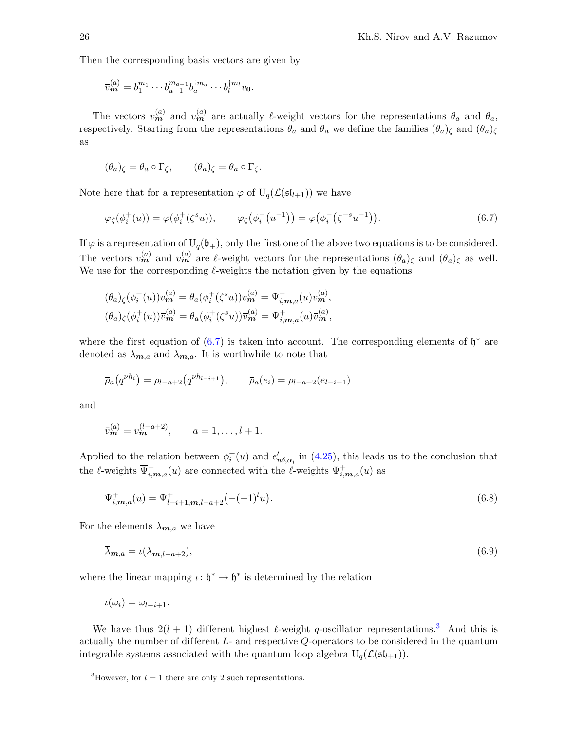Then the corresponding basis vectors are given by

$$\bar{v}^{(a)}_{\boldsymbol{m}} = b_1^{m_1} \cdots b_{a-1}^{m_{a-1}} b_a^{\dagger m_a} \cdots b_l^{\dagger m_l} v_{\mathbf{0}}.$$

The vectors $v^{(a)}_{\boldsymbol{m}}$ and $\overline{v}^{(a)}_{\boldsymbol{m}}$ are actually $\ell$-weight vectors for the representations $\theta_a$ and $\overline{\theta}_a$, respectively. Starting from the representations $\theta_a$ and $\overline{\theta}_a$ we define the families $(\theta_a)_\zeta$ and $(\overline{\theta}_a)_\zeta$ as

$$(\theta_a)_\zeta = \theta_a \circ \Gamma_\zeta, \qquad (\overline{\theta}_a)_\zeta = \overline{\theta}_a \circ \Gamma_\zeta.$$

Note here that for a representation $\varphi$ of $\mathrm{U}_q(\mathcal{L}(\mathfrak{sl}_{l+1}))$ we have

$$\varphi_\zeta(\phi_i^+(u)) = \varphi(\phi_i^+(\zeta^s u)), \qquad \varphi_\zeta\big(\phi_i^-\big(u^{-1}\big)\big) = \varphi\big(\phi_i^-\big(\zeta^{-s} u^{-1}\big)\big). \tag{6.7}$$

If $\varphi$ is a representation of $\mathrm{U}_q(\mathfrak{b}_+)$, only the first one of the above two equations is to be considered. The vectors $v^{(a)}_{\boldsymbol{m}}$ and $\overline{v}^{(a)}_{\boldsymbol{m}}$ are $\ell$-weight vectors for the representations $(\theta_a)_\zeta$ and $(\overline{\theta}_a)_\zeta$ as well. We use for the corresponding $\ell$-weights the notation given by the equations

$$(\theta_a)_\zeta(\phi_i^+(u)) v^{(a)}_{\boldsymbol{m}} = \theta_a(\phi_i^+(\zeta^s u)) v^{(a)}_{\boldsymbol{m}} = \Psi^+_{i,\boldsymbol{m},a}(u) v^{(a)}_{\boldsymbol{m}},$$
$$(\overline{\theta}_a)_\zeta(\phi_i^+(u)) \overline{v}^{(a)}_{\boldsymbol{m}} = \overline{\theta}_a(\phi_i^+(\zeta^s u)) \overline{v}^{(a)}_{\boldsymbol{m}} = \overline{\Psi}^+_{i,\boldsymbol{m},a}(u) \overline{v}^{(a)}_{\boldsymbol{m}},$$

where the first equation of (6.7) is taken into account. The corresponding elements of $\mathfrak{h}^*$ are denoted as $\lambda_{\boldsymbol{m},a}$ and $\overline{\lambda}_{\boldsymbol{m},a}$. It is worthwhile to note that

$$\overline{\rho}_a\big(q^{\nu h_i}\big) = \rho_{l-a+2}\big(q^{\nu h_{l-i+1}}\big), \qquad \overline{\rho}_a(e_i) = \rho_{l-a+2}(e_{l-i+1})$$

and

$$\bar{v}^{(a)}_{\boldsymbol{m}} = v^{(l-a+2)}_{\boldsymbol{m}}, \qquad a = 1, \dots, l+1.$$

Applied to the relation between $\phi_i^+(u)$ and $e'_{n\delta,\alpha_i}$ in (4.25), this leads us to the conclusion that the $\ell$-weights $\overline{\Psi}^+_{i,\boldsymbol{m},a}(u)$ are connected with the $\ell$-weights $\Psi^+_{i,\boldsymbol{m},a}(u)$ as

$$\overline{\Psi}^+_{i,\boldsymbol{m},a}(u) = \Psi^+_{l-i+1,\boldsymbol{m},l-a+2}\big(-(-1)^l u\big). \tag{6.8}$$

For the elements $\overline{\lambda}_{\boldsymbol{m},a}$ we have

$$\overline{\lambda}_{\boldsymbol{m},a} = \iota(\lambda_{\boldsymbol{m},l-a+2}), \tag{6.9}$$

where the linear mapping $\iota\colon \mathfrak{h}^* \to \mathfrak{h}^*$ is determined by the relation

$$\iota(\omega_i) = \omega_{l-i+1}.$$

We have thus $2(l+1)$ different highest $\ell$-weight $q$-oscillator representations.[3] And this is actually the number of different $L$- and respective $Q$-operators to be considered in the quantum integrable systems associated with the quantum loop algebra $\mathrm{U}_q(\mathcal{L}(\mathfrak{sl}_{l+1}))$.

[3]However, for $l = 1$ there are only 2 such representations.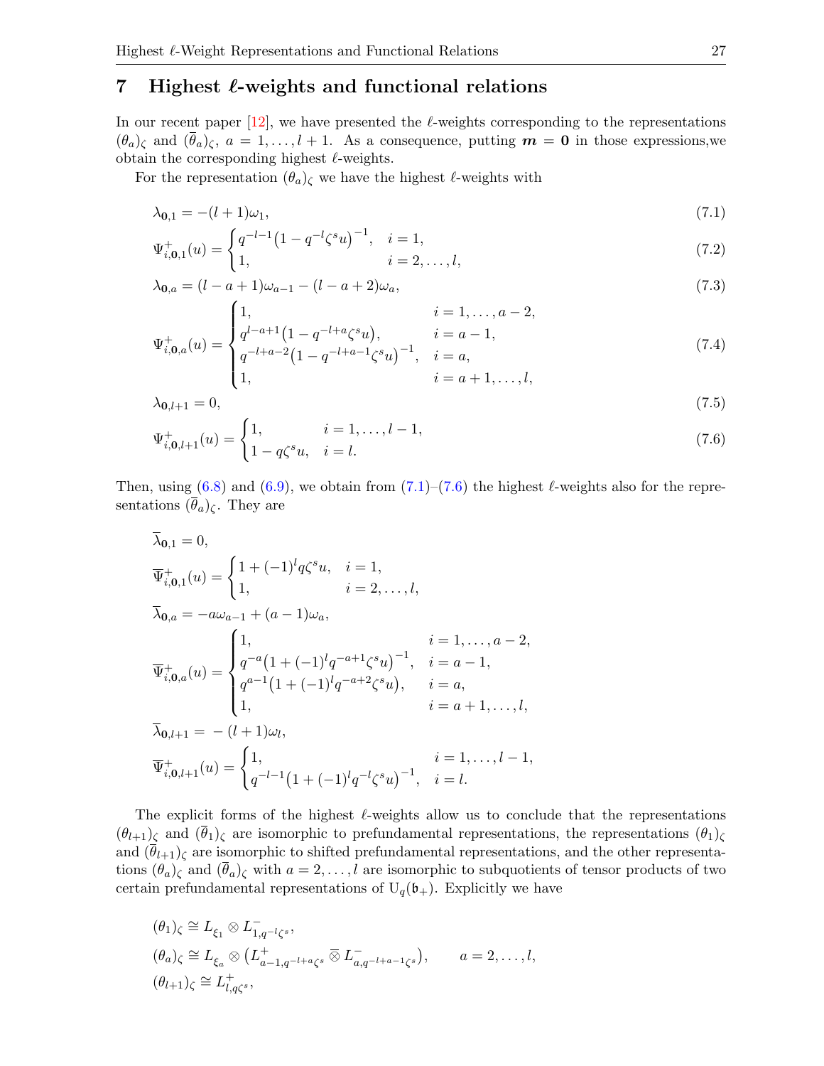## 7 Highest $\ell$-weights and functional relations

In our recent paper [12], we have presented the $\ell$-weights corresponding to the representations $(\theta_a)_\zeta$ and $(\overline{\theta}_a)_\zeta$, $a = 1, \dots, l+1$. As a consequence, putting $\boldsymbol{m} = \boldsymbol{0}$ in those expressions,we obtain the corresponding highest $\ell$-weights.

For the representation $(\theta_a)_\zeta$ we have the highest $\ell$-weights with

$$\lambda_{\boldsymbol{0},1} = -(l+1)\omega_1, \tag{7.1}$$

$$\Psi^+_{i,\boldsymbol{0},1}(u) = \begin{cases} q^{-l-1}\big(1 - q^{-l}\zeta^s u\big)^{-1}, & i = 1, \\ 1, & i = 2, \dots, l, \end{cases} \tag{7.2}$$

$$\lambda_{\boldsymbol{0},a} = (l-a+1)\omega_{a-1} - (l-a+2)\omega_a, \tag{7.3}$$

$$\Psi^+_{i,\boldsymbol{0},a}(u) = \begin{cases} 1, & i = 1, \dots, a-2, \\ q^{l-a+1}\big(1 - q^{-l+a}\zeta^s u\big), & i = a-1, \\ q^{-l+a-2}\big(1 - q^{-l+a-1}\zeta^s u\big)^{-1}, & i = a, \\ 1, & i = a+1, \dots, l, \end{cases} \tag{7.4}$$

$$\lambda_{\boldsymbol{0},l+1} = 0, \tag{7.5}$$

$$\Psi^+_{i,\boldsymbol{0},l+1}(u) = \begin{cases} 1, & i = 1, \dots, l-1, \\ 1 - q\zeta^s u, & i = l. \end{cases} \tag{7.6}$$

Then, using (6.8) and (6.9), we obtain from (7.1)–(7.6) the highest $\ell$-weights also for the representations $(\overline{\theta}_a)_\zeta$. They are

$$\overline{\lambda}_{\boldsymbol{0},1} = 0,$$

$$\overline{\Psi}^+_{i,\boldsymbol{0},1}(u) = \begin{cases} 1 + (-1)^l q\zeta^s u, & i = 1, \\ 1, & i = 2, \dots, l, \end{cases}$$

$$\overline{\lambda}_{\boldsymbol{0},a} = -a\omega_{a-1} + (a-1)\omega_a,$$

$$\overline{\Psi}^+_{i,\boldsymbol{0},a}(u) = \begin{cases} 1, & i = 1, \dots, a-2, \\ q^{-a}\big(1 + (-1)^l q^{-a+1}\zeta^s u\big)^{-1}, & i = a-1, \\ q^{a-1}\big(1 + (-1)^l q^{-a+2}\zeta^s u\big), & i = a, \\ 1, & i = a+1, \dots, l, \end{cases}$$

$$\overline{\lambda}_{\boldsymbol{0},l+1} = -(l+1)\omega_l,$$

$$\overline{\Psi}^+_{i,\boldsymbol{0},l+1}(u) = \begin{cases} 1, & i = 1, \dots, l-1, \\ q^{-l-1}\big(1 + (-1)^l q^{-l}\zeta^s u\big)^{-1}, & i = l. \end{cases}$$

The explicit forms of the highest $\ell$-weights allow us to conclude that the representations $(\theta_{l+1})_\zeta$ and $(\overline{\theta}_1)_\zeta$ are isomorphic to prefundamental representations, the representations $(\theta_1)_\zeta$ and $(\overline{\theta}_{l+1})_\zeta$ are isomorphic to shifted prefundamental representations, and the other representations $(\theta_a)_\zeta$ and $(\overline{\theta}_a)_\zeta$ with $a = 2, \dots, l$ are isomorphic to subquotients of tensor products of two certain prefundamental representations of $\mathrm{U}_q(\mathfrak{b}_+)$. Explicitly we have

$$(\theta_1)_\zeta \cong L_{\xi_1} \otimes L^-_{1,q^{-l}\zeta^s},$$

$$(\theta_a)_\zeta \cong L_{\xi_a} \otimes \big(L^+_{a-1,q^{-l+a}\zeta^s} \mathbin{\overline{\otimes}} L^-_{a,q^{-l+a-1}\zeta^s}\big), \qquad a = 2, \dots, l,$$

$$(\theta_{l+1})_\zeta \cong L^+_{l,q\zeta^s},$$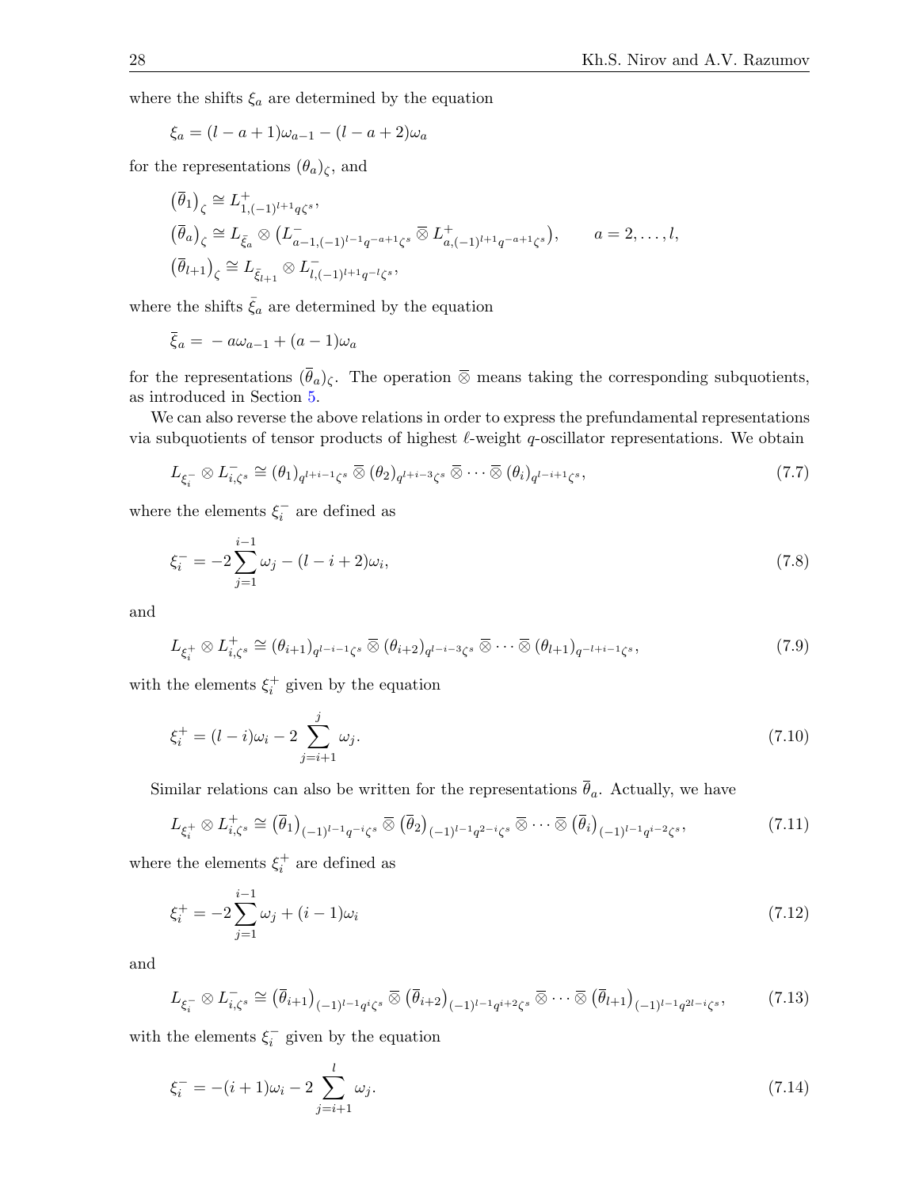where the shifts $\xi_a$ are determined by the equation

$$\xi_a = (l - a + 1)\omega_{a-1} - (l - a + 2)\omega_a$$

for the representations $(\theta_a)_\zeta$, and

$$\big(\overline{\theta}_1\big)_\zeta \cong L^+_{1,(-1)^{l+1}q\zeta^s},$$
$$\big(\overline{\theta}_a\big)_\zeta \cong L_{\bar{\xi}_a} \otimes \big(L^-_{a-1,(-1)^{l-1}q^{-a+1}\zeta^s} \mathbin{\overline{\otimes}} L^+_{a,(-1)^{l+1}q^{-a+1}\zeta^s}\big), \qquad a = 2, \dots, l,$$
$$\big(\overline{\theta}_{l+1}\big)_\zeta \cong L_{\bar{\xi}_{l+1}} \otimes L^-_{l,(-1)^{l+1}q^{-l}\zeta^s},$$

where the shifts $\bar{\xi}_a$ are determined by the equation

$$\bar{\xi}_a = -a\omega_{a-1} + (a-1)\omega_a$$

for the representations $(\overline{\theta}_a)_\zeta$. The operation $\overline{\otimes}$ means taking the corresponding subquotients, as introduced in Section 5.

We can also reverse the above relations in order to express the prefundamental representations via subquotients of tensor products of highest $\ell$-weight $q$-oscillator representations. We obtain

$$L_{\xi^-_i} \otimes L^-_{i,\zeta^s} \cong (\theta_1)_{q^{l+i-1}\zeta^s} \mathbin{\overline{\otimes}} (\theta_2)_{q^{l+i-3}\zeta^s} \mathbin{\overline{\otimes}} \cdots \mathbin{\overline{\otimes}} (\theta_i)_{q^{l-i+1}\zeta^s}, \tag{7.7}$$

where the elements $\xi^-_i$ are defined as

$$\xi^-_i = -2\sum_{j=1}^{i-1}\omega_j - (l - i + 2)\omega_i, \tag{7.8}$$

and

$$L_{\xi^+_i} \otimes L^+_{i,\zeta^s} \cong (\theta_{i+1})_{q^{l-i-1}\zeta^s} \mathbin{\overline{\otimes}} (\theta_{i+2})_{q^{l-i-3}\zeta^s} \mathbin{\overline{\otimes}} \cdots \mathbin{\overline{\otimes}} (\theta_{l+1})_{q^{-l+i-1}\zeta^s}, \tag{7.9}$$

with the elements $\xi^+_i$ given by the equation

$$\xi^+_i = (l - i)\omega_i - 2\sum_{j=i+1}^{j}\omega_j. \tag{7.10}$$

Similar relations can also be written for the representations $\overline{\theta}_a$. Actually, we have

$$L_{\xi^+_i} \otimes L^+_{i,\zeta^s} \cong \big(\overline{\theta}_1\big)_{(-1)^{l-1}q^{-i}\zeta^s} \mathbin{\overline{\otimes}} \big(\overline{\theta}_2\big)_{(-1)^{l-1}q^{2-i}\zeta^s} \mathbin{\overline{\otimes}} \cdots \mathbin{\overline{\otimes}} \big(\overline{\theta}_i\big)_{(-1)^{l-1}q^{i-2}\zeta^s}, \tag{7.11}$$

where the elements $\xi^+_i$ are defined as

$$\xi^+_i = -2\sum_{j=1}^{i-1}\omega_j + (i-1)\omega_i \tag{7.12}$$

and

$$L_{\xi^-_i} \otimes L^-_{i,\zeta^s} \cong \big(\overline{\theta}_{i+1}\big)_{(-1)^{l-1}q^{i}\zeta^s} \mathbin{\overline{\otimes}} \big(\overline{\theta}_{i+2}\big)_{(-1)^{l-1}q^{i+2}\zeta^s} \mathbin{\overline{\otimes}} \cdots \mathbin{\overline{\otimes}} \big(\overline{\theta}_{l+1}\big)_{(-1)^{l-1}q^{2l-i}\zeta^s}, \tag{7.13}$$

with the elements $\xi^-_i$ given by the equation

$$\xi^-_i = -(i+1)\omega_i - 2\sum_{j=i+1}^{l}\omega_j. \tag{7.14}$$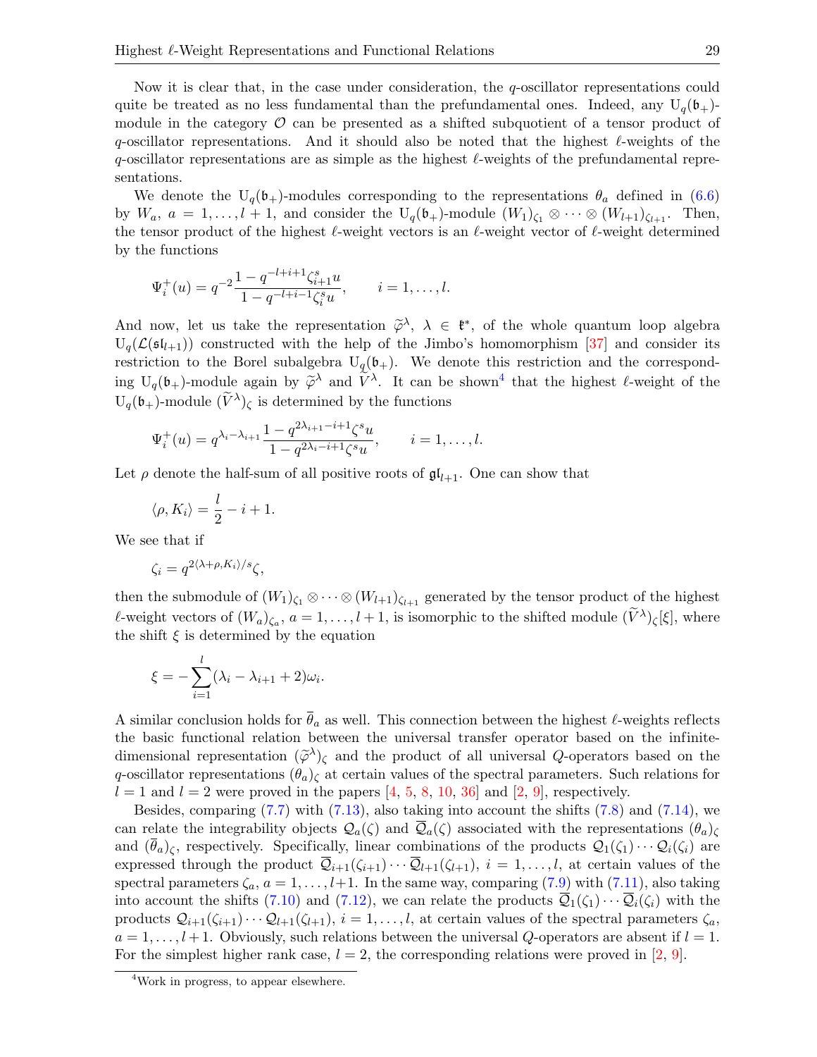Now it is clear that, in the case under consideration, the $q$-oscillator representations could quite be treated as no less fundamental than the prefundamental ones. Indeed, any $\mathrm{U}_q(\mathfrak{b}_+)$-module in the category $\mathcal{O}$ can be presented as a shifted subquotient of a tensor product of $q$-oscillator representations. And it should also be noted that the highest $\ell$-weights of the $q$-oscillator representations are as simple as the highest $\ell$-weights of the prefundamental representations.

We denote the $\mathrm{U}_q(\mathfrak{b}_+)$-modules corresponding to the representations $\theta_a$ defined in (6.6) by $W_a$, $a = 1, \ldots, l+1$, and consider the $\mathrm{U}_q(\mathfrak{b}_+)$-module $(W_1)_{\zeta_1} \otimes \cdots \otimes (W_{l+1})_{\zeta_{l+1}}$. Then, the tensor product of the highest $\ell$-weight vectors is an $\ell$-weight vector of $\ell$-weight determined by the functions

$$\Psi_i^+(u) = q^{-2} \frac{1 - q^{-l+i+1}\zeta_{i+1}^s u}{1 - q^{-l+i-1}\zeta_i^s u}, \qquad i = 1, \ldots, l.$$

And now, let us take the representation $\widetilde{\varphi}^\lambda$, $\lambda \in \mathfrak{k}^*$, of the whole quantum loop algebra $\mathrm{U}_q(\mathcal{L}(\mathfrak{sl}_{l+1}))$ constructed with the help of the Jimbo's homomorphism [37] and consider its restriction to the Borel subalgebra $\mathrm{U}_q(\mathfrak{b}_+)$. We denote this restriction and the corresponding $\mathrm{U}_q(\mathfrak{b}_+)$-module again by $\widetilde{\varphi}^\lambda$ and $\widetilde{V}^\lambda$. It can be shown[4] that the highest $\ell$-weight of the $\mathrm{U}_q(\mathfrak{b}_+)$-module $(\widetilde{V}^\lambda)_\zeta$ is determined by the functions

$$\Psi_i^+(u) = q^{\lambda_i - \lambda_{i+1}} \frac{1 - q^{2\lambda_{i+1} - i + 1}\zeta^s u}{1 - q^{2\lambda_i - i + 1}\zeta^s u}, \qquad i = 1, \ldots, l.$$

Let $\rho$ denote the half-sum of all positive roots of $\mathfrak{gl}_{l+1}$. One can show that

$$\langle \rho, K_i \rangle = \frac{l}{2} - i + 1.$$

We see that if

$$\zeta_i = q^{2\langle \lambda + \rho, K_i \rangle / s} \zeta,$$

then the submodule of $(W_1)_{\zeta_1} \otimes \cdots \otimes (W_{l+1})_{\zeta_{l+1}}$ generated by the tensor product of the highest $\ell$-weight vectors of $(W_a)_{\zeta_a}$, $a = 1, \ldots, l+1$, is isomorphic to the shifted module $(\widetilde{V}^\lambda)_\zeta[\xi]$, where the shift $\xi$ is determined by the equation

$$\xi = -\sum_{i=1}^{l} (\lambda_i - \lambda_{i+1} + 2)\omega_i.$$

A similar conclusion holds for $\overline{\theta}_a$ as well. This connection between the highest $\ell$-weights reflects the basic functional relation between the universal transfer operator based on the infinite-dimensional representation $(\widetilde{\varphi}^\lambda)_\zeta$ and the product of all universal $Q$-operators based on the $q$-oscillator representations $(\theta_a)_\zeta$ at certain values of the spectral parameters. Such relations for $l = 1$ and $l = 2$ were proved in the papers [4, 5, 8, 10, 36] and [2, 9], respectively.

Besides, comparing (7.7) with (7.13), also taking into account the shifts (7.8) and (7.14), we can relate the integrability objects $\mathcal{Q}_a(\zeta)$ and $\overline{\mathcal{Q}}_a(\zeta)$ associated with the representations $(\theta_a)_\zeta$ and $(\overline{\theta}_a)_\zeta$, respectively. Specifically, linear combinations of the products $\mathcal{Q}_1(\zeta_1) \cdots \mathcal{Q}_i(\zeta_i)$ are expressed through the product $\overline{\mathcal{Q}}_{i+1}(\zeta_{i+1}) \cdots \overline{\mathcal{Q}}_{l+1}(\zeta_{l+1})$, $i = 1, \ldots, l$, at certain values of the spectral parameters $\zeta_a$, $a = 1, \ldots, l+1$. In the same way, comparing (7.9) with (7.11), also taking into account the shifts (7.10) and (7.12), we can relate the products $\overline{\mathcal{Q}}_1(\zeta_1) \cdots \overline{\mathcal{Q}}_i(\zeta_i)$ with the products $\mathcal{Q}_{i+1}(\zeta_{i+1}) \cdots \mathcal{Q}_{l+1}(\zeta_{l+1})$, $i = 1, \ldots, l$, at certain values of the spectral parameters $\zeta_a$, $a = 1, \ldots, l+1$. Obviously, such relations between the universal $Q$-operators are absent if $l = 1$. For the simplest higher rank case, $l = 2$, the corresponding relations were proved in [2, 9].

---

[4] Work in progress, to appear elsewhere.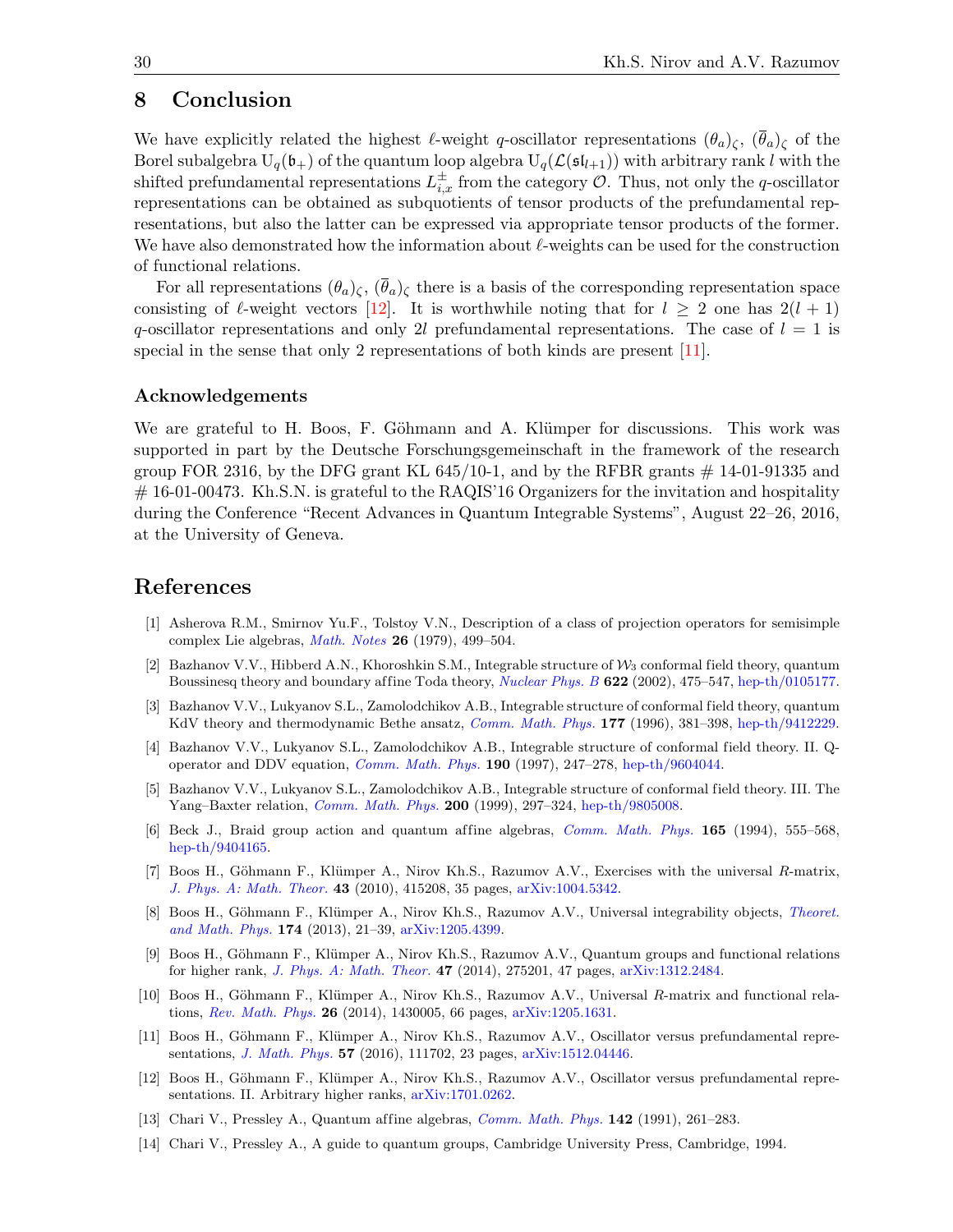## 8 Conclusion

We have explicitly related the highest $\ell$-weight $q$-oscillator representations $(\theta_a)_\zeta$, $(\overline{\theta}_a)_\zeta$ of the Borel subalgebra $\mathrm{U}_q(\mathfrak{b}_+)$ of the quantum loop algebra $\mathrm{U}_q(\mathcal{L}(\mathfrak{sl}_{l+1}))$ with arbitrary rank $l$ with the shifted prefundamental representations $L^{\pm}_{i,x}$ from the category $\mathcal{O}$. Thus, not only the $q$-oscillator representations can be obtained as subquotients of tensor products of the prefundamental representations, but also the latter can be expressed via appropriate tensor products of the former. We have also demonstrated how the information about $\ell$-weights can be used for the construction of functional relations.

For all representations $(\theta_a)_\zeta$, $(\overline{\theta}_a)_\zeta$ there is a basis of the corresponding representation space consisting of $\ell$-weight vectors [12]. It is worthwhile noting that for $l \geq 2$ one has $2(l+1)$ $q$-oscillator representations and only $2l$ prefundamental representations. The case of $l = 1$ is special in the sense that only 2 representations of both kinds are present [11].

### Acknowledgements

We are grateful to H. Boos, F. Göhmann and A. Klümper for discussions. This work was supported in part by the Deutsche Forschungsgemeinschaft in the framework of the research group FOR 2316, by the DFG grant KL 645/10-1, and by the RFBR grants # 14-01-91335 and # 16-01-00473. Kh.S.N. is grateful to the RAQIS'16 Organizers for the invitation and hospitality during the Conference "Recent Advances in Quantum Integrable Systems", August 22–26, 2016, at the University of Geneva.

## References

[1] Asherova R.M., Smirnov Yu.F., Tolstoy V.N., Description of a class of projection operators for semisimple complex Lie algebras, *Math. Notes* **26** (1979), 499–504.

[2] Bazhanov V.V., Hibberd A.N., Khoroshkin S.M., Integrable structure of $\mathcal{W}_3$ conformal field theory, quantum Boussinesq theory and boundary affine Toda theory, *Nuclear Phys. B* **622** (2002), 475–547, hep-th/0105177.

[3] Bazhanov V.V., Lukyanov S.L., Zamolodchikov A.B., Integrable structure of conformal field theory, quantum KdV theory and thermodynamic Bethe ansatz, *Comm. Math. Phys.* **177** (1996), 381–398, hep-th/9412229.

[4] Bazhanov V.V., Lukyanov S.L., Zamolodchikov A.B., Integrable structure of conformal field theory. II. Q-operator and DDV equation, *Comm. Math. Phys.* **190** (1997), 247–278, hep-th/9604044.

[5] Bazhanov V.V., Lukyanov S.L., Zamolodchikov A.B., Integrable structure of conformal field theory. III. The Yang–Baxter relation, *Comm. Math. Phys.* **200** (1999), 297–324, hep-th/9805008.

[6] Beck J., Braid group action and quantum affine algebras, *Comm. Math. Phys.* **165** (1994), 555–568, hep-th/9404165.

[7] Boos H., Göhmann F., Klümper A., Nirov Kh.S., Razumov A.V., Exercises with the universal $R$-matrix, *J. Phys. A: Math. Theor.* **43** (2010), 415208, 35 pages, arXiv:1004.5342.

[8] Boos H., Göhmann F., Klümper A., Nirov Kh.S., Razumov A.V., Universal integrability objects, *Theoret. and Math. Phys.* **174** (2013), 21–39, arXiv:1205.4399.

[9] Boos H., Göhmann F., Klümper A., Nirov Kh.S., Razumov A.V., Quantum groups and functional relations for higher rank, *J. Phys. A: Math. Theor.* **47** (2014), 275201, 47 pages, arXiv:1312.2484.

[10] Boos H., Göhmann F., Klümper A., Nirov Kh.S., Razumov A.V., Universal $R$-matrix and functional relations, *Rev. Math. Phys.* **26** (2014), 1430005, 66 pages, arXiv:1205.1631.

[11] Boos H., Göhmann F., Klümper A., Nirov Kh.S., Razumov A.V., Oscillator versus prefundamental representations, *J. Math. Phys.* **57** (2016), 111702, 23 pages, arXiv:1512.04446.

[12] Boos H., Göhmann F., Klümper A., Nirov Kh.S., Razumov A.V., Oscillator versus prefundamental representations. II. Arbitrary higher ranks, arXiv:1701.0262.

[13] Chari V., Pressley A., Quantum affine algebras, *Comm. Math. Phys.* **142** (1991), 261–283.

[14] Chari V., Pressley A., A guide to quantum groups, Cambridge University Press, Cambridge, 1994.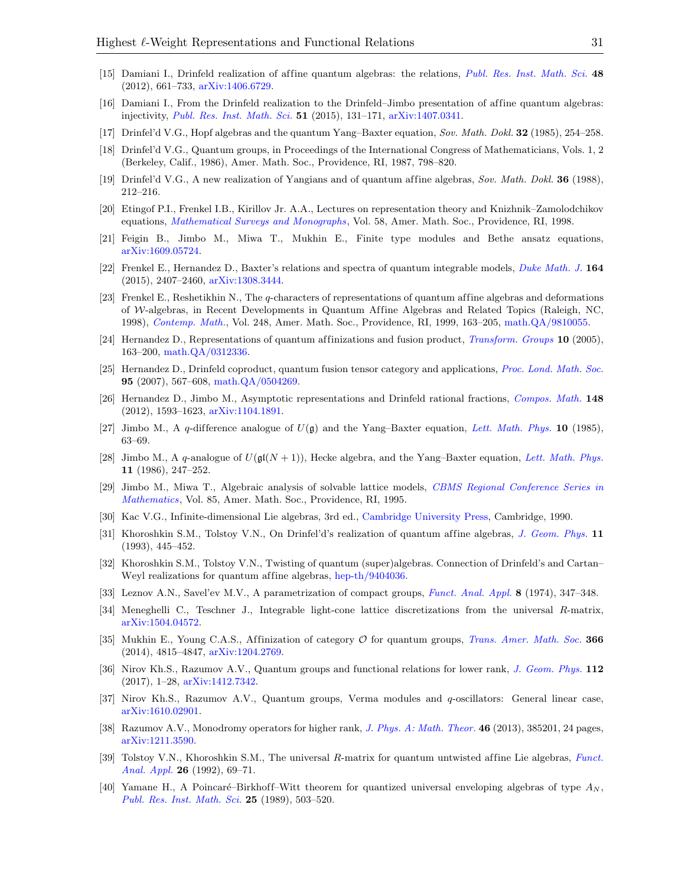[15] Damiani I., Drinfeld realization of affine quantum algebras: the relations, *Publ. Res. Inst. Math. Sci.* **48** (2012), 661–733, arXiv:1406.6729.

[16] Damiani I., From the Drinfeld realization to the Drinfeld–Jimbo presentation of affine quantum algebras: injectivity, *Publ. Res. Inst. Math. Sci.* **51** (2015), 131–171, arXiv:1407.0341.

[17] Drinfel'd V.G., Hopf algebras and the quantum Yang–Baxter equation, *Sov. Math. Dokl.* **32** (1985), 254–258.

[18] Drinfel'd V.G., Quantum groups, in Proceedings of the International Congress of Mathematicians, Vols. 1, 2 (Berkeley, Calif., 1986), Amer. Math. Soc., Providence, RI, 1987, 798–820.

[19] Drinfel'd V.G., A new realization of Yangians and of quantum affine algebras, *Sov. Math. Dokl.* **36** (1988), 212–216.

[20] Etingof P.I., Frenkel I.B., Kirillov Jr. A.A., Lectures on representation theory and Knizhnik–Zamolodchikov equations, *Mathematical Surveys and Monographs*, Vol. 58, Amer. Math. Soc., Providence, RI, 1998.

[21] Feigin B., Jimbo M., Miwa T., Mukhin E., Finite type modules and Bethe ansatz equations, arXiv:1609.05724.

[22] Frenkel E., Hernandez D., Baxter's relations and spectra of quantum integrable models, *Duke Math. J.* **164** (2015), 2407–2460, arXiv:1308.3444.

[23] Frenkel E., Reshetikhin N., The $q$-characters of representations of quantum affine algebras and deformations of $\mathcal{W}$-algebras, in Recent Developments in Quantum Affine Algebras and Related Topics (Raleigh, NC, 1998), *Contemp. Math.*, Vol. 248, Amer. Math. Soc., Providence, RI, 1999, 163–205, math.QA/9810055.

[24] Hernandez D., Representations of quantum affinizations and fusion product, *Transform. Groups* **10** (2005), 163–200, math.QA/0312336.

[25] Hernandez D., Drinfeld coproduct, quantum fusion tensor category and applications, *Proc. Lond. Math. Soc.* **95** (2007), 567–608, math.QA/0504269.

[26] Hernandez D., Jimbo M., Asymptotic representations and Drinfeld rational fractions, *Compos. Math.* **148** (2012), 1593–1623, arXiv:1104.1891.

[27] Jimbo M., A $q$-difference analogue of $U(\mathfrak{g})$ and the Yang–Baxter equation, *Lett. Math. Phys.* **10** (1985), 63–69.

[28] Jimbo M., A $q$-analogue of $U(\mathfrak{gl}(N+1))$, Hecke algebra, and the Yang–Baxter equation, *Lett. Math. Phys.* **11** (1986), 247–252.

[29] Jimbo M., Miwa T., Algebraic analysis of solvable lattice models, *CBMS Regional Conference Series in Mathematics*, Vol. 85, Amer. Math. Soc., Providence, RI, 1995.

[30] Kac V.G., Infinite-dimensional Lie algebras, 3rd ed., Cambridge University Press, Cambridge, 1990.

[31] Khoroshkin S.M., Tolstoy V.N., On Drinfel'd's realization of quantum affine algebras, *J. Geom. Phys.* **11** (1993), 445–452.

[32] Khoroshkin S.M., Tolstoy V.N., Twisting of quantum (super)algebras. Connection of Drinfeld's and Cartan–Weyl realizations for quantum affine algebras, hep-th/9404036.

[33] Leznov A.N., Savel'ev M.V., A parametrization of compact groups, *Funct. Anal. Appl.* **8** (1974), 347–348.

[34] Meneghelli C., Teschner J., Integrable light-cone lattice discretizations from the universal $R$-matrix, arXiv:1504.04572.

[35] Mukhin E., Young C.A.S., Affinization of category $\mathcal{O}$ for quantum groups, *Trans. Amer. Math. Soc.* **366** (2014), 4815–4847, arXiv:1204.2769.

[36] Nirov Kh.S., Razumov A.V., Quantum groups and functional relations for lower rank, *J. Geom. Phys.* **112** (2017), 1–28, arXiv:1412.7342.

[37] Nirov Kh.S., Razumov A.V., Quantum groups, Verma modules and $q$-oscillators: General linear case, arXiv:1610.02901.

[38] Razumov A.V., Monodromy operators for higher rank, *J. Phys. A: Math. Theor.* **46** (2013), 385201, 24 pages, arXiv:1211.3590.

[39] Tolstoy V.N., Khoroshkin S.M., The universal $R$-matrix for quantum untwisted affine Lie algebras, *Funct. Anal. Appl.* **26** (1992), 69–71.

[40] Yamane H., A Poincaré–Birkhoff–Witt theorem for quantized universal enveloping algebras of type $A_N$, *Publ. Res. Inst. Math. Sci.* **25** (1989), 503–520.